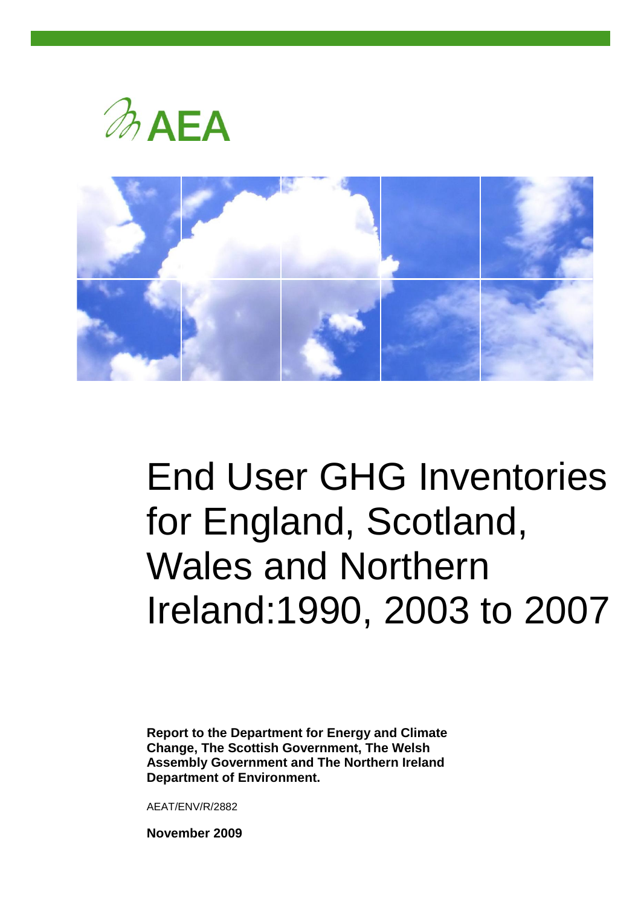AEA

# End User GHG Inventories for England, Scotland, Wales and Northern Ireland:1990, 2003 to 2007

**Report to the Department for Energy and Climate Change, The Scottish Government, The Welsh Assembly Government and The Northern Ireland Department of Environment.**

AEAT/ENV/R/2882

**November 2009**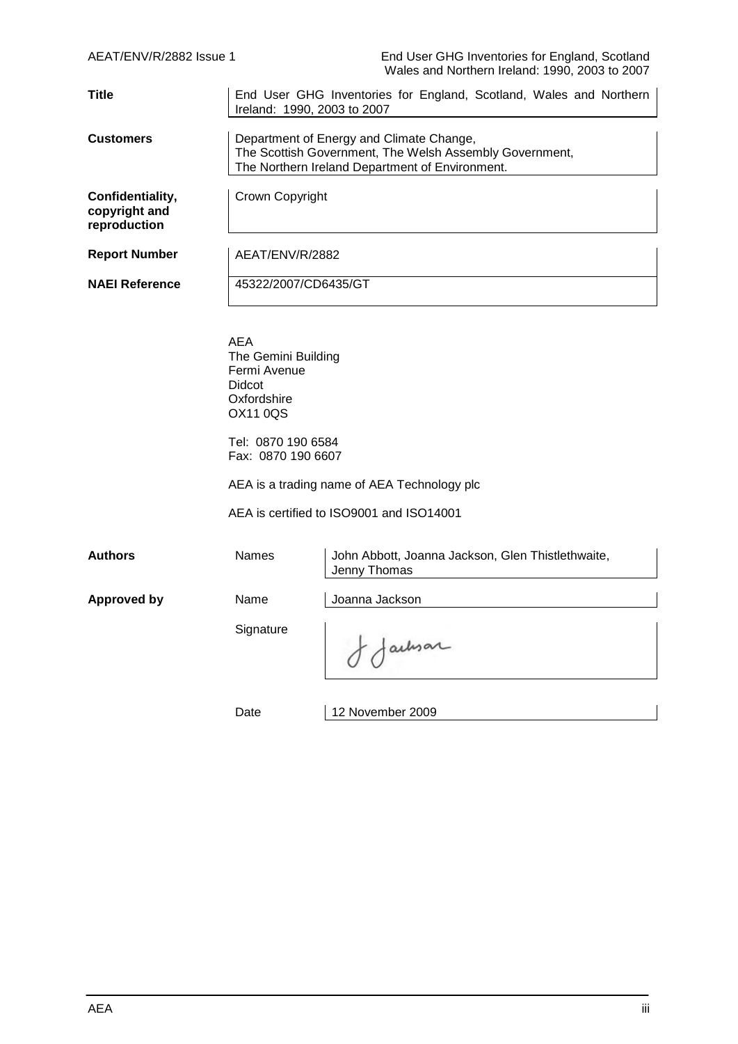| | |
|---|---|
| **Title** | End User GHG Inventories for England, Scotland, Wales and Northern Ireland: 1990, 2003 to 2007 |
| **Customers** | Department of Energy and Climate Change, The Scottish Government, The Welsh Assembly Government, The Northern Ireland Department of Environment. |
| **Confidentiality, copyright and reproduction** | Crown Copyright |
| **Report Number** | AEAT/ENV/R/2882 |
| **NAEI Reference** | 45322/2007/CD6435/GT |

AEA
The Gemini Building
Fermi Avenue
Didcot
Oxfordshire
OX11 0QS

Tel: 0870 190 6584
Fax: 0870 190 6607

AEA is a trading name of AEA Technology plc

AEA is certified to ISO9001 and ISO14001

| | | |
|---|---|---|
| **Authors** | Names | John Abbott, Joanna Jackson, Glen Thistlethwaite, Jenny Thomas |
| **Approved by** | Name | Joanna Jackson |
| | Signature | J Jackson |
| | Date | 12 November 2009 |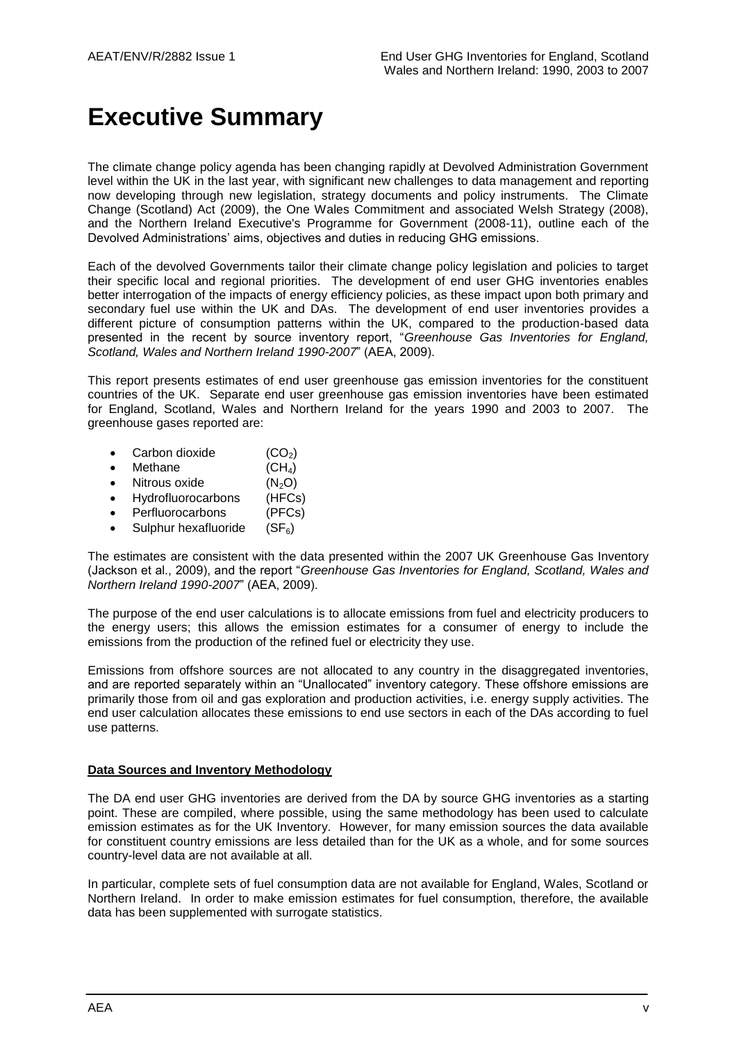# Executive Summary

The climate change policy agenda has been changing rapidly at Devolved Administration Government level within the UK in the last year, with significant new challenges to data management and reporting now developing through new legislation, strategy documents and policy instruments. The Climate Change (Scotland) Act (2009), the One Wales Commitment and associated Welsh Strategy (2008), and the Northern Ireland Executive's Programme for Government (2008-11), outline each of the Devolved Administrations' aims, objectives and duties in reducing GHG emissions.

Each of the devolved Governments tailor their climate change policy legislation and policies to target their specific local and regional priorities. The development of end user GHG inventories enables better interrogation of the impacts of energy efficiency policies, as these impact upon both primary and secondary fuel use within the UK and DAs. The development of end user inventories provides a different picture of consumption patterns within the UK, compared to the production-based data presented in the recent by source inventory report, "*Greenhouse Gas Inventories for England, Scotland, Wales and Northern Ireland 1990-2007*" (AEA, 2009).

This report presents estimates of end user greenhouse gas emission inventories for the constituent countries of the UK. Separate end user greenhouse gas emission inventories have been estimated for England, Scotland, Wales and Northern Ireland for the years 1990 and 2003 to 2007. The greenhouse gases reported are:

- Carbon dioxide ($CO_2$)
- Methane ($CH_4$)
- Nitrous oxide ($N_2O$)
- Hydrofluorocarbons (HFCs)
- Perfluorocarbons (PFCs)
- Sulphur hexafluoride ($SF_6$)

The estimates are consistent with the data presented within the 2007 UK Greenhouse Gas Inventory (Jackson et al., 2009), and the report "*Greenhouse Gas Inventories for England, Scotland, Wales and Northern Ireland 1990-2007*" (AEA, 2009).

The purpose of the end user calculations is to allocate emissions from fuel and electricity producers to the energy users; this allows the emission estimates for a consumer of energy to include the emissions from the production of the refined fuel or electricity they use.

Emissions from offshore sources are not allocated to any country in the disaggregated inventories, and are reported separately within an "Unallocated" inventory category. These offshore emissions are primarily those from oil and gas exploration and production activities, i.e. energy supply activities. The end user calculation allocates these emissions to end use sectors in each of the DAs according to fuel use patterns.

**Data Sources and Inventory Methodology**

The DA end user GHG inventories are derived from the DA by source GHG inventories as a starting point. These are compiled, where possible, using the same methodology has been used to calculate emission estimates as for the UK Inventory. However, for many emission sources the data available for constituent country emissions are less detailed than for the UK as a whole, and for some sources country-level data are not available at all.

In particular, complete sets of fuel consumption data are not available for England, Wales, Scotland or Northern Ireland. In order to make emission estimates for fuel consumption, therefore, the available data has been supplemented with surrogate statistics.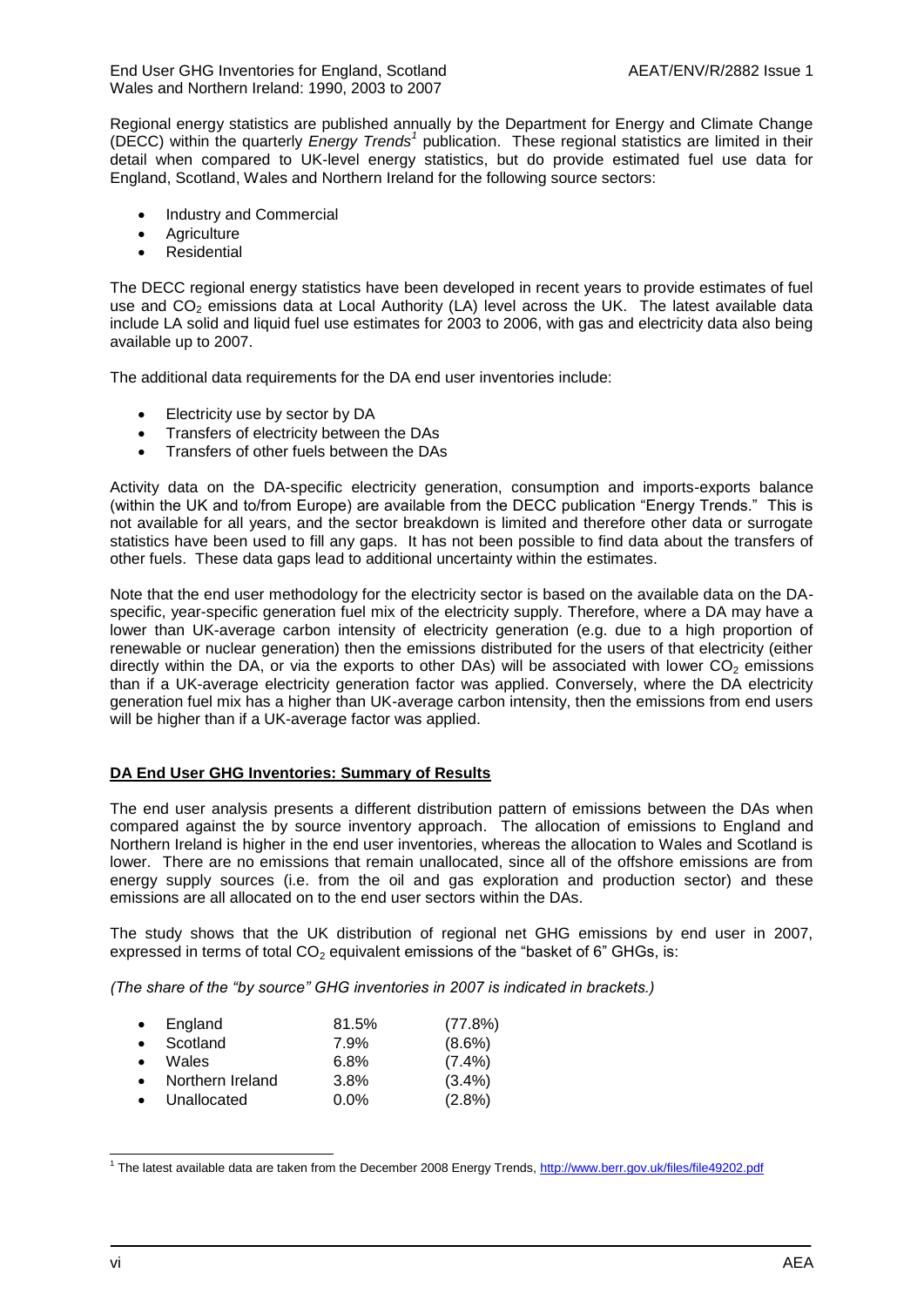Regional energy statistics are published annually by the Department for Energy and Climate Change (DECC) within the quarterly *Energy Trends*[1] publication. These regional statistics are limited in their detail when compared to UK-level energy statistics, but do provide estimated fuel use data for England, Scotland, Wales and Northern Ireland for the following source sectors:

- Industry and Commercial
- Agriculture
- Residential

The DECC regional energy statistics have been developed in recent years to provide estimates of fuel use and $CO_2$ emissions data at Local Authority (LA) level across the UK. The latest available data include LA solid and liquid fuel use estimates for 2003 to 2006, with gas and electricity data also being available up to 2007.

The additional data requirements for the DA end user inventories include:

- Electricity use by sector by DA
- Transfers of electricity between the DAs
- Transfers of other fuels between the DAs

Activity data on the DA-specific electricity generation, consumption and imports-exports balance (within the UK and to/from Europe) are available from the DECC publication "Energy Trends." This is not available for all years, and the sector breakdown is limited and therefore other data or surrogate statistics have been used to fill any gaps. It has not been possible to find data about the transfers of other fuels. These data gaps lead to additional uncertainty within the estimates.

Note that the end user methodology for the electricity sector is based on the available data on the DA-specific, year-specific generation fuel mix of the electricity supply. Therefore, where a DA may have a lower than UK-average carbon intensity of electricity generation (e.g. due to a high proportion of renewable or nuclear generation) then the emissions distributed for the users of that electricity (either directly within the DA, or via the exports to other DAs) will be associated with lower $CO_2$ emissions than if a UK-average electricity generation factor was applied. Conversely, where the DA electricity generation fuel mix has a higher than UK-average carbon intensity, then the emissions from end users will be higher than if a UK-average factor was applied.

**DA End User GHG Inventories: Summary of Results**

The end user analysis presents a different distribution pattern of emissions between the DAs when compared against the by source inventory approach. The allocation of emissions to England and Northern Ireland is higher in the end user inventories, whereas the allocation to Wales and Scotland is lower. There are no emissions that remain unallocated, since all of the offshore emissions are from energy supply sources (i.e. from the oil and gas exploration and production sector) and these emissions are all allocated on to the end user sectors within the DAs.

The study shows that the UK distribution of regional net GHG emissions by end user in 2007, expressed in terms of total $CO_2$ equivalent emissions of the "basket of 6" GHGs, is:

*(The share of the "by source" GHG inventories in 2007 is indicated in brackets.)*

- England 81.5% (77.8%)
- Scotland 7.9% (8.6%)
- Wales 6.8% (7.4%)
- Northern Ireland 3.8% (3.4%)
- Unallocated 0.0% (2.8%)

[1] The latest available data are taken from the December 2008 Energy Trends, http://www.berr.gov.uk/files/file49202.pdf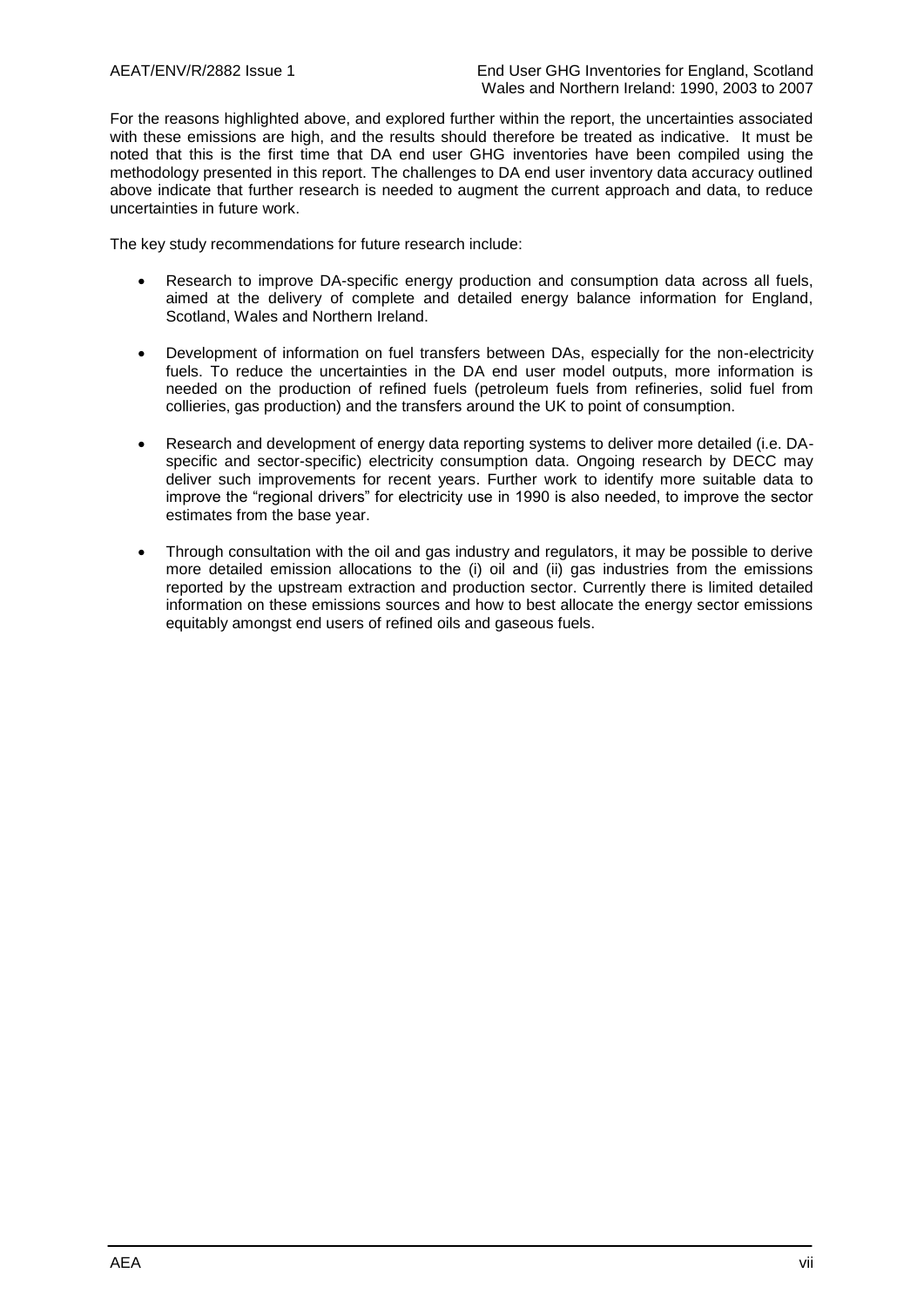For the reasons highlighted above, and explored further within the report, the uncertainties associated with these emissions are high, and the results should therefore be treated as indicative. It must be noted that this is the first time that DA end user GHG inventories have been compiled using the methodology presented in this report. The challenges to DA end user inventory data accuracy outlined above indicate that further research is needed to augment the current approach and data, to reduce uncertainties in future work.

The key study recommendations for future research include:

- Research to improve DA-specific energy production and consumption data across all fuels, aimed at the delivery of complete and detailed energy balance information for England, Scotland, Wales and Northern Ireland.
- Development of information on fuel transfers between DAs, especially for the non-electricity fuels. To reduce the uncertainties in the DA end user model outputs, more information is needed on the production of refined fuels (petroleum fuels from refineries, solid fuel from collieries, gas production) and the transfers around the UK to point of consumption.
- Research and development of energy data reporting systems to deliver more detailed (i.e. DA-specific and sector-specific) electricity consumption data. Ongoing research by DECC may deliver such improvements for recent years. Further work to identify more suitable data to improve the "regional drivers" for electricity use in 1990 is also needed, to improve the sector estimates from the base year.
- Through consultation with the oil and gas industry and regulators, it may be possible to derive more detailed emission allocations to the (i) oil and (ii) gas industries from the emissions reported by the upstream extraction and production sector. Currently there is limited detailed information on these emissions sources and how to best allocate the energy sector emissions equitably amongst end users of refined oils and gaseous fuels.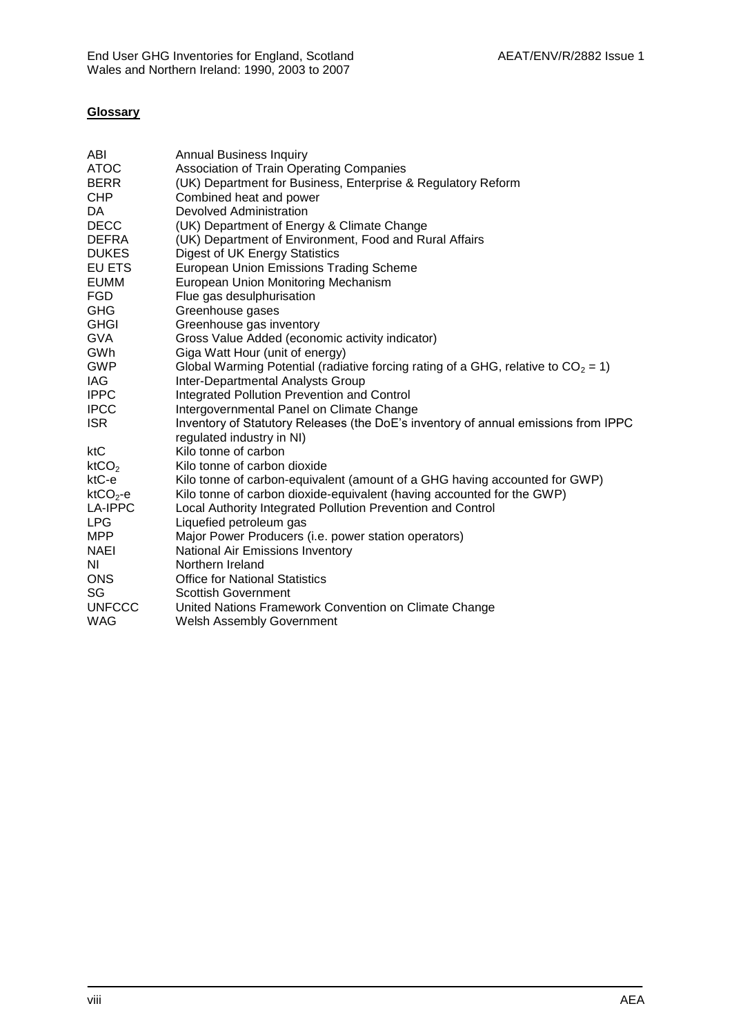**Glossary**

| | |
|---|---|
| ABI | Annual Business Inquiry |
| ATOC | Association of Train Operating Companies |
| BERR | (UK) Department for Business, Enterprise & Regulatory Reform |
| CHP | Combined heat and power |
| DA | Devolved Administration |
| DECC | (UK) Department of Energy & Climate Change |
| DEFRA | (UK) Department of Environment, Food and Rural Affairs |
| DUKES | Digest of UK Energy Statistics |
| EU ETS | European Union Emissions Trading Scheme |
| EUMM | European Union Monitoring Mechanism |
| FGD | Flue gas desulphurisation |
| GHG | Greenhouse gases |
| GHGI | Greenhouse gas inventory |
| GVA | Gross Value Added (economic activity indicator) |
| GWh | Giga Watt Hour (unit of energy) |
| GWP | Global Warming Potential (radiative forcing rating of a GHG, relative to $CO_2 = 1$) |
| IAG | Inter-Departmental Analysts Group |
| IPPC | Integrated Pollution Prevention and Control |
| IPCC | Intergovernmental Panel on Climate Change |
| ISR | Inventory of Statutory Releases (the DoE's inventory of annual emissions from IPPC regulated industry in NI) |
| ktC | Kilo tonne of carbon |
| $ktCO_2$ | Kilo tonne of carbon dioxide |
| ktC-e | Kilo tonne of carbon-equivalent (amount of a GHG having accounted for GWP) |
| $ktCO_2$-e | Kilo tonne of carbon dioxide-equivalent (having accounted for the GWP) |
| LA-IPPC | Local Authority Integrated Pollution Prevention and Control |
| LPG | Liquefied petroleum gas |
| MPP | Major Power Producers (i.e. power station operators) |
| NAEI | National Air Emissions Inventory |
| NI | Northern Ireland |
| ONS | Office for National Statistics |
| SG | Scottish Government |
| UNFCCC | United Nations Framework Convention on Climate Change |
| WAG | Welsh Assembly Government |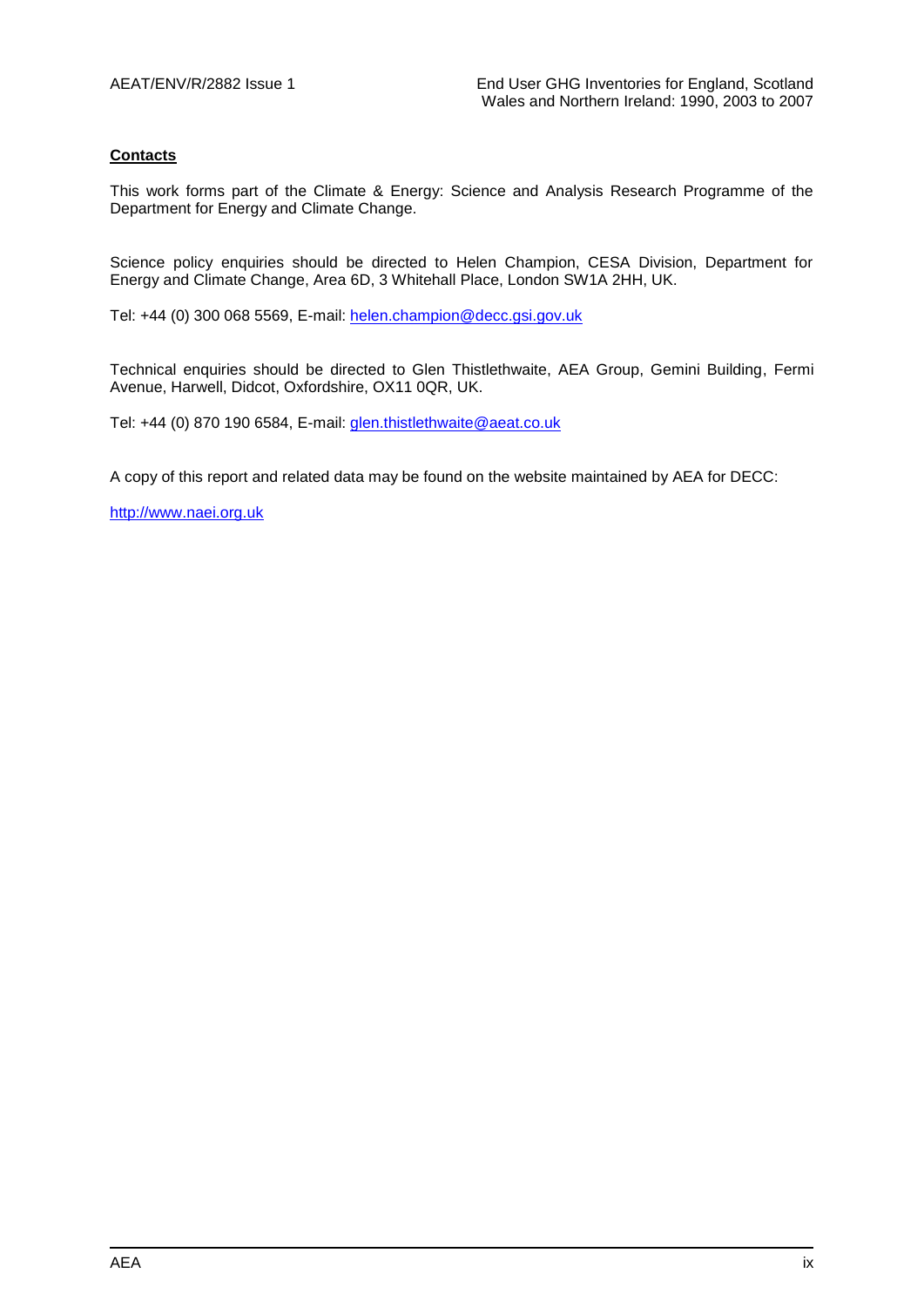## Contacts

This work forms part of the Climate & Energy: Science and Analysis Research Programme of the Department for Energy and Climate Change.

Science policy enquiries should be directed to Helen Champion, CESA Division, Department for Energy and Climate Change, Area 6D, 3 Whitehall Place, London SW1A 2HH, UK.

Tel: +44 (0) 300 068 5569, E-mail: helen.champion@decc.gsi.gov.uk

Technical enquiries should be directed to Glen Thistlethwaite, AEA Group, Gemini Building, Fermi Avenue, Harwell, Didcot, Oxfordshire, OX11 0QR, UK.

Tel: +44 (0) 870 190 6584, E-mail: glen.thistlethwaite@aeat.co.uk

A copy of this report and related data may be found on the website maintained by AEA for DECC:

http://www.naei.org.uk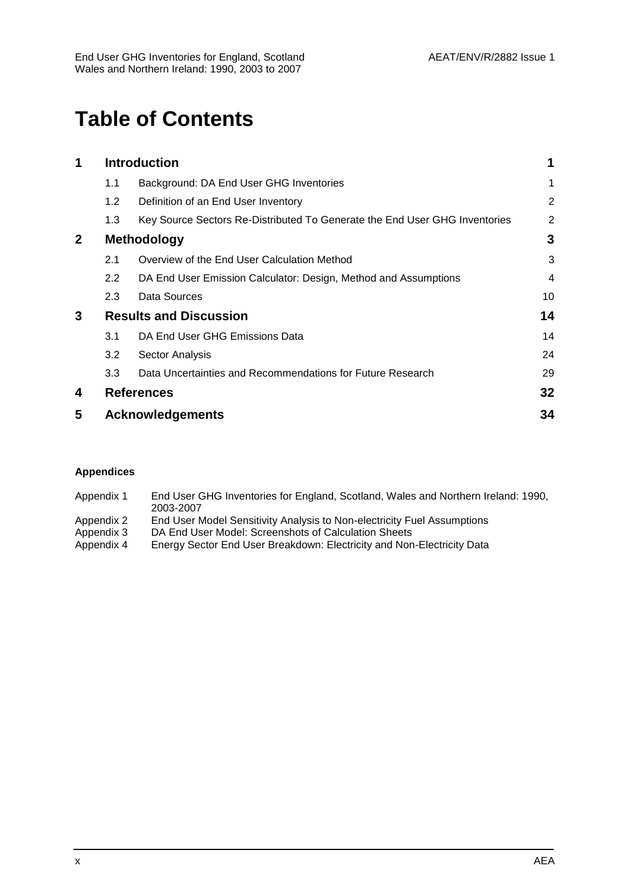# Table of Contents

| | | | |
|---|---|---|---|
| **1** | **Introduction** | | **1** |
| | 1.1 | Background: DA End User GHG Inventories | 1 |
| | 1.2 | Definition of an End User Inventory | 2 |
| | 1.3 | Key Source Sectors Re-Distributed To Generate the End User GHG Inventories | 2 |
| **2** | **Methodology** | | **3** |
| | 2.1 | Overview of the End User Calculation Method | 3 |
| | 2.2 | DA End User Emission Calculator: Design, Method and Assumptions | 4 |
| | 2.3 | Data Sources | 10 |
| **3** | **Results and Discussion** | | **14** |
| | 3.1 | DA End User GHG Emissions Data | 14 |
| | 3.2 | Sector Analysis | 24 |
| | 3.3 | Data Uncertainties and Recommendations for Future Research | 29 |
| **4** | **References** | | **32** |
| **5** | **Acknowledgements** | | **34** |

**Appendices**

| | |
|---|---|
| Appendix 1 | End User GHG Inventories for England, Scotland, Wales and Northern Ireland: 1990, 2003-2007 |
| Appendix 2 | End User Model Sensitivity Analysis to Non-electricity Fuel Assumptions |
| Appendix 3 | DA End User Model: Screenshots of Calculation Sheets |
| Appendix 4 | Energy Sector End User Breakdown: Electricity and Non-Electricity Data |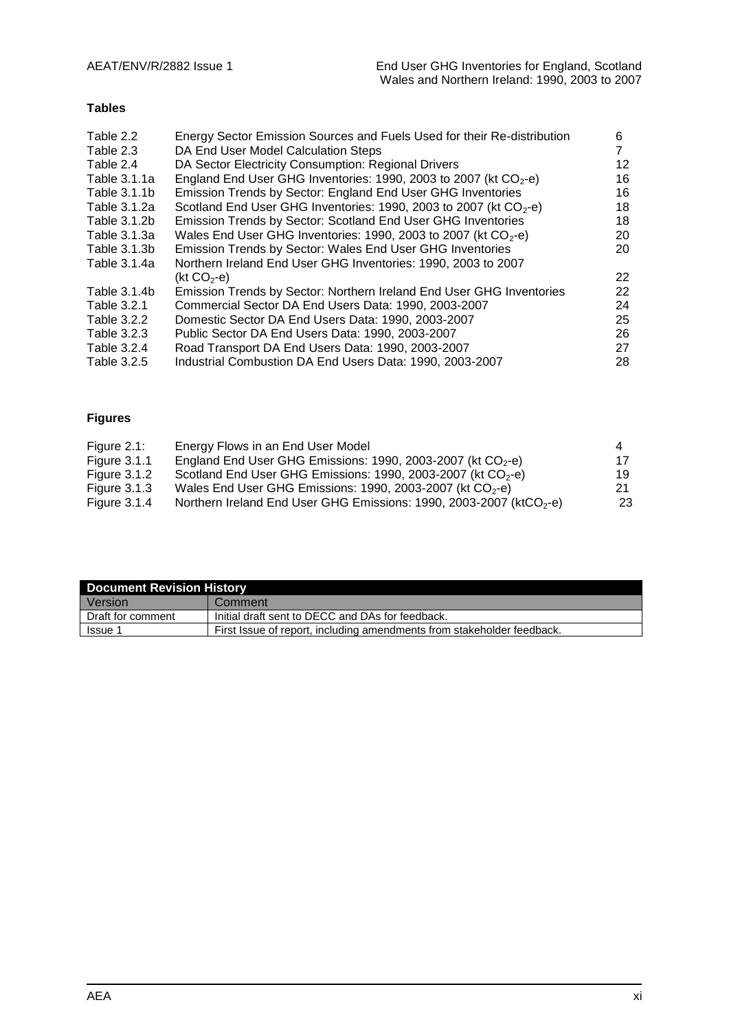**Tables**

| | | |
|---|---|---|
| Table 2.2 | Energy Sector Emission Sources and Fuels Used for their Re-distribution | 6 |
| Table 2.3 | DA End User Model Calculation Steps | 7 |
| Table 2.4 | DA Sector Electricity Consumption: Regional Drivers | 12 |
| Table 3.1.1a | England End User GHG Inventories: 1990, 2003 to 2007 (kt $CO_2$-e) | 16 |
| Table 3.1.1b | Emission Trends by Sector: England End User GHG Inventories | 16 |
| Table 3.1.2a | Scotland End User GHG Inventories: 1990, 2003 to 2007 (kt $CO_2$-e) | 18 |
| Table 3.1.2b | Emission Trends by Sector: Scotland End User GHG Inventories | 18 |
| Table 3.1.3a | Wales End User GHG Inventories: 1990, 2003 to 2007 (kt $CO_2$-e) | 20 |
| Table 3.1.3b | Emission Trends by Sector: Wales End User GHG Inventories | 20 |
| Table 3.1.4a | Northern Ireland End User GHG Inventories: 1990, 2003 to 2007 (kt $CO_2$-e) | 22 |
| Table 3.1.4b | Emission Trends by Sector: Northern Ireland End User GHG Inventories | 22 |
| Table 3.2.1 | Commercial Sector DA End Users Data: 1990, 2003-2007 | 24 |
| Table 3.2.2 | Domestic Sector DA End Users Data: 1990, 2003-2007 | 25 |
| Table 3.2.3 | Public Sector DA End Users Data: 1990, 2003-2007 | 26 |
| Table 3.2.4 | Road Transport DA End Users Data: 1990, 2003-2007 | 27 |
| Table 3.2.5 | Industrial Combustion DA End Users Data: 1990, 2003-2007 | 28 |

**Figures**

| | | |
|---|---|---|
| Figure 2.1: | Energy Flows in an End User Model | 4 |
| Figure 3.1.1 | England End User GHG Emissions: 1990, 2003-2007 (kt $CO_2$-e) | 17 |
| Figure 3.1.2 | Scotland End User GHG Emissions: 1990, 2003-2007 (kt $CO_2$-e) | 19 |
| Figure 3.1.3 | Wales End User GHG Emissions: 1990, 2003-2007 (kt $CO_2$-e) | 21 |
| Figure 3.1.4 | Northern Ireland End User GHG Emissions: 1990, 2003-2007 (kt$CO_2$-e) | 23 |

| Document Revision History | |
|---|---|
| Version | Comment |
| Draft for comment | Initial draft sent to DECC and DAs for feedback. |
| Issue 1 | First Issue of report, including amendments from stakeholder feedback. |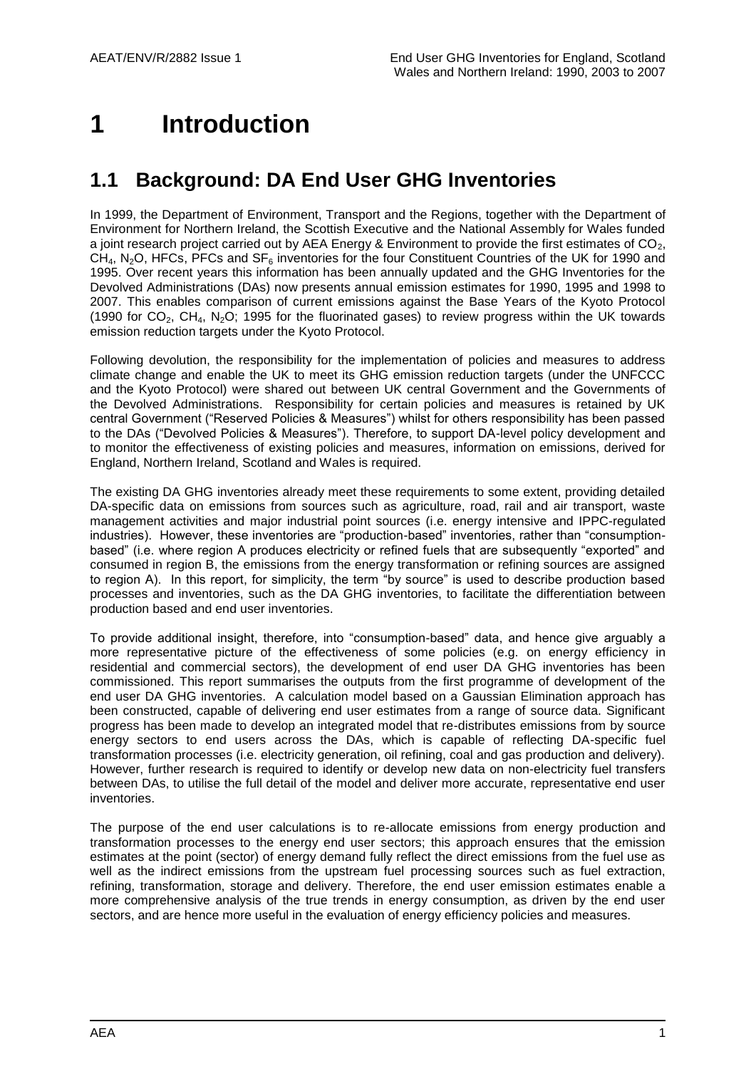# 1 Introduction

## 1.1 Background: DA End User GHG Inventories

In 1999, the Department of Environment, Transport and the Regions, together with the Department of Environment for Northern Ireland, the Scottish Executive and the National Assembly for Wales funded a joint research project carried out by AEA Energy & Environment to provide the first estimates of $CO_2$, $CH_4$, $N_2O$, HFCs, PFCs and $SF_6$ inventories for the four Constituent Countries of the UK for 1990 and 1995. Over recent years this information has been annually updated and the GHG Inventories for the Devolved Administrations (DAs) now presents annual emission estimates for 1990, 1995 and 1998 to 2007. This enables comparison of current emissions against the Base Years of the Kyoto Protocol (1990 for $CO_2$, $CH_4$, $N_2O$; 1995 for the fluorinated gases) to review progress within the UK towards emission reduction targets under the Kyoto Protocol.

Following devolution, the responsibility for the implementation of policies and measures to address climate change and enable the UK to meet its GHG emission reduction targets (under the UNFCCC and the Kyoto Protocol) were shared out between UK central Government and the Governments of the Devolved Administrations. Responsibility for certain policies and measures is retained by UK central Government ("Reserved Policies & Measures") whilst for others responsibility has been passed to the DAs ("Devolved Policies & Measures"). Therefore, to support DA-level policy development and to monitor the effectiveness of existing policies and measures, information on emissions, derived for England, Northern Ireland, Scotland and Wales is required.

The existing DA GHG inventories already meet these requirements to some extent, providing detailed DA-specific data on emissions from sources such as agriculture, road, rail and air transport, waste management activities and major industrial point sources (i.e. energy intensive and IPPC-regulated industries). However, these inventories are "production-based" inventories, rather than "consumption-based" (i.e. where region A produces electricity or refined fuels that are subsequently "exported" and consumed in region B, the emissions from the energy transformation or refining sources are assigned to region A). In this report, for simplicity, the term "by source" is used to describe production based processes and inventories, such as the DA GHG inventories, to facilitate the differentiation between production based and end user inventories.

To provide additional insight, therefore, into "consumption-based" data, and hence give arguably a more representative picture of the effectiveness of some policies (e.g. on energy efficiency in residential and commercial sectors), the development of end user DA GHG inventories has been commissioned. This report summarises the outputs from the first programme of development of the end user DA GHG inventories. A calculation model based on a Gaussian Elimination approach has been constructed, capable of delivering end user estimates from a range of source data. Significant progress has been made to develop an integrated model that re-distributes emissions from by source energy sectors to end users across the DAs, which is capable of reflecting DA-specific fuel transformation processes (i.e. electricity generation, oil refining, coal and gas production and delivery). However, further research is required to identify or develop new data on non-electricity fuel transfers between DAs, to utilise the full detail of the model and deliver more accurate, representative end user inventories.

The purpose of the end user calculations is to re-allocate emissions from energy production and transformation processes to the energy end user sectors; this approach ensures that the emission estimates at the point (sector) of energy demand fully reflect the direct emissions from the fuel use as well as the indirect emissions from the upstream fuel processing sources such as fuel extraction, refining, transformation, storage and delivery. Therefore, the end user emission estimates enable a more comprehensive analysis of the true trends in energy consumption, as driven by the end user sectors, and are hence more useful in the evaluation of energy efficiency policies and measures.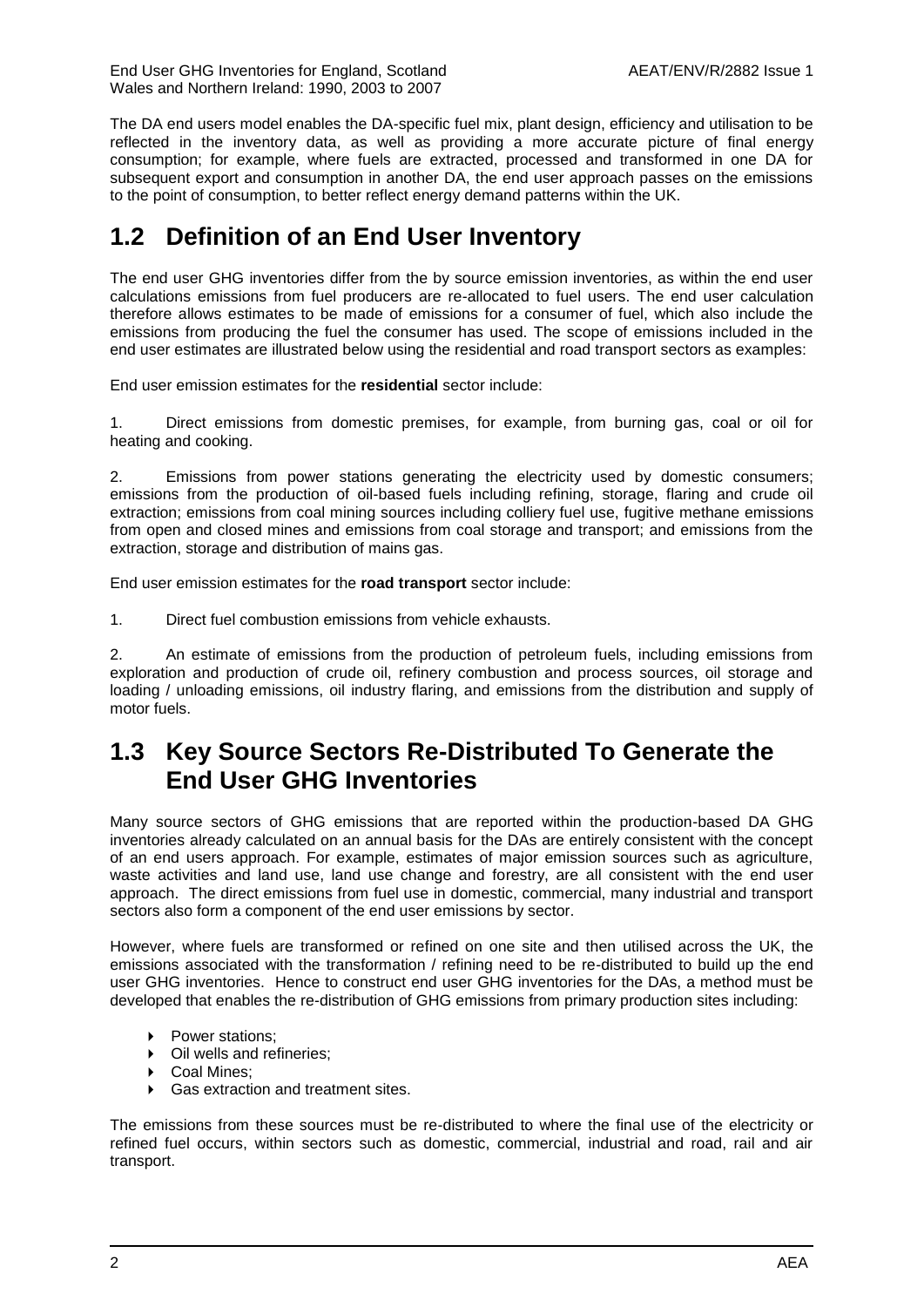The DA end users model enables the DA-specific fuel mix, plant design, efficiency and utilisation to be reflected in the inventory data, as well as providing a more accurate picture of final energy consumption; for example, where fuels are extracted, processed and transformed in one DA for subsequent export and consumption in another DA, the end user approach passes on the emissions to the point of consumption, to better reflect energy demand patterns within the UK.

## 1.2 Definition of an End User Inventory

The end user GHG inventories differ from the by source emission inventories, as within the end user calculations emissions from fuel producers are re-allocated to fuel users. The end user calculation therefore allows estimates to be made of emissions for a consumer of fuel, which also include the emissions from producing the fuel the consumer has used. The scope of emissions included in the end user estimates are illustrated below using the residential and road transport sectors as examples:

End user emission estimates for the **residential** sector include:

1. Direct emissions from domestic premises, for example, from burning gas, coal or oil for heating and cooking.

2. Emissions from power stations generating the electricity used by domestic consumers; emissions from the production of oil-based fuels including refining, storage, flaring and crude oil extraction; emissions from coal mining sources including colliery fuel use, fugitive methane emissions from open and closed mines and emissions from coal storage and transport; and emissions from the extraction, storage and distribution of mains gas.

End user emission estimates for the **road transport** sector include:

1. Direct fuel combustion emissions from vehicle exhausts.

2. An estimate of emissions from the production of petroleum fuels, including emissions from exploration and production of crude oil, refinery combustion and process sources, oil storage and loading / unloading emissions, oil industry flaring, and emissions from the distribution and supply of motor fuels.

## 1.3 Key Source Sectors Re-Distributed To Generate the End User GHG Inventories

Many source sectors of GHG emissions that are reported within the production-based DA GHG inventories already calculated on an annual basis for the DAs are entirely consistent with the concept of an end users approach. For example, estimates of major emission sources such as agriculture, waste activities and land use, land use change and forestry, are all consistent with the end user approach. The direct emissions from fuel use in domestic, commercial, many industrial and transport sectors also form a component of the end user emissions by sector.

However, where fuels are transformed or refined on one site and then utilised across the UK, the emissions associated with the transformation / refining need to be re-distributed to build up the end user GHG inventories. Hence to construct end user GHG inventories for the DAs, a method must be developed that enables the re-distribution of GHG emissions from primary production sites including:

- Power stations;
- Oil wells and refineries;
- Coal Mines;
- Gas extraction and treatment sites.

The emissions from these sources must be re-distributed to where the final use of the electricity or refined fuel occurs, within sectors such as domestic, commercial, industrial and road, rail and air transport.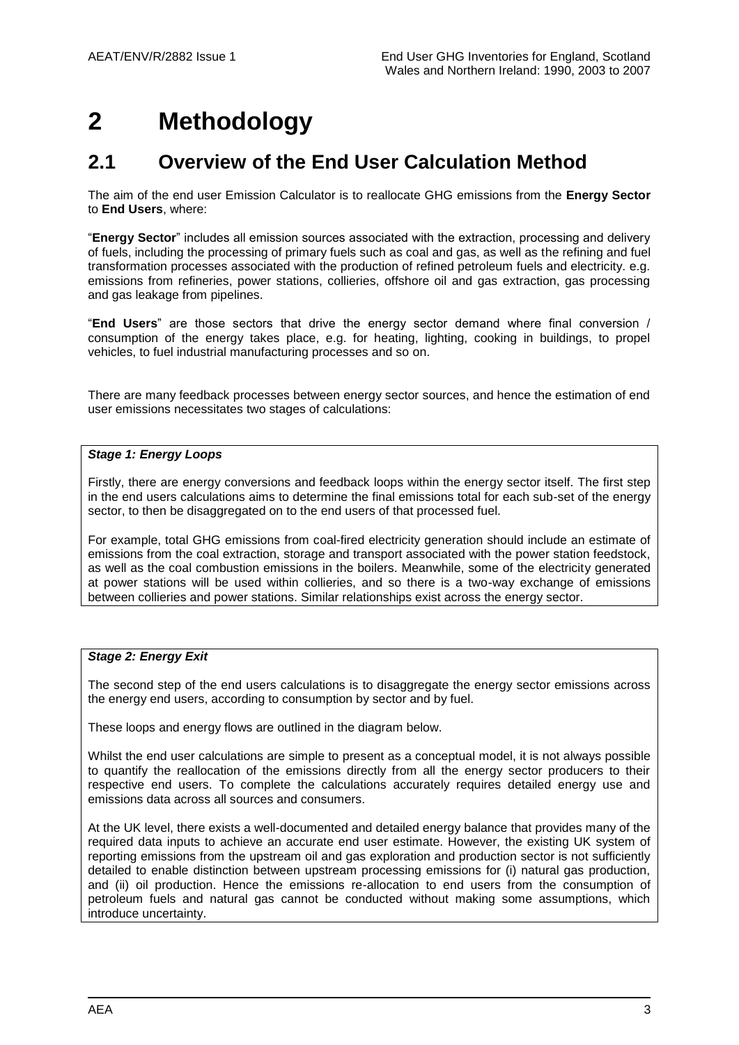# 2 Methodology

## 2.1 Overview of the End User Calculation Method

The aim of the end user Emission Calculator is to reallocate GHG emissions from the **Energy Sector** to **End Users**, where:

"**Energy Sector**" includes all emission sources associated with the extraction, processing and delivery of fuels, including the processing of primary fuels such as coal and gas, as well as the refining and fuel transformation processes associated with the production of refined petroleum fuels and electricity. e.g. emissions from refineries, power stations, collieries, offshore oil and gas extraction, gas processing and gas leakage from pipelines.

"**End Users**" are those sectors that drive the energy sector demand where final conversion / consumption of the energy takes place, e.g. for heating, lighting, cooking in buildings, to propel vehicles, to fuel industrial manufacturing processes and so on.

There are many feedback processes between energy sector sources, and hence the estimation of end user emissions necessitates two stages of calculations:

***Stage 1: Energy Loops***

Firstly, there are energy conversions and feedback loops within the energy sector itself. The first step in the end users calculations aims to determine the final emissions total for each sub-set of the energy sector, to then be disaggregated on to the end users of that processed fuel.

For example, total GHG emissions from coal-fired electricity generation should include an estimate of emissions from the coal extraction, storage and transport associated with the power station feedstock, as well as the coal combustion emissions in the boilers. Meanwhile, some of the electricity generated at power stations will be used within collieries, and so there is a two-way exchange of emissions between collieries and power stations. Similar relationships exist across the energy sector.

***Stage 2: Energy Exit***

The second step of the end users calculations is to disaggregate the energy sector emissions across the energy end users, according to consumption by sector and by fuel.

These loops and energy flows are outlined in the diagram below.

Whilst the end user calculations are simple to present as a conceptual model, it is not always possible to quantify the reallocation of the emissions directly from all the energy sector producers to their respective end users. To complete the calculations accurately requires detailed energy use and emissions data across all sources and consumers.

At the UK level, there exists a well-documented and detailed energy balance that provides many of the required data inputs to achieve an accurate end user estimate. However, the existing UK system of reporting emissions from the upstream oil and gas exploration and production sector is not sufficiently detailed to enable distinction between upstream processing emissions for (i) natural gas production, and (ii) oil production. Hence the emissions re-allocation to end users from the consumption of petroleum fuels and natural gas cannot be conducted without making some assumptions, which introduce uncertainty.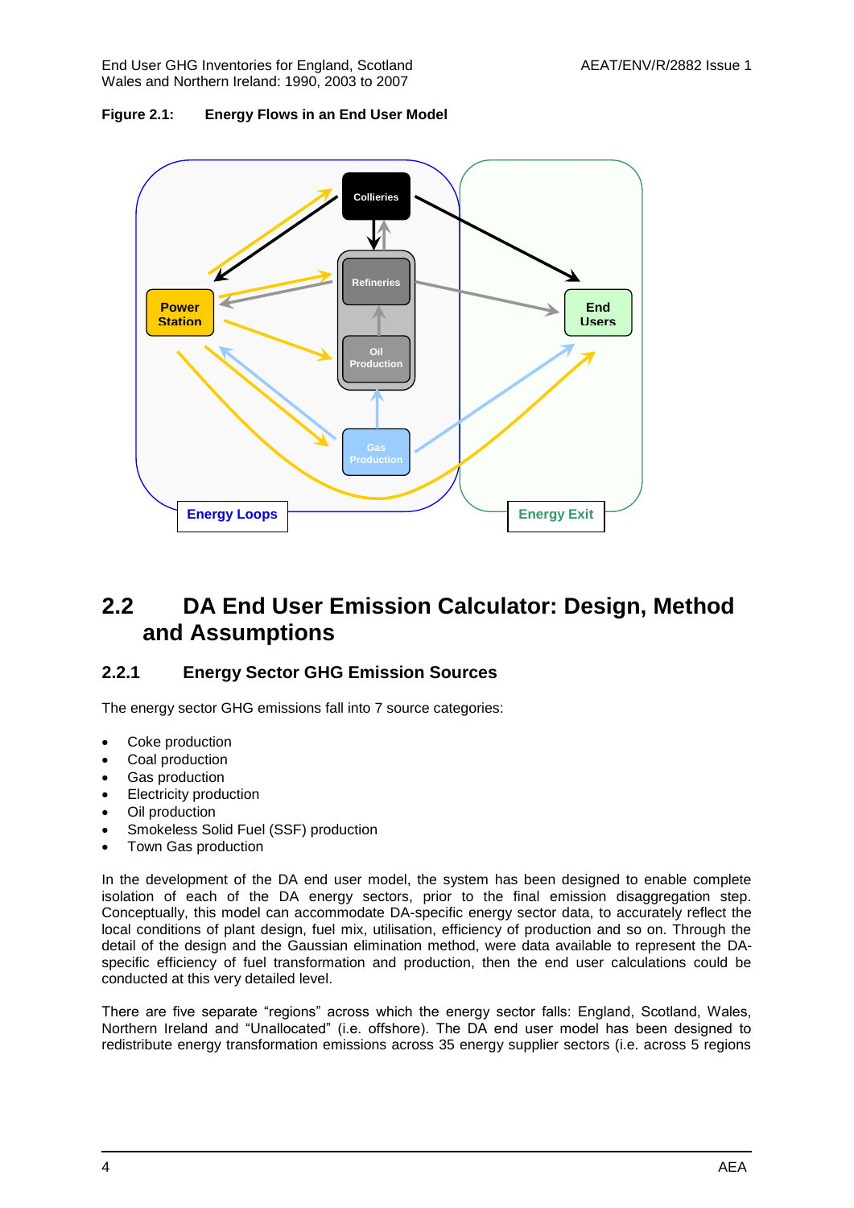**Figure 2.1: Energy Flows in an End User Model**

## 2.2 DA End User Emission Calculator: Design, Method and Assumptions

### 2.2.1 Energy Sector GHG Emission Sources

The energy sector GHG emissions fall into 7 source categories:

- Coke production
- Coal production
- Gas production
- Electricity production
- Oil production
- Smokeless Solid Fuel (SSF) production
- Town Gas production

In the development of the DA end user model, the system has been designed to enable complete isolation of each of the DA energy sectors, prior to the final emission disaggregation step. Conceptually, this model can accommodate DA-specific energy sector data, to accurately reflect the local conditions of plant design, fuel mix, utilisation, efficiency of production and so on. Through the detail of the design and the Gaussian elimination method, were data available to represent the DA-specific efficiency of fuel transformation and production, then the end user calculations could be conducted at this very detailed level.

There are five separate "regions" across which the energy sector falls: England, Scotland, Wales, Northern Ireland and "Unallocated" (i.e. offshore). The DA end user model has been designed to redistribute energy transformation emissions across 35 energy supplier sectors (i.e. across 5 regions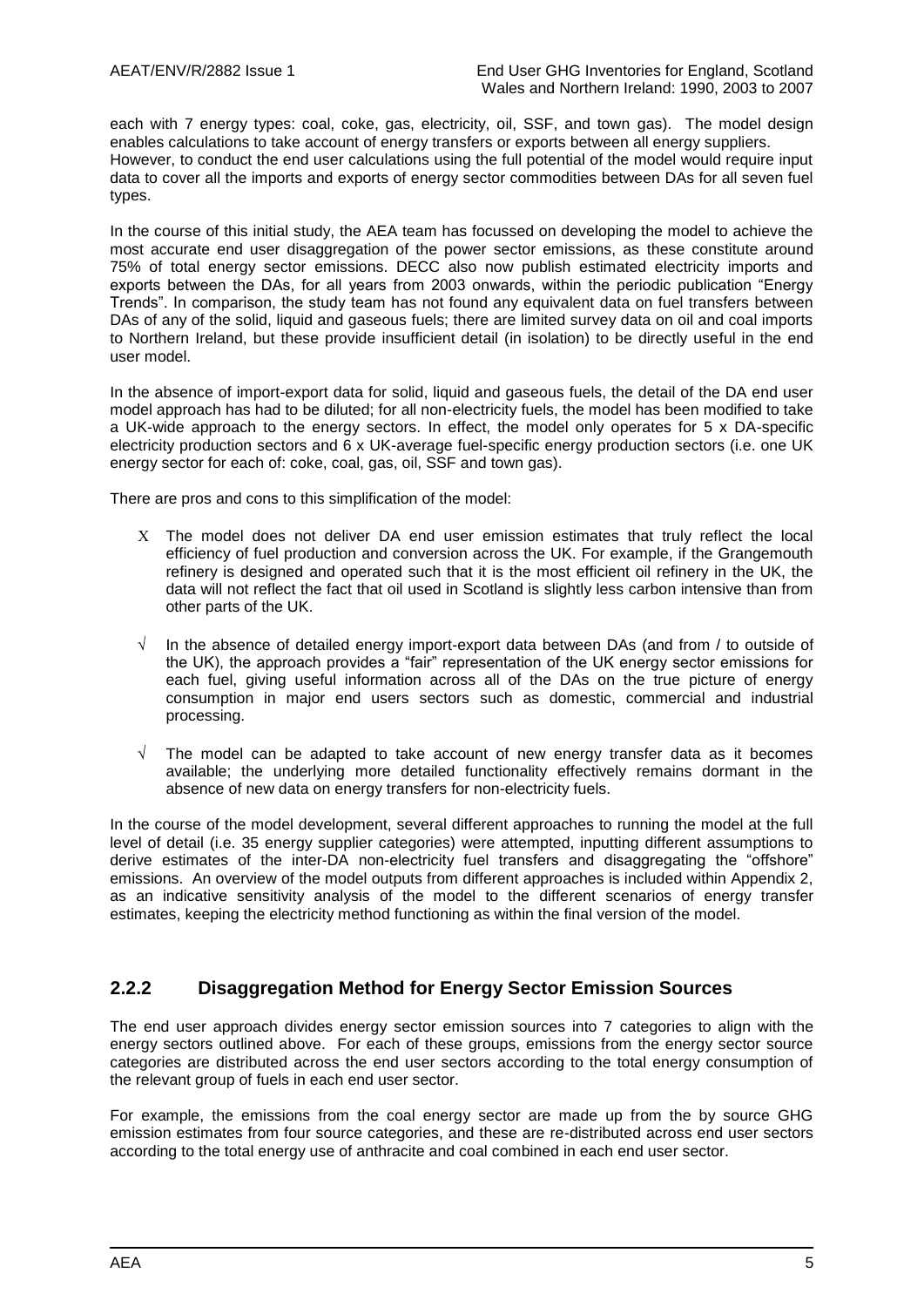each with 7 energy types: coal, coke, gas, electricity, oil, SSF, and town gas). The model design enables calculations to take account of energy transfers or exports between all energy suppliers. However, to conduct the end user calculations using the full potential of the model would require input data to cover all the imports and exports of energy sector commodities between DAs for all seven fuel types.

In the course of this initial study, the AEA team has focussed on developing the model to achieve the most accurate end user disaggregation of the power sector emissions, as these constitute around 75% of total energy sector emissions. DECC also now publish estimated electricity imports and exports between the DAs, for all years from 2003 onwards, within the periodic publication "Energy Trends". In comparison, the study team has not found any equivalent data on fuel transfers between DAs of any of the solid, liquid and gaseous fuels; there are limited survey data on oil and coal imports to Northern Ireland, but these provide insufficient detail (in isolation) to be directly useful in the end user model.

In the absence of import-export data for solid, liquid and gaseous fuels, the detail of the DA end user model approach has had to be diluted; for all non-electricity fuels, the model has been modified to take a UK-wide approach to the energy sectors. In effect, the model only operates for 5 x DA-specific electricity production sectors and 6 x UK-average fuel-specific energy production sectors (i.e. one UK energy sector for each of: coke, coal, gas, oil, SSF and town gas).

There are pros and cons to this simplification of the model:

- X The model does not deliver DA end user emission estimates that truly reflect the local efficiency of fuel production and conversion across the UK. For example, if the Grangemouth refinery is designed and operated such that it is the most efficient oil refinery in the UK, the data will not reflect the fact that oil used in Scotland is slightly less carbon intensive than from other parts of the UK.

- √ In the absence of detailed energy import-export data between DAs (and from / to outside of the UK), the approach provides a "fair" representation of the UK energy sector emissions for each fuel, giving useful information across all of the DAs on the true picture of energy consumption in major end users sectors such as domestic, commercial and industrial processing.

- √ The model can be adapted to take account of new energy transfer data as it becomes available; the underlying more detailed functionality effectively remains dormant in the absence of new data on energy transfers for non-electricity fuels.

In the course of the model development, several different approaches to running the model at the full level of detail (i.e. 35 energy supplier categories) were attempted, inputting different assumptions to derive estimates of the inter-DA non-electricity fuel transfers and disaggregating the "offshore" emissions. An overview of the model outputs from different approaches is included within Appendix 2, as an indicative sensitivity analysis of the model to the different scenarios of energy transfer estimates, keeping the electricity method functioning as within the final version of the model.

### 2.2.2 Disaggregation Method for Energy Sector Emission Sources

The end user approach divides energy sector emission sources into 7 categories to align with the energy sectors outlined above. For each of these groups, emissions from the energy sector source categories are distributed across the end user sectors according to the total energy consumption of the relevant group of fuels in each end user sector.

For example, the emissions from the coal energy sector are made up from the by source GHG emission estimates from four source categories, and these are re-distributed across end user sectors according to the total energy use of anthracite and coal combined in each end user sector.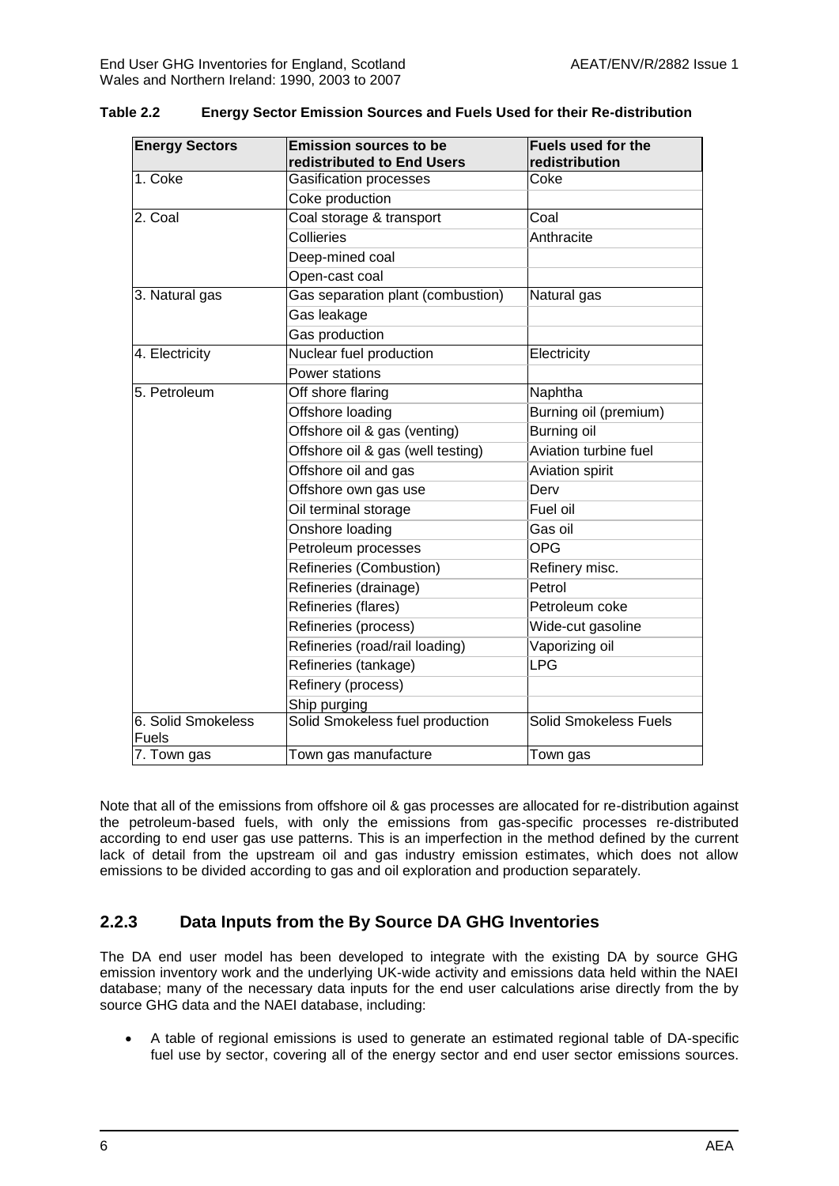**Table 2.2 Energy Sector Emission Sources and Fuels Used for their Re-distribution**

| Energy Sectors | Emission sources to be redistributed to End Users | Fuels used for the redistribution |
|---|---|---|
| 1. Coke | Gasification processes | Coke |
| | Coke production | |
| 2. Coal | Coal storage & transport | Coal |
| | Collieries | Anthracite |
| | Deep-mined coal | |
| | Open-cast coal | |
| 3. Natural gas | Gas separation plant (combustion) | Natural gas |
| | Gas leakage | |
| | Gas production | |
| 4. Electricity | Nuclear fuel production | Electricity |
| | Power stations | |
| 5. Petroleum | Off shore flaring | Naphtha |
| | Offshore loading | Burning oil (premium) |
| | Offshore oil & gas (venting) | Burning oil |
| | Offshore oil & gas (well testing) | Aviation turbine fuel |
| | Offshore oil and gas | Aviation spirit |
| | Offshore own gas use | Derv |
| | Oil terminal storage | Fuel oil |
| | Onshore loading | Gas oil |
| | Petroleum processes | OPG |
| | Refineries (Combustion) | Refinery misc. |
| | Refineries (drainage) | Petrol |
| | Refineries (flares) | Petroleum coke |
| | Refineries (process) | Wide-cut gasoline |
| | Refineries (road/rail loading) | Vaporizing oil |
| | Refineries (tankage) | LPG |
| | Refinery (process) | |
| | Ship purging | |
| 6. Solid Smokeless Fuels | Solid Smokeless fuel production | Solid Smokeless Fuels |
| 7. Town gas | Town gas manufacture | Town gas |

Note that all of the emissions from offshore oil & gas processes are allocated for re-distribution against the petroleum-based fuels, with only the emissions from gas-specific processes re-distributed according to end user gas use patterns. This is an imperfection in the method defined by the current lack of detail from the upstream oil and gas industry emission estimates, which does not allow emissions to be divided according to gas and oil exploration and production separately.

### 2.2.3 Data Inputs from the By Source DA GHG Inventories

The DA end user model has been developed to integrate with the existing DA by source GHG emission inventory work and the underlying UK-wide activity and emissions data held within the NAEI database; many of the necessary data inputs for the end user calculations arise directly from the by source GHG data and the NAEI database, including:

- A table of regional emissions is used to generate an estimated regional table of DA-specific fuel use by sector, covering all of the energy sector and end user sector emissions sources.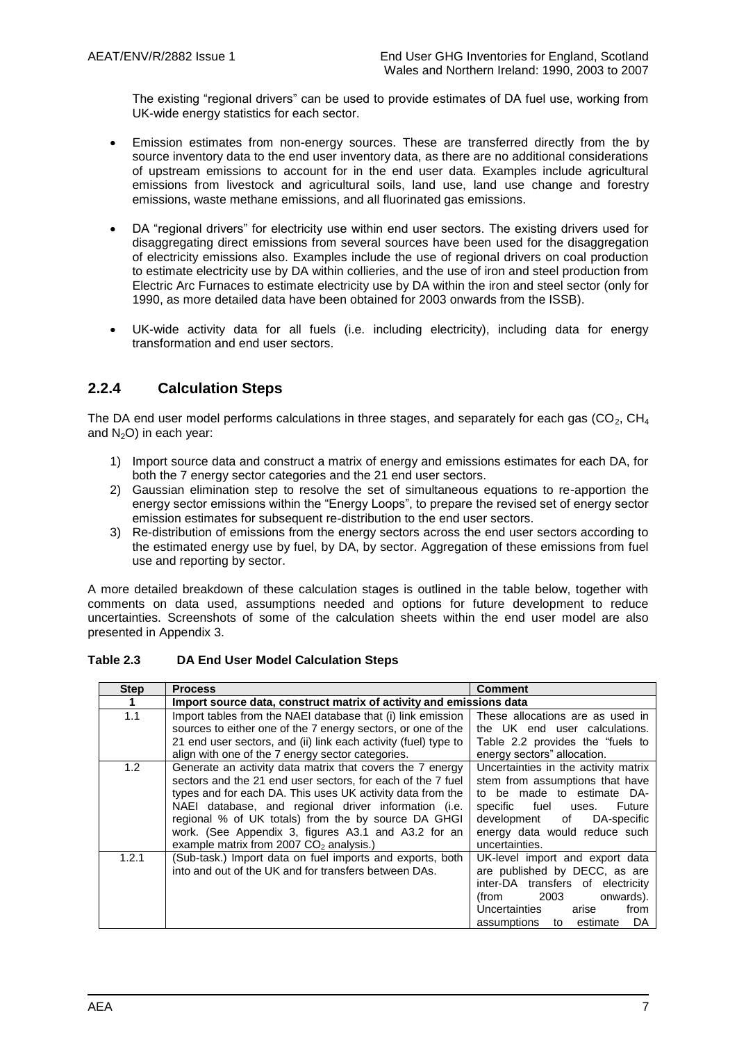The existing "regional drivers" can be used to provide estimates of DA fuel use, working from UK-wide energy statistics for each sector.

- Emission estimates from non-energy sources. These are transferred directly from the by source inventory data to the end user inventory data, as there are no additional considerations of upstream emissions to account for in the end user data. Examples include agricultural emissions from livestock and agricultural soils, land use, land use change and forestry emissions, waste methane emissions, and all fluorinated gas emissions.

- DA "regional drivers" for electricity use within end user sectors. The existing drivers used for disaggregating direct emissions from several sources have been used for the disaggregation of electricity emissions also. Examples include the use of regional drivers on coal production to estimate electricity use by DA within collieries, and the use of iron and steel production from Electric Arc Furnaces to estimate electricity use by DA within the iron and steel sector (only for 1990, as more detailed data have been obtained for 2003 onwards from the ISSB).

- UK-wide activity data for all fuels (i.e. including electricity), including data for energy transformation and end user sectors.

### 2.2.4 Calculation Steps

The DA end user model performs calculations in three stages, and separately for each gas ($CO_2$, $CH_4$ and $N_2O$) in each year:

1) Import source data and construct a matrix of energy and emissions estimates for each DA, for both the 7 energy sector categories and the 21 end user sectors.
2) Gaussian elimination step to resolve the set of simultaneous equations to re-apportion the energy sector emissions within the "Energy Loops", to prepare the revised set of energy sector emission estimates for subsequent re-distribution to the end user sectors.
3) Re-distribution of emissions from the energy sectors across the end user sectors according to the estimated energy use by fuel, by DA, by sector. Aggregation of these emissions from fuel use and reporting by sector.

A more detailed breakdown of these calculation stages is outlined in the table below, together with comments on data used, assumptions needed and options for future development to reduce uncertainties. Screenshots of some of the calculation sheets within the end user model are also presented in Appendix 3.

**Table 2.3 DA End User Model Calculation Steps**

| Step | Process | Comment |
|---|---|---|
| **1** | **Import source data, construct matrix of activity and emissions data** | |
| 1.1 | Import tables from the NAEI database that (i) link emission sources to either one of the 7 energy sectors, or one of the 21 end user sectors, and (ii) link each activity (fuel) type to align with one of the 7 energy sector categories. | These allocations are as used in the UK end user calculations. Table 2.2 provides the "fuels to energy sectors" allocation. |
| 1.2 | Generate an activity data matrix that covers the 7 energy sectors and the 21 end user sectors, for each of the 7 fuel types and for each DA. This uses UK activity data from the NAEI database, and regional driver information (i.e. regional % of UK totals) from the by source DA GHGI work. (See Appendix 3, figures A3.1 and A3.2 for an example matrix from 2007 $CO_2$ analysis.) | Uncertainties in the activity matrix stem from assumptions that have to be made to estimate DA-specific fuel uses. Future development of DA-specific energy data would reduce such uncertainties. |
| 1.2.1 | (Sub-task.) Import data on fuel imports and exports, both into and out of the UK and for transfers between DAs. | UK-level import and export data are published by DECC, as are inter-DA transfers of electricity (from 2003 onwards). Uncertainties arise from assumptions to estimate DA |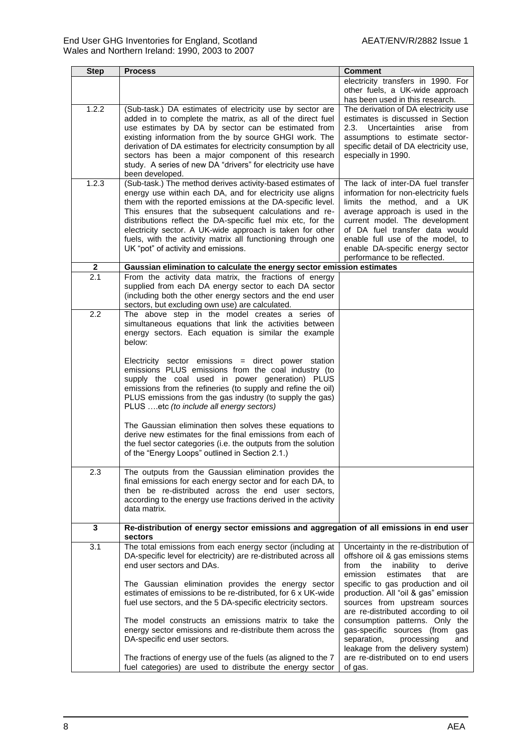| Step | Process | Comment |
|---|---|---|
| | | electricity transfers in 1990. For other fuels, a UK-wide approach has been used in this research. |
| 1.2.2 | (Sub-task.) DA estimates of electricity use by sector are added in to complete the matrix, as all of the direct fuel use estimates by DA by sector can be estimated from existing information from the by source GHGI work. The derivation of DA estimates for electricity consumption by all sectors has been a major component of this research study. A series of new DA "drivers" for electricity use have been developed. | The derivation of DA electricity use estimates is discussed in Section 2.3. Uncertainties arise from assumptions to estimate sector-specific detail of DA electricity use, especially in 1990. |
| 1.2.3 | (Sub-task.) The method derives activity-based estimates of energy use within each DA, and for electricity use aligns them with the reported emissions at the DA-specific level. This ensures that the subsequent calculations and re-distributions reflect the DA-specific fuel mix etc, for the electricity sector. A UK-wide approach is taken for other fuels, with the activity matrix all functioning through one UK "pot" of activity and emissions. | The lack of inter-DA fuel transfer information for non-electricity fuels limits the method, and a UK average approach is used in the current model. The development of DA fuel transfer data would enable full use of the model, to enable DA-specific energy sector performance to be reflected. |
| **2** | **Gaussian elimination to calculate the energy sector emission estimates** | |
| 2.1 | From the activity data matrix, the fractions of energy supplied from each DA energy sector to each DA sector (including both the other energy sectors and the end user sectors, but excluding own use) are calculated. | |
| 2.2 | The above step in the model creates a series of simultaneous equations that link the activities between energy sectors. Each equation is similar the example below:<br><br>Electricity sector emissions = direct power station emissions PLUS emissions from the coal industry (to supply the coal used in power generation) PLUS emissions from the refineries (to supply and refine the oil) PLUS emissions from the gas industry (to supply the gas) PLUS ….etc *(to include all energy sectors)*<br><br>The Gaussian elimination then solves these equations to derive new estimates for the final emissions from each of the fuel sector categories (i.e. the outputs from the solution of the "Energy Loops" outlined in Section 2.1.) | |
| 2.3 | The outputs from the Gaussian elimination provides the final emissions for each energy sector and for each DA, to then be re-distributed across the end user sectors, according to the energy use fractions derived in the activity data matrix. | |
| **3** | **Re-distribution of energy sector emissions and aggregation of all emissions in end user sectors** | |
| 3.1 | The total emissions from each energy sector (including at DA-specific level for electricity) are re-distributed across all end user sectors and DAs.<br><br>The Gaussian elimination provides the energy sector estimates of emissions to be re-distributed, for 6 x UK-wide fuel use sectors, and the 5 DA-specific electricity sectors.<br><br>The model constructs an emissions matrix to take the energy sector emissions and re-distribute them across the DA-specific end user sectors.<br><br>The fractions of energy use of the fuels (as aligned to the 7 fuel categories) are used to distribute the energy sector | Uncertainty in the re-distribution of offshore oil & gas emissions stems from the inability to derive emission estimates that are specific to gas production and oil production. All "oil & gas" emission sources from upstream sources are re-distributed according to oil consumption patterns. Only the gas-specific sources (from gas separation, processing and leakage from the delivery system) are re-distributed on to end users of gas. |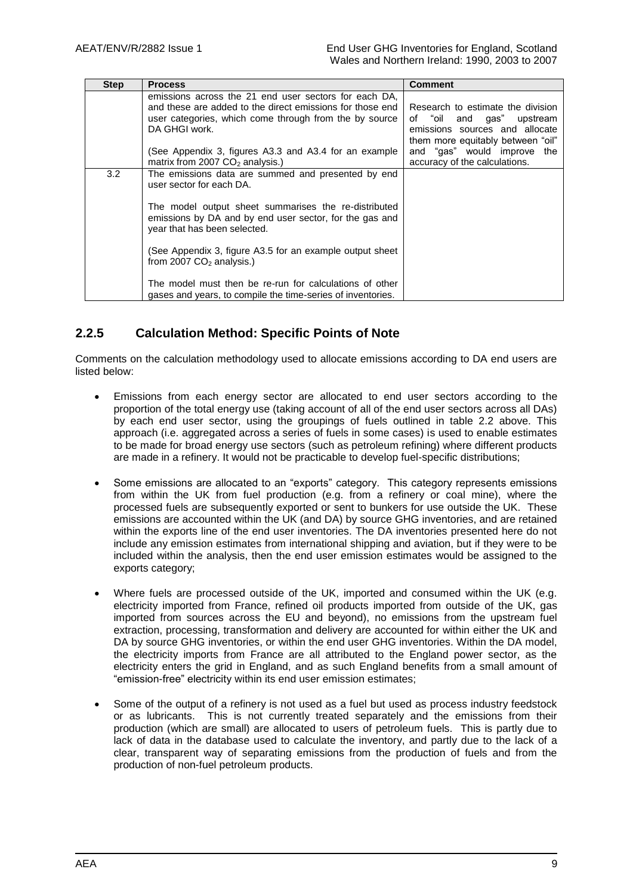| Step | Process | Comment |
|---|---|---|
| | emissions across the 21 end user sectors for each DA, and these are added to the direct emissions for those end user categories, which come through from the by source DA GHGI work.<br><br>(See Appendix 3, figures A3.3 and A3.4 for an example matrix from 2007 $CO_2$ analysis.) | Research to estimate the division of "oil and gas" upstream emissions sources and allocate them more equitably between "oil" and "gas" would improve the accuracy of the calculations. |
| 3.2 | The emissions data are summed and presented by end user sector for each DA.<br><br>The model output sheet summarises the re-distributed emissions by DA and by end user sector, for the gas and year that has been selected.<br><br>(See Appendix 3, figure A3.5 for an example output sheet from 2007 $CO_2$ analysis.)<br><br>The model must then be re-run for calculations of other gases and years, to compile the time-series of inventories. | |

### 2.2.5 Calculation Method: Specific Points of Note

Comments on the calculation methodology used to allocate emissions according to DA end users are listed below:

- Emissions from each energy sector are allocated to end user sectors according to the proportion of the total energy use (taking account of all of the end user sectors across all DAs) by each end user sector, using the groupings of fuels outlined in table 2.2 above. This approach (i.e. aggregated across a series of fuels in some cases) is used to enable estimates to be made for broad energy use sectors (such as petroleum refining) where different products are made in a refinery. It would not be practicable to develop fuel-specific distributions;

- Some emissions are allocated to an "exports" category. This category represents emissions from within the UK from fuel production (e.g. from a refinery or coal mine), where the processed fuels are subsequently exported or sent to bunkers for use outside the UK. These emissions are accounted within the UK (and DA) by source GHG inventories, and are retained within the exports line of the end user inventories. The DA inventories presented here do not include any emission estimates from international shipping and aviation, but if they were to be included within the analysis, then the end user emission estimates would be assigned to the exports category;

- Where fuels are processed outside of the UK, imported and consumed within the UK (e.g. electricity imported from France, refined oil products imported from outside of the UK, gas imported from sources across the EU and beyond), no emissions from the upstream fuel extraction, processing, transformation and delivery are accounted for within either the UK and DA by source GHG inventories, or within the end user GHG inventories. Within the DA model, the electricity imports from France are all attributed to the England power sector, as the electricity enters the grid in England, and as such England benefits from a small amount of "emission-free" electricity within its end user emission estimates;

- Some of the output of a refinery is not used as a fuel but used as process industry feedstock or as lubricants. This is not currently treated separately and the emissions from their production (which are small) are allocated to users of petroleum fuels. This is partly due to lack of data in the database used to calculate the inventory, and partly due to the lack of a clear, transparent way of separating emissions from the production of fuels and from the production of non-fuel petroleum products.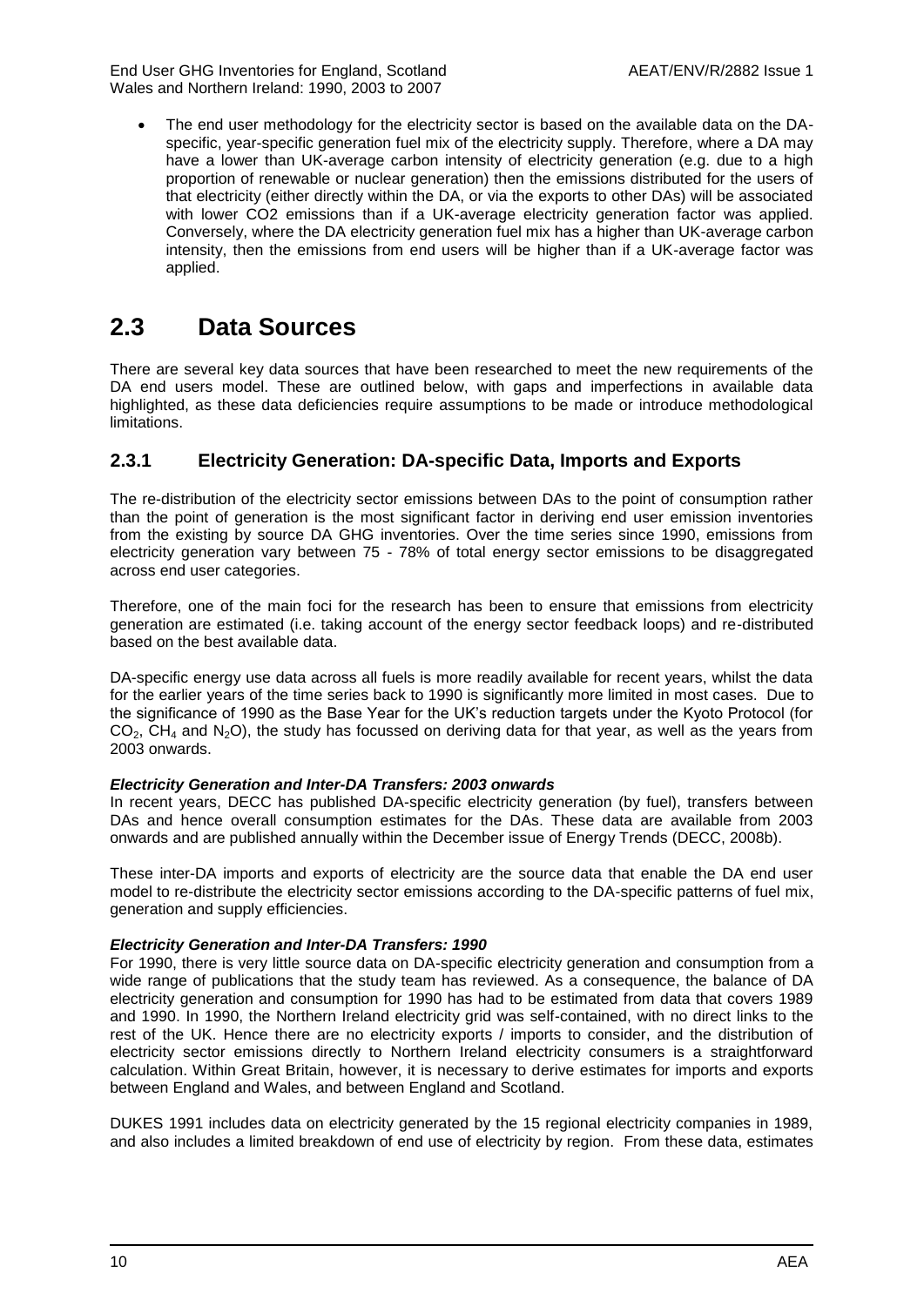- The end user methodology for the electricity sector is based on the available data on the DA-specific, year-specific generation fuel mix of the electricity supply. Therefore, where a DA may have a lower than UK-average carbon intensity of electricity generation (e.g. due to a high proportion of renewable or nuclear generation) then the emissions distributed for the users of that electricity (either directly within the DA, or via the exports to other DAs) will be associated with lower CO2 emissions than if a UK-average electricity generation factor was applied. Conversely, where the DA electricity generation fuel mix has a higher than UK-average carbon intensity, then the emissions from end users will be higher than if a UK-average factor was applied.

# 2.3 Data Sources

There are several key data sources that have been researched to meet the new requirements of the DA end users model. These are outlined below, with gaps and imperfections in available data highlighted, as these data deficiencies require assumptions to be made or introduce methodological limitations.

## 2.3.1 Electricity Generation: DA-specific Data, Imports and Exports

The re-distribution of the electricity sector emissions between DAs to the point of consumption rather than the point of generation is the most significant factor in deriving end user emission inventories from the existing by source DA GHG inventories. Over the time series since 1990, emissions from electricity generation vary between 75 - 78% of total energy sector emissions to be disaggregated across end user categories.

Therefore, one of the main foci for the research has been to ensure that emissions from electricity generation are estimated (i.e. taking account of the energy sector feedback loops) and re-distributed based on the best available data.

DA-specific energy use data across all fuels is more readily available for recent years, whilst the data for the earlier years of the time series back to 1990 is significantly more limited in most cases. Due to the significance of 1990 as the Base Year for the UK's reduction targets under the Kyoto Protocol (for $CO_2$, $CH_4$ and $N_2O$), the study has focussed on deriving data for that year, as well as the years from 2003 onwards.

***Electricity Generation and Inter-DA Transfers: 2003 onwards***

In recent years, DECC has published DA-specific electricity generation (by fuel), transfers between DAs and hence overall consumption estimates for the DAs. These data are available from 2003 onwards and are published annually within the December issue of Energy Trends (DECC, 2008b).

These inter-DA imports and exports of electricity are the source data that enable the DA end user model to re-distribute the electricity sector emissions according to the DA-specific patterns of fuel mix, generation and supply efficiencies.

***Electricity Generation and Inter-DA Transfers: 1990***

For 1990, there is very little source data on DA-specific electricity generation and consumption from a wide range of publications that the study team has reviewed. As a consequence, the balance of DA electricity generation and consumption for 1990 has had to be estimated from data that covers 1989 and 1990. In 1990, the Northern Ireland electricity grid was self-contained, with no direct links to the rest of the UK. Hence there are no electricity exports / imports to consider, and the distribution of electricity sector emissions directly to Northern Ireland electricity consumers is a straightforward calculation. Within Great Britain, however, it is necessary to derive estimates for imports and exports between England and Wales, and between England and Scotland.

DUKES 1991 includes data on electricity generated by the 15 regional electricity companies in 1989, and also includes a limited breakdown of end use of electricity by region. From these data, estimates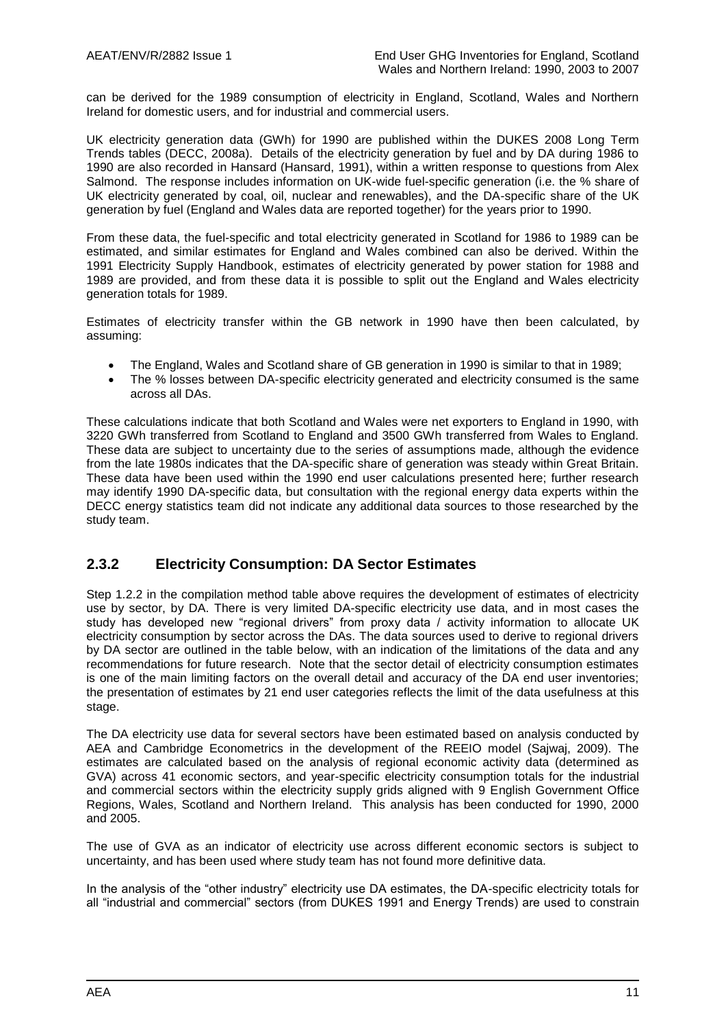can be derived for the 1989 consumption of electricity in England, Scotland, Wales and Northern Ireland for domestic users, and for industrial and commercial users.

UK electricity generation data (GWh) for 1990 are published within the DUKES 2008 Long Term Trends tables (DECC, 2008a). Details of the electricity generation by fuel and by DA during 1986 to 1990 are also recorded in Hansard (Hansard, 1991), within a written response to questions from Alex Salmond. The response includes information on UK-wide fuel-specific generation (i.e. the % share of UK electricity generated by coal, oil, nuclear and renewables), and the DA-specific share of the UK generation by fuel (England and Wales data are reported together) for the years prior to 1990.

From these data, the fuel-specific and total electricity generated in Scotland for 1986 to 1989 can be estimated, and similar estimates for England and Wales combined can also be derived. Within the 1991 Electricity Supply Handbook, estimates of electricity generated by power station for 1988 and 1989 are provided, and from these data it is possible to split out the England and Wales electricity generation totals for 1989.

Estimates of electricity transfer within the GB network in 1990 have then been calculated, by assuming:

- The England, Wales and Scotland share of GB generation in 1990 is similar to that in 1989;
- The % losses between DA-specific electricity generated and electricity consumed is the same across all DAs.

These calculations indicate that both Scotland and Wales were net exporters to England in 1990, with 3220 GWh transferred from Scotland to England and 3500 GWh transferred from Wales to England. These data are subject to uncertainty due to the series of assumptions made, although the evidence from the late 1980s indicates that the DA-specific share of generation was steady within Great Britain. These data have been used within the 1990 end user calculations presented here; further research may identify 1990 DA-specific data, but consultation with the regional energy data experts within the DECC energy statistics team did not indicate any additional data sources to those researched by the study team.

### 2.3.2 Electricity Consumption: DA Sector Estimates

Step 1.2.2 in the compilation method table above requires the development of estimates of electricity use by sector, by DA. There is very limited DA-specific electricity use data, and in most cases the study has developed new "regional drivers" from proxy data / activity information to allocate UK electricity consumption by sector across the DAs. The data sources used to derive to regional drivers by DA sector are outlined in the table below, with an indication of the limitations of the data and any recommendations for future research. Note that the sector detail of electricity consumption estimates is one of the main limiting factors on the overall detail and accuracy of the DA end user inventories; the presentation of estimates by 21 end user categories reflects the limit of the data usefulness at this stage.

The DA electricity use data for several sectors have been estimated based on analysis conducted by AEA and Cambridge Econometrics in the development of the REEIO model (Sajwaj, 2009). The estimates are calculated based on the analysis of regional economic activity data (determined as GVA) across 41 economic sectors, and year-specific electricity consumption totals for the industrial and commercial sectors within the electricity supply grids aligned with 9 English Government Office Regions, Wales, Scotland and Northern Ireland. This analysis has been conducted for 1990, 2000 and 2005.

The use of GVA as an indicator of electricity use across different economic sectors is subject to uncertainty, and has been used where study team has not found more definitive data.

In the analysis of the "other industry" electricity use DA estimates, the DA-specific electricity totals for all "industrial and commercial" sectors (from DUKES 1991 and Energy Trends) are used to constrain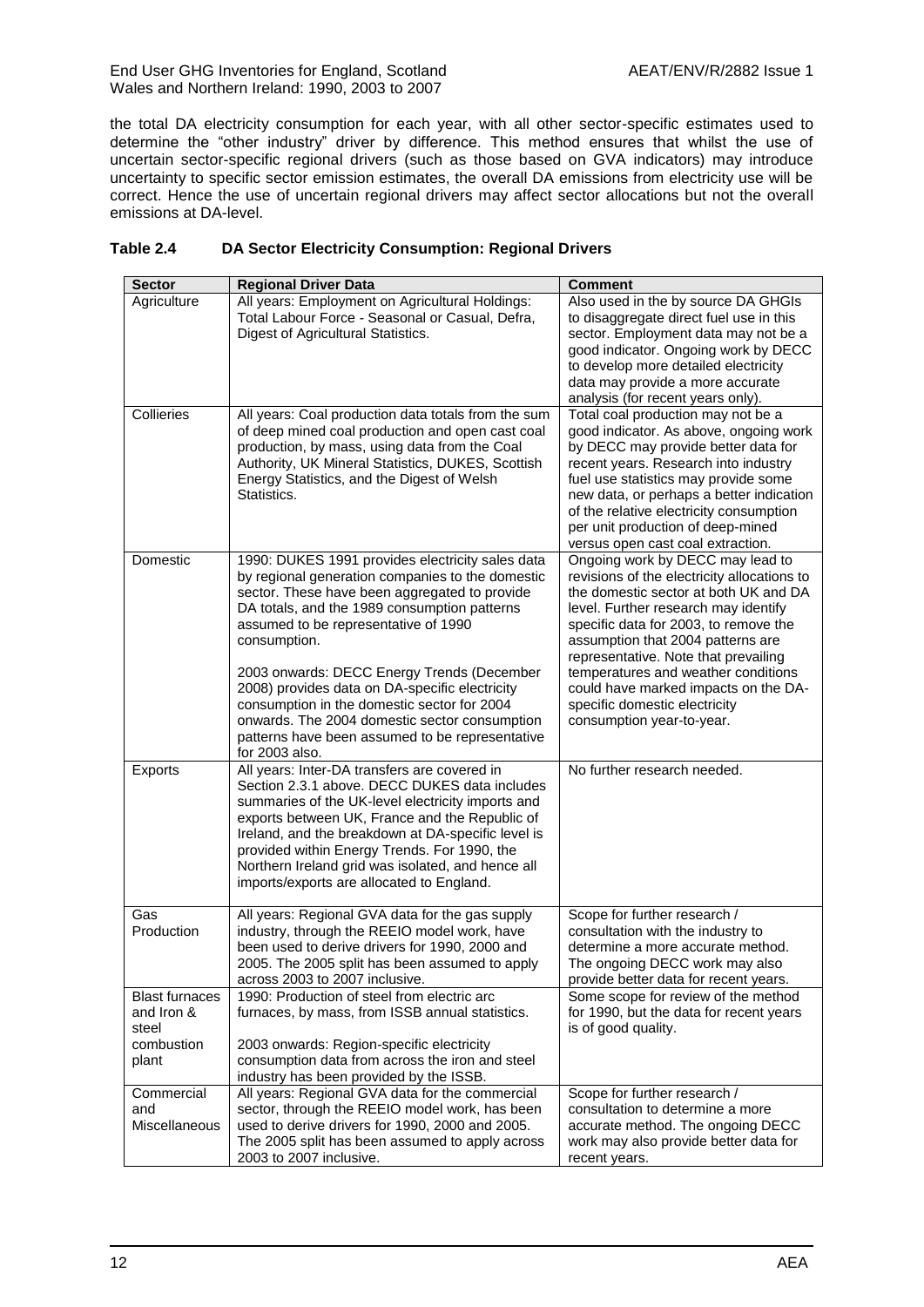the total DA electricity consumption for each year, with all other sector-specific estimates used to determine the "other industry" driver by difference. This method ensures that whilst the use of uncertain sector-specific regional drivers (such as those based on GVA indicators) may introduce uncertainty to specific sector emission estimates, the overall DA emissions from electricity use will be correct. Hence the use of uncertain regional drivers may affect sector allocations but not the overall emissions at DA-level.

**Table 2.4 DA Sector Electricity Consumption: Regional Drivers**

| Sector | Regional Driver Data | Comment |
|---|---|---|
| Agriculture | All years: Employment on Agricultural Holdings: Total Labour Force - Seasonal or Casual, Defra, Digest of Agricultural Statistics. | Also used in the by source DA GHGIs to disaggregate direct fuel use in this sector. Employment data may not be a good indicator. Ongoing work by DECC to develop more detailed electricity data may provide a more accurate analysis (for recent years only). |
| Collieries | All years: Coal production data totals from the sum of deep mined coal production and open cast coal production, by mass, using data from the Coal Authority, UK Mineral Statistics, DUKES, Scottish Energy Statistics, and the Digest of Welsh Statistics. | Total coal production may not be a good indicator. As above, ongoing work by DECC may provide better data for recent years. Research into industry fuel use statistics may provide some new data, or perhaps a better indication of the relative electricity consumption per unit production of deep-mined versus open cast coal extraction. |
| Domestic | 1990: DUKES 1991 provides electricity sales data by regional generation companies to the domestic sector. These have been aggregated to provide DA totals, and the 1989 consumption patterns assumed to be representative of 1990 consumption.<br><br>2003 onwards: DECC Energy Trends (December 2008) provides data on DA-specific electricity consumption in the domestic sector for 2004 onwards. The 2004 domestic sector consumption patterns have been assumed to be representative for 2003 also. | Ongoing work by DECC may lead to revisions of the electricity allocations to the domestic sector at both UK and DA level. Further research may identify specific data for 2003, to remove the assumption that 2004 patterns are representative. Note that prevailing temperatures and weather conditions could have marked impacts on the DA-specific domestic electricity consumption year-to-year. |
| Exports | All years: Inter-DA transfers are covered in Section 2.3.1 above. DECC DUKES data includes summaries of the UK-level electricity imports and exports between UK, France and the Republic of Ireland, and the breakdown at DA-specific level is provided within Energy Trends. For 1990, the Northern Ireland grid was isolated, and hence all imports/exports are allocated to England. | No further research needed. |
| Gas Production | All years: Regional GVA data for the gas supply industry, through the REEIO model work, have been used to derive drivers for 1990, 2000 and 2005. The 2005 split has been assumed to apply across 2003 to 2007 inclusive. | Scope for further research / consultation with the industry to determine a more accurate method. The ongoing DECC work may also provide better data for recent years. |
| Blast furnaces and Iron & steel combustion plant | 1990: Production of steel from electric arc furnaces, by mass, from ISSB annual statistics.<br><br>2003 onwards: Region-specific electricity consumption data from across the iron and steel industry has been provided by the ISSB. | Some scope for review of the method for 1990, but the data for recent years is of good quality. |
| Commercial and Miscellaneous | All years: Regional GVA data for the commercial sector, through the REEIO model work, has been used to derive drivers for 1990, 2000 and 2005. The 2005 split has been assumed to apply across 2003 to 2007 inclusive. | Scope for further research / consultation to determine a more accurate method. The ongoing DECC work may also provide better data for recent years. |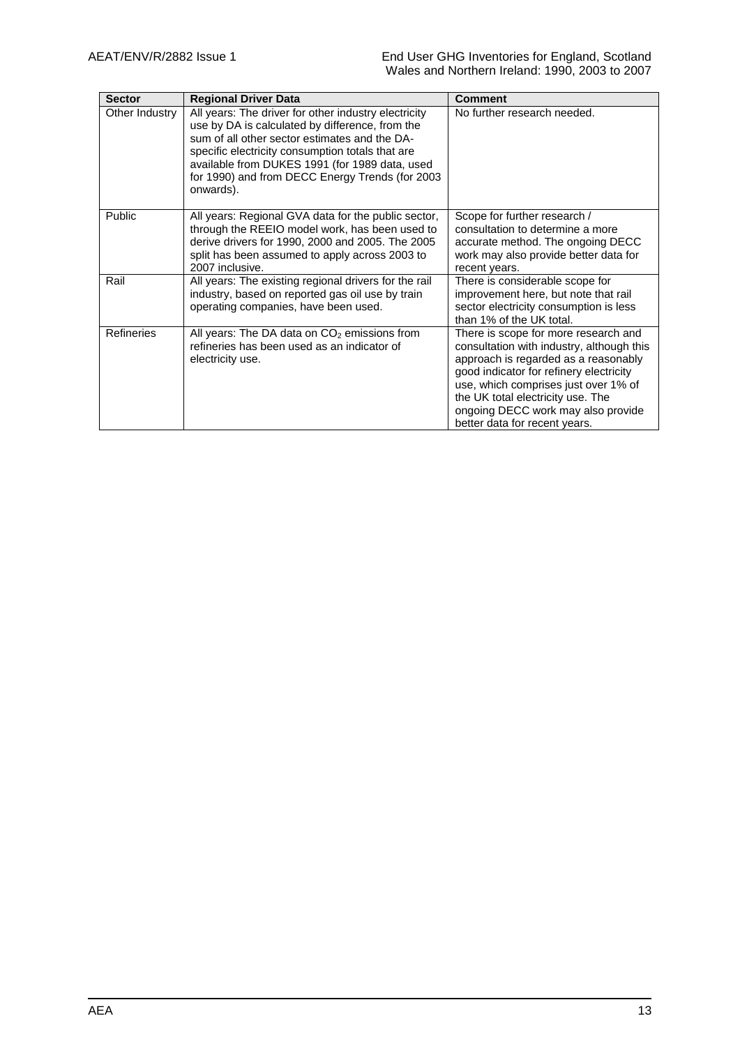| Sector | Regional Driver Data | Comment |
| --- | --- | --- |
| Other Industry | All years: The driver for other industry electricity use by DA is calculated by difference, from the sum of all other sector estimates and the DA-specific electricity consumption totals that are available from DUKES 1991 (for 1989 data, used for 1990) and from DECC Energy Trends (for 2003 onwards). | No further research needed. |
| Public | All years: Regional GVA data for the public sector, through the REEIO model work, has been used to derive drivers for 1990, 2000 and 2005. The 2005 split has been assumed to apply across 2003 to 2007 inclusive. | Scope for further research / consultation to determine a more accurate method. The ongoing DECC work may also provide better data for recent years. |
| Rail | All years: The existing regional drivers for the rail industry, based on reported gas oil use by train operating companies, have been used. | There is considerable scope for improvement here, but note that rail sector electricity consumption is less than 1% of the UK total. |
| Refineries | All years: The DA data on $CO_2$ emissions from refineries has been used as an indicator of electricity use. | There is scope for more research and consultation with industry, although this approach is regarded as a reasonably good indicator for refinery electricity use, which comprises just over 1% of the UK total electricity use. The ongoing DECC work may also provide better data for recent years. |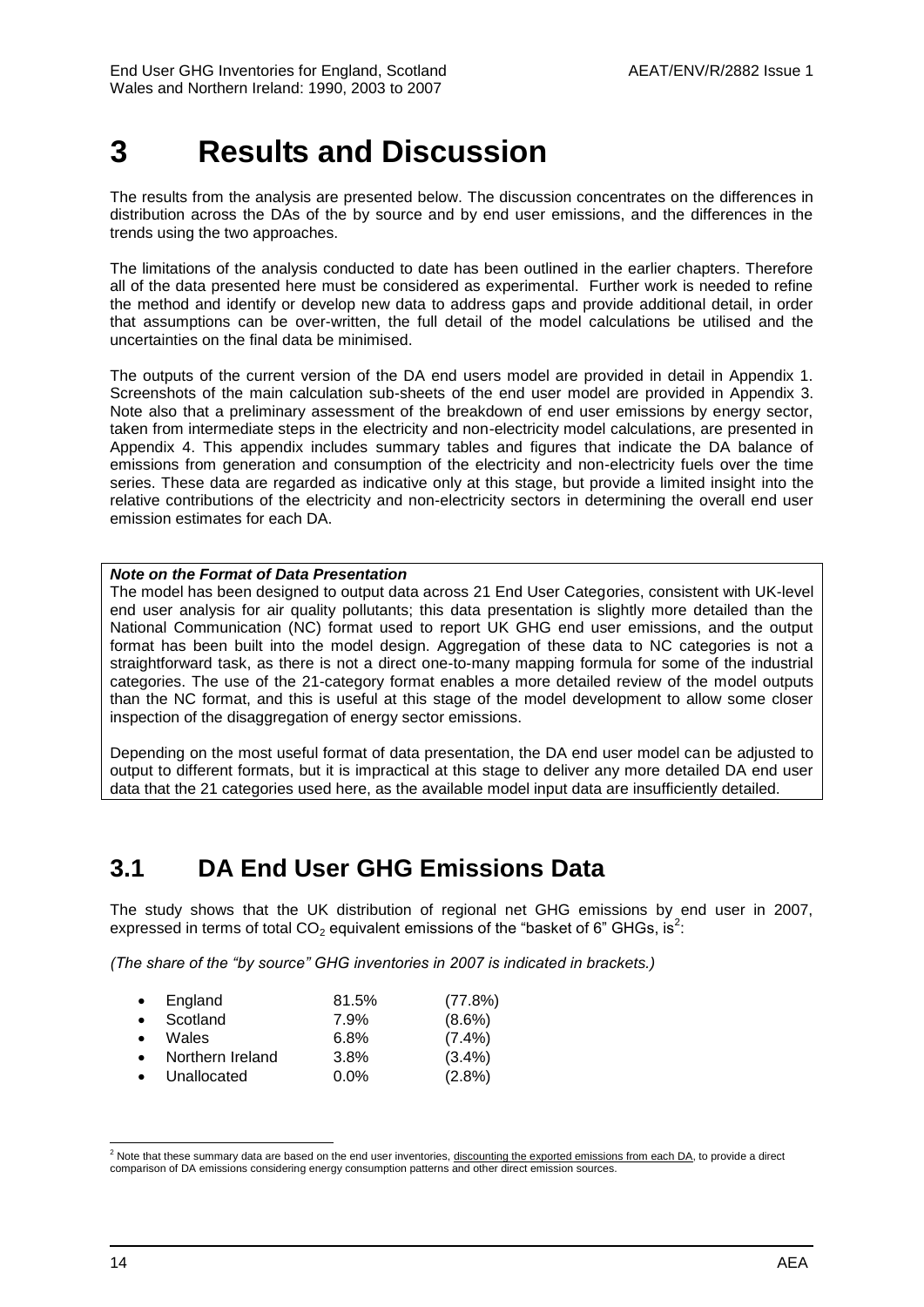# 3 Results and Discussion

The results from the analysis are presented below. The discussion concentrates on the differences in distribution across the DAs of the by source and by end user emissions, and the differences in the trends using the two approaches.

The limitations of the analysis conducted to date has been outlined in the earlier chapters. Therefore all of the data presented here must be considered as experimental. Further work is needed to refine the method and identify or develop new data to address gaps and provide additional detail, in order that assumptions can be over-written, the full detail of the model calculations be utilised and the uncertainties on the final data be minimised.

The outputs of the current version of the DA end users model are provided in detail in Appendix 1. Screenshots of the main calculation sub-sheets of the end user model are provided in Appendix 3. Note also that a preliminary assessment of the breakdown of end user emissions by energy sector, taken from intermediate steps in the electricity and non-electricity model calculations, are presented in Appendix 4. This appendix includes summary tables and figures that indicate the DA balance of emissions from generation and consumption of the electricity and non-electricity fuels over the time series. These data are regarded as indicative only at this stage, but provide a limited insight into the relative contributions of the electricity and non-electricity sectors in determining the overall end user emission estimates for each DA.

***Note on the Format of Data Presentation***

The model has been designed to output data across 21 End User Categories, consistent with UK-level end user analysis for air quality pollutants; this data presentation is slightly more detailed than the National Communication (NC) format used to report UK GHG end user emissions, and the output format has been built into the model design. Aggregation of these data to NC categories is not a straightforward task, as there is not a direct one-to-many mapping formula for some of the industrial categories. The use of the 21-category format enables a more detailed review of the model outputs than the NC format, and this is useful at this stage of the model development to allow some closer inspection of the disaggregation of energy sector emissions.

Depending on the most useful format of data presentation, the DA end user model can be adjusted to output to different formats, but it is impractical at this stage to deliver any more detailed DA end user data that the 21 categories used here, as the available model input data are insufficiently detailed.

## 3.1 DA End User GHG Emissions Data

The study shows that the UK distribution of regional net GHG emissions by end user in 2007, expressed in terms of total $CO_2$ equivalent emissions of the "basket of 6" GHGs, is[2]:

*(The share of the "by source" GHG inventories in 2007 is indicated in brackets.)*

- England 81.5% (77.8%)
- Scotland 7.9% (8.6%)
- Wales 6.8% (7.4%)
- Northern Ireland 3.8% (3.4%)
- Unallocated 0.0% (2.8%)

[2] Note that these summary data are based on the end user inventories, discounting the exported emissions from each DA, to provide a direct comparison of DA emissions considering energy consumption patterns and other direct emission sources.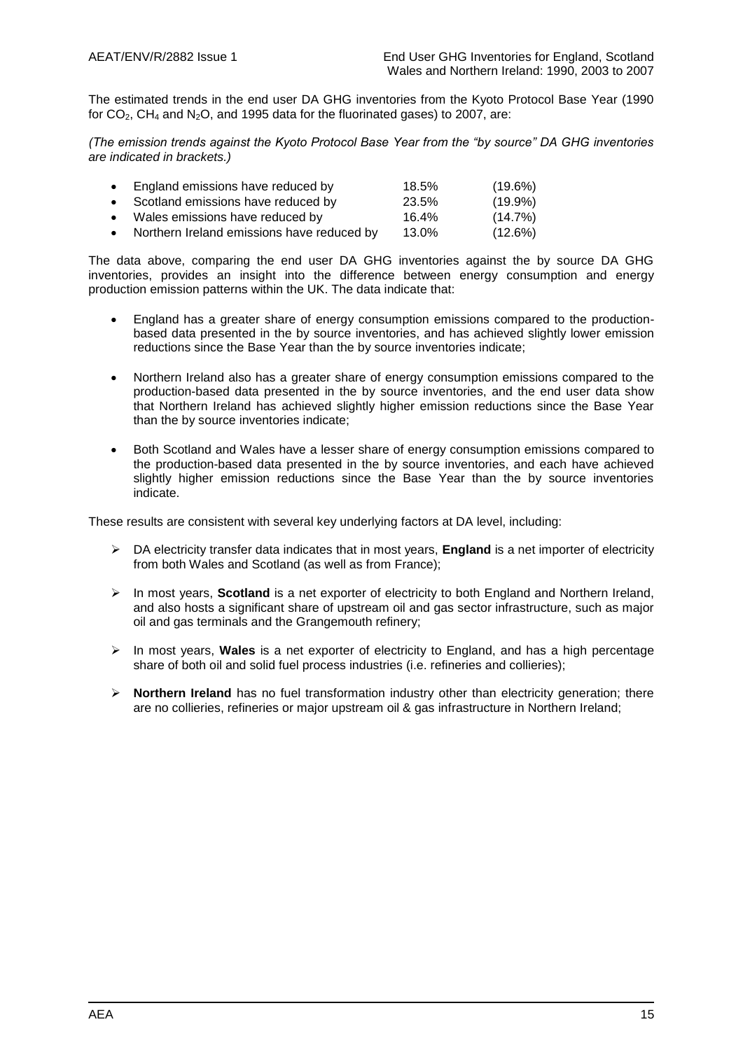The estimated trends in the end user DA GHG inventories from the Kyoto Protocol Base Year (1990 for $CO_2$, $CH_4$ and $N_2O$, and 1995 data for the fluorinated gases) to 2007, are:

*(The emission trends against the Kyoto Protocol Base Year from the "by source" DA GHG inventories are indicated in brackets.)*

| | | |
|---|---|---|
| • England emissions have reduced by | 18.5% | (19.6%) |
| • Scotland emissions have reduced by | 23.5% | (19.9%) |
| • Wales emissions have reduced by | 16.4% | (14.7%) |
| • Northern Ireland emissions have reduced by | 13.0% | (12.6%) |

The data above, comparing the end user DA GHG inventories against the by source DA GHG inventories, provides an insight into the difference between energy consumption and energy production emission patterns within the UK. The data indicate that:

- England has a greater share of energy consumption emissions compared to the production-based data presented in the by source inventories, and has achieved slightly lower emission reductions since the Base Year than the by source inventories indicate;
- Northern Ireland also has a greater share of energy consumption emissions compared to the production-based data presented in the by source inventories, and the end user data show that Northern Ireland has achieved slightly higher emission reductions since the Base Year than the by source inventories indicate;
- Both Scotland and Wales have a lesser share of energy consumption emissions compared to the production-based data presented in the by source inventories, and each have achieved slightly higher emission reductions since the Base Year than the by source inventories indicate.

These results are consistent with several key underlying factors at DA level, including:

- DA electricity transfer data indicates that in most years, **England** is a net importer of electricity from both Wales and Scotland (as well as from France);
- In most years, **Scotland** is a net exporter of electricity to both England and Northern Ireland, and also hosts a significant share of upstream oil and gas sector infrastructure, such as major oil and gas terminals and the Grangemouth refinery;
- In most years, **Wales** is a net exporter of electricity to England, and has a high percentage share of both oil and solid fuel process industries (i.e. refineries and collieries);
- **Northern Ireland** has no fuel transformation industry other than electricity generation; there are no collieries, refineries or major upstream oil & gas infrastructure in Northern Ireland;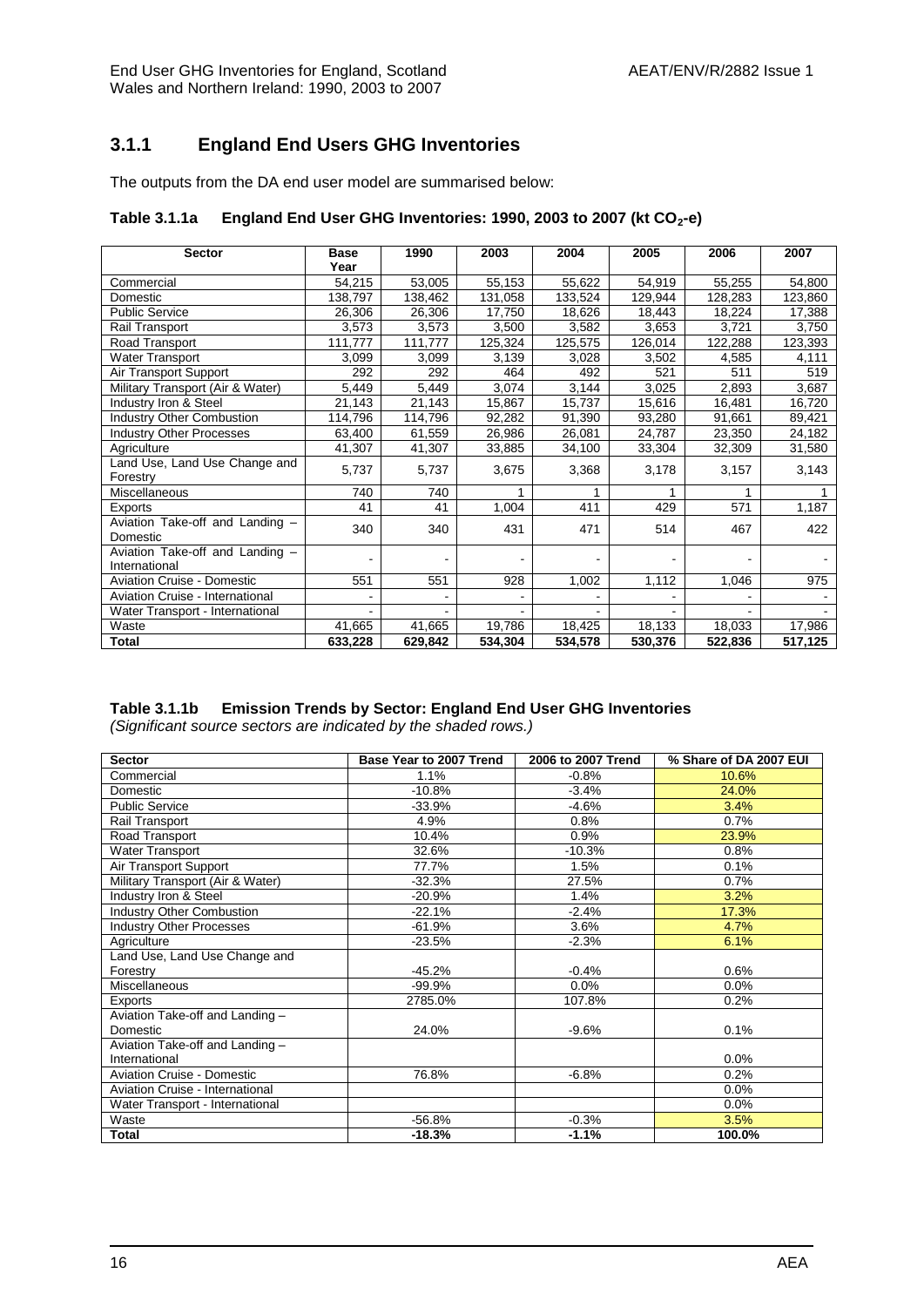### 3.1.1 England End Users GHG Inventories

The outputs from the DA end user model are summarised below:

**Table 3.1.1a England End User GHG Inventories: 1990, 2003 to 2007 (kt $CO_2$-e)**

| Sector | Base Year | 1990 | 2003 | 2004 | 2005 | 2006 | 2007 |
|---|---|---|---|---|---|---|---|
| Commercial | 54,215 | 53,005 | 55,153 | 55,622 | 54,919 | 55,255 | 54,800 |
| Domestic | 138,797 | 138,462 | 131,058 | 133,524 | 129,944 | 128,283 | 123,860 |
| Public Service | 26,306 | 26,306 | 17,750 | 18,626 | 18,443 | 18,224 | 17,388 |
| Rail Transport | 3,573 | 3,573 | 3,500 | 3,582 | 3,653 | 3,721 | 3,750 |
| Road Transport | 111,777 | 111,777 | 125,324 | 125,575 | 126,014 | 122,288 | 123,393 |
| Water Transport | 3,099 | 3,099 | 3,139 | 3,028 | 3,502 | 4,585 | 4,111 |
| Air Transport Support | 292 | 292 | 464 | 492 | 521 | 511 | 519 |
| Military Transport (Air & Water) | 5,449 | 5,449 | 3,074 | 3,144 | 3,025 | 2,893 | 3,687 |
| Industry Iron & Steel | 21,143 | 21,143 | 15,867 | 15,737 | 15,616 | 16,481 | 16,720 |
| Industry Other Combustion | 114,796 | 114,796 | 92,282 | 91,390 | 93,280 | 91,661 | 89,421 |
| Industry Other Processes | 63,400 | 61,559 | 26,986 | 26,081 | 24,787 | 23,350 | 24,182 |
| Agriculture | 41,307 | 41,307 | 33,885 | 34,100 | 33,304 | 32,309 | 31,580 |
| Land Use, Land Use Change and Forestry | 5,737 | 5,737 | 3,675 | 3,368 | 3,178 | 3,157 | 3,143 |
| Miscellaneous | 740 | 740 | 1 | 1 | 1 | 1 | 1 |
| Exports | 41 | 41 | 1,004 | 411 | 429 | 571 | 1,187 |
| Aviation Take-off and Landing – Domestic | 340 | 340 | 431 | 471 | 514 | 467 | 422 |
| Aviation Take-off and Landing – International | - | - | - | - | - | - | - |
| Aviation Cruise - Domestic | 551 | 551 | 928 | 1,002 | 1,112 | 1,046 | 975 |
| Aviation Cruise - International | - | - | - | - | - | - | - |
| Water Transport - International | - | - | - | - | - | - | - |
| Waste | 41,665 | 41,665 | 19,786 | 18,425 | 18,133 | 18,033 | 17,986 |
| **Total** | **633,228** | **629,842** | **534,304** | **534,578** | **530,376** | **522,836** | **517,125** |

**Table 3.1.1b Emission Trends by Sector: England End User GHG Inventories**
*(Significant source sectors are indicated by the shaded rows.)*

| Sector | Base Year to 2007 Trend | 2006 to 2007 Trend | % Share of DA 2007 EUI |
|---|---|---|---|
| Commercial | 1.1% | -0.8% | 10.6% |
| Domestic | -10.8% | -3.4% | 24.0% |
| Public Service | -33.9% | -4.6% | 3.4% |
| Rail Transport | 4.9% | 0.8% | 0.7% |
| Road Transport | 10.4% | 0.9% | 23.9% |
| Water Transport | 32.6% | -10.3% | 0.8% |
| Air Transport Support | 77.7% | 1.5% | 0.1% |
| Military Transport (Air & Water) | -32.3% | 27.5% | 0.7% |
| Industry Iron & Steel | -20.9% | 1.4% | 3.2% |
| Industry Other Combustion | -22.1% | -2.4% | 17.3% |
| Industry Other Processes | -61.9% | 3.6% | 4.7% |
| Agriculture | -23.5% | -2.3% | 6.1% |
| Land Use, Land Use Change and Forestry | -45.2% | -0.4% | 0.6% |
| Miscellaneous | -99.9% | 0.0% | 0.0% |
| Exports | 2785.0% | 107.8% | 0.2% |
| Aviation Take-off and Landing – Domestic | 24.0% | -9.6% | 0.1% |
| Aviation Take-off and Landing – International | | | 0.0% |
| Aviation Cruise - Domestic | 76.8% | -6.8% | 0.2% |
| Aviation Cruise - International | | | 0.0% |
| Water Transport - International | | | 0.0% |
| Waste | -56.8% | -0.3% | 3.5% |
| **Total** | **-18.3%** | **-1.1%** | **100.0%** |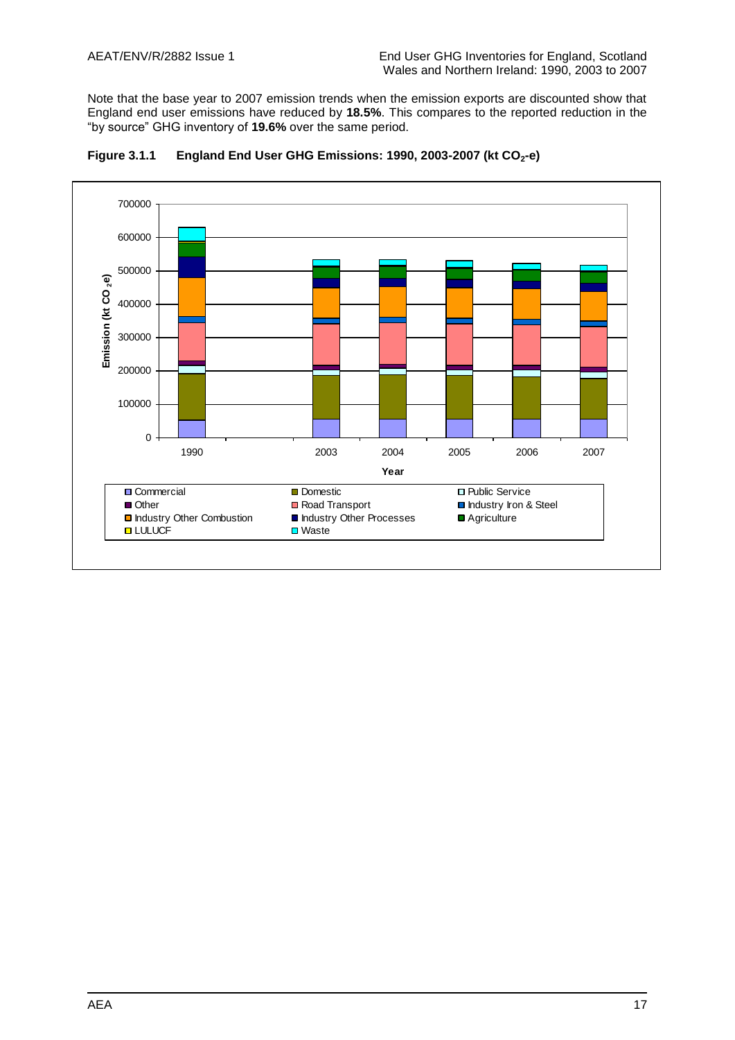Note that the base year to 2007 emission trends when the emission exports are discounted show that England end user emissions have reduced by **18.5%**. This compares to the reported reduction in the "by source" GHG inventory of **19.6%** over the same period.

**Figure 3.1.1 England End User GHG Emissions: 1990, 2003-2007 (kt $CO_2$-e)**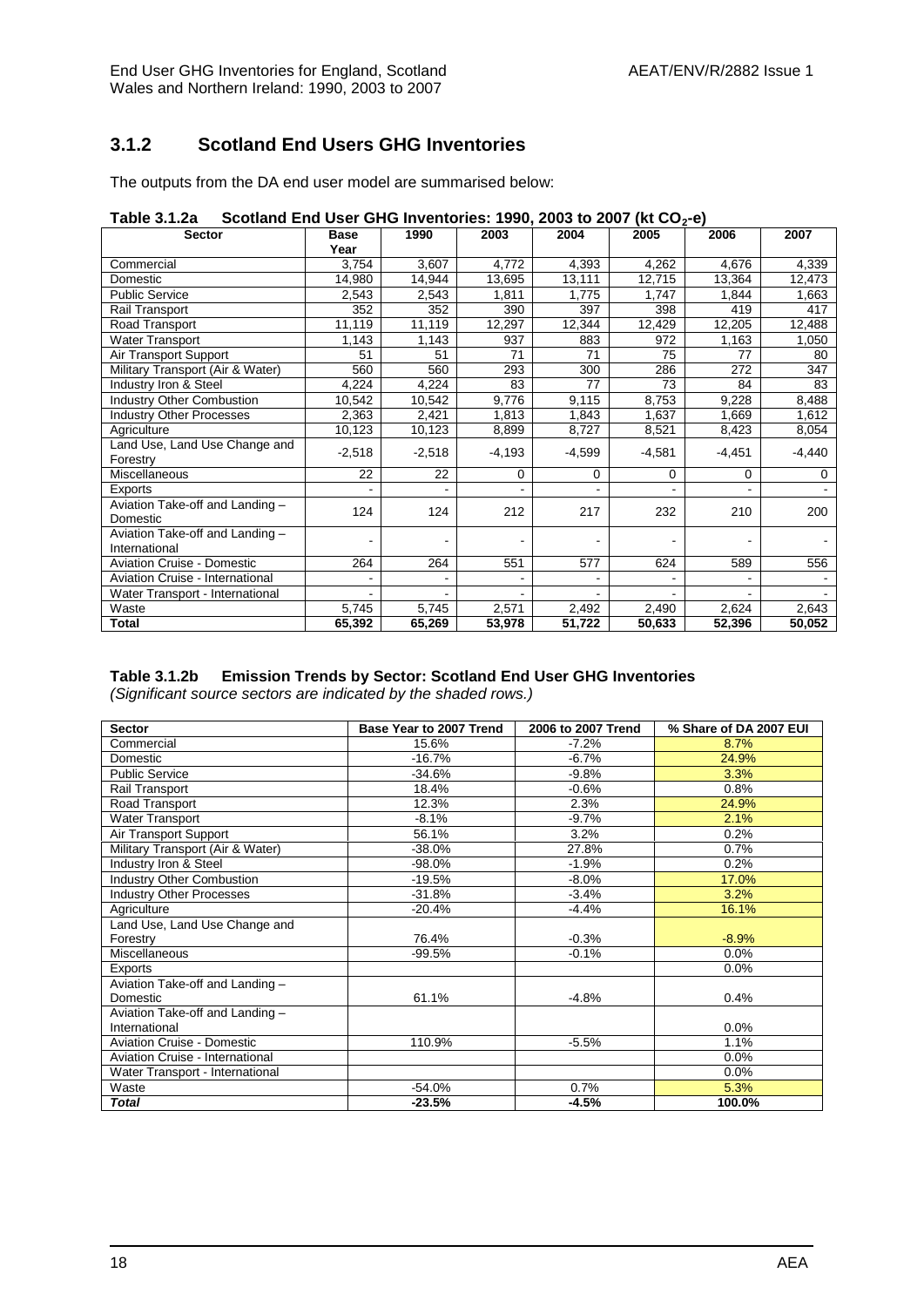### 3.1.2 Scotland End Users GHG Inventories

The outputs from the DA end user model are summarised below:

**Table 3.1.2a Scotland End User GHG Inventories: 1990, 2003 to 2007 (kt $CO_2$-e)**

| Sector | Base Year | 1990 | 2003 | 2004 | 2005 | 2006 | 2007 |
|---|---|---|---|---|---|---|---|
| Commercial | 3,754 | 3,607 | 4,772 | 4,393 | 4,262 | 4,676 | 4,339 |
| Domestic | 14,980 | 14,944 | 13,695 | 13,111 | 12,715 | 13,364 | 12,473 |
| Public Service | 2,543 | 2,543 | 1,811 | 1,775 | 1,747 | 1,844 | 1,663 |
| Rail Transport | 352 | 352 | 390 | 397 | 398 | 419 | 417 |
| Road Transport | 11,119 | 11,119 | 12,297 | 12,344 | 12,429 | 12,205 | 12,488 |
| Water Transport | 1,143 | 1,143 | 937 | 883 | 972 | 1,163 | 1,050 |
| Air Transport Support | 51 | 51 | 71 | 71 | 75 | 77 | 80 |
| Military Transport (Air & Water) | 560 | 560 | 293 | 300 | 286 | 272 | 347 |
| Industry Iron & Steel | 4,224 | 4,224 | 83 | 77 | 73 | 84 | 83 |
| Industry Other Combustion | 10,542 | 10,542 | 9,776 | 9,115 | 8,753 | 9,228 | 8,488 |
| Industry Other Processes | 2,363 | 2,421 | 1,813 | 1,843 | 1,637 | 1,669 | 1,612 |
| Agriculture | 10,123 | 10,123 | 8,899 | 8,727 | 8,521 | 8,423 | 8,054 |
| Land Use, Land Use Change and Forestry | -2,518 | -2,518 | -4,193 | -4,599 | -4,581 | -4,451 | -4,440 |
| Miscellaneous | 22 | 22 | 0 | 0 | 0 | 0 | 0 |
| Exports | - | - | - | - | - | - | - |
| Aviation Take-off and Landing – Domestic | 124 | 124 | 212 | 217 | 232 | 210 | 200 |
| Aviation Take-off and Landing – International | - | - | - | - | - | - | - |
| Aviation Cruise - Domestic | 264 | 264 | 551 | 577 | 624 | 589 | 556 |
| Aviation Cruise - International | - | - | - | - | - | - | - |
| Water Transport - International | - | - | - | - | - | - | - |
| Waste | 5,745 | 5,745 | 2,571 | 2,492 | 2,490 | 2,624 | 2,643 |
| **Total** | **65,392** | **65,269** | **53,978** | **51,722** | **50,633** | **52,396** | **50,052** |

**Table 3.1.2b Emission Trends by Sector: Scotland End User GHG Inventories**

*(Significant source sectors are indicated by the shaded rows.)*

| Sector | Base Year to 2007 Trend | 2006 to 2007 Trend | % Share of DA 2007 EUI |
|---|---|---|---|
| Commercial | 15.6% | -7.2% | 8.7% |
| Domestic | -16.7% | -6.7% | 24.9% |
| Public Service | -34.6% | -9.8% | 3.3% |
| Rail Transport | 18.4% | -0.6% | 0.8% |
| Road Transport | 12.3% | 2.3% | 24.9% |
| Water Transport | -8.1% | -9.7% | 2.1% |
| Air Transport Support | 56.1% | 3.2% | 0.2% |
| Military Transport (Air & Water) | -38.0% | 27.8% | 0.7% |
| Industry Iron & Steel | -98.0% | -1.9% | 0.2% |
| Industry Other Combustion | -19.5% | -8.0% | 17.0% |
| Industry Other Processes | -31.8% | -3.4% | 3.2% |
| Agriculture | -20.4% | -4.4% | 16.1% |
| Land Use, Land Use Change and Forestry | 76.4% | -0.3% | -8.9% |
| Miscellaneous | -99.5% | -0.1% | 0.0% |
| Exports | | | 0.0% |
| Aviation Take-off and Landing – Domestic | 61.1% | -4.8% | 0.4% |
| Aviation Take-off and Landing – International | | | 0.0% |
| Aviation Cruise - Domestic | 110.9% | -5.5% | 1.1% |
| Aviation Cruise - International | | | 0.0% |
| Water Transport - International | | | 0.0% |
| Waste | -54.0% | 0.7% | 5.3% |
| ***Total*** | **-23.5%** | **-4.5%** | **100.0%** |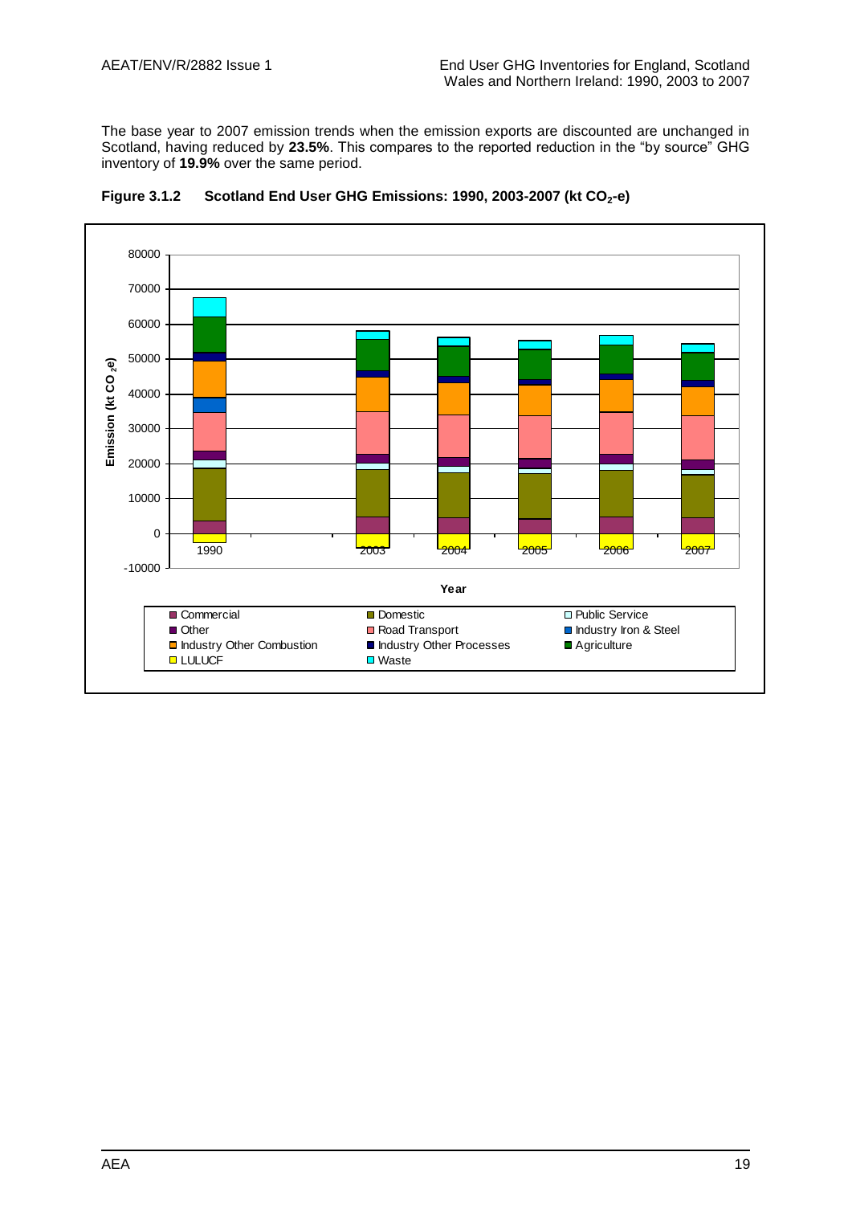The base year to 2007 emission trends when the emission exports are discounted are unchanged in Scotland, having reduced by **23.5%**. This compares to the reported reduction in the "by source" GHG inventory of **19.9%** over the same period.

**Figure 3.1.2 Scotland End User GHG Emissions: 1990, 2003-2007 (kt $CO_2$-e)**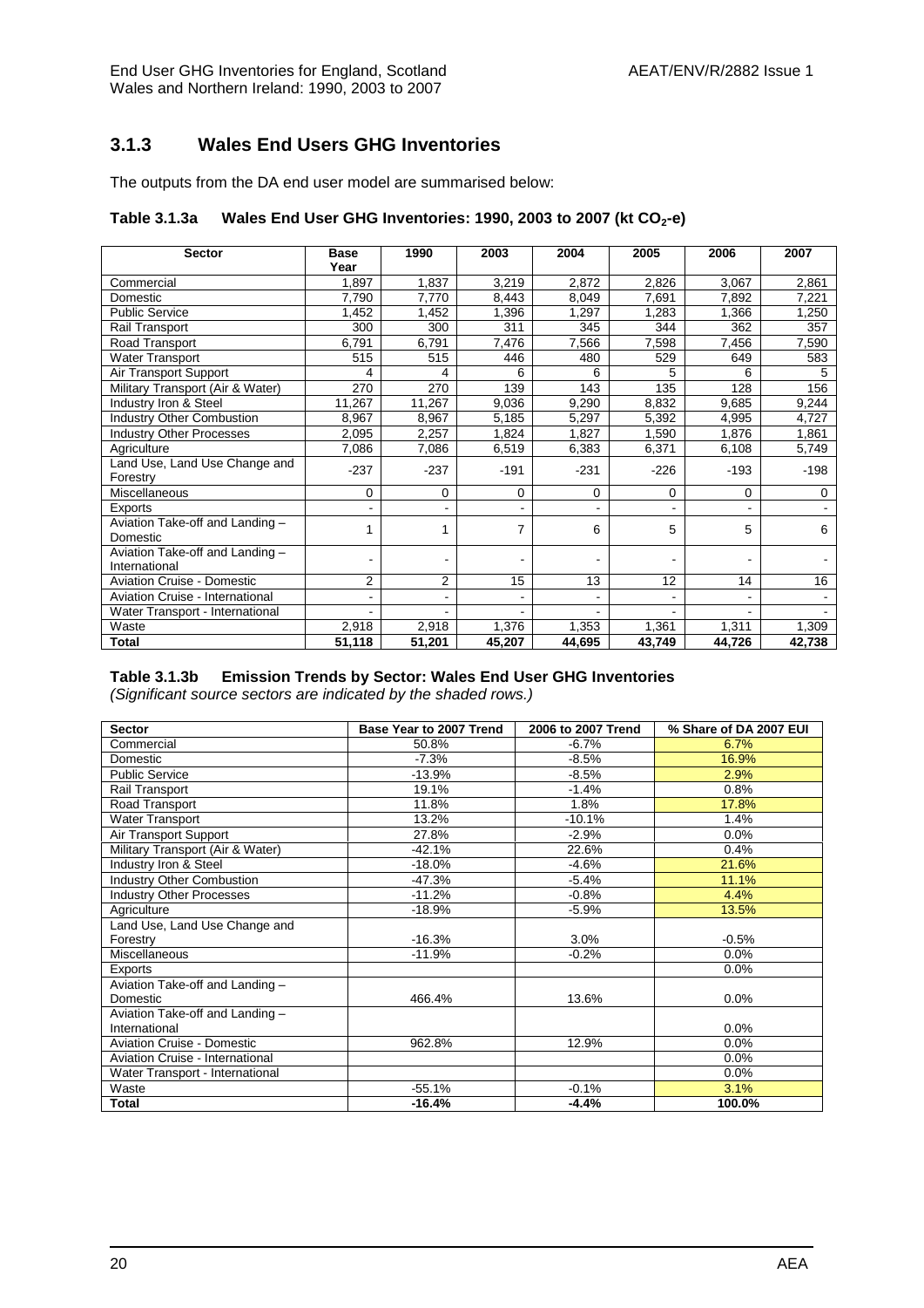### 3.1.3 Wales End Users GHG Inventories

The outputs from the DA end user model are summarised below:

**Table 3.1.3a Wales End User GHG Inventories: 1990, 2003 to 2007 (kt $CO_2$-e)**

| Sector | Base Year | 1990 | 2003 | 2004 | 2005 | 2006 | 2007 |
|---|---|---|---|---|---|---|---|
| Commercial | 1,897 | 1,837 | 3,219 | 2,872 | 2,826 | 3,067 | 2,861 |
| Domestic | 7,790 | 7,770 | 8,443 | 8,049 | 7,691 | 7,892 | 7,221 |
| Public Service | 1,452 | 1,452 | 1,396 | 1,297 | 1,283 | 1,366 | 1,250 |
| Rail Transport | 300 | 300 | 311 | 345 | 344 | 362 | 357 |
| Road Transport | 6,791 | 6,791 | 7,476 | 7,566 | 7,598 | 7,456 | 7,590 |
| Water Transport | 515 | 515 | 446 | 480 | 529 | 649 | 583 |
| Air Transport Support | 4 | 4 | 6 | 6 | 5 | 6 | 5 |
| Military Transport (Air & Water) | 270 | 270 | 139 | 143 | 135 | 128 | 156 |
| Industry Iron & Steel | 11,267 | 11,267 | 9,036 | 9,290 | 8,832 | 9,685 | 9,244 |
| Industry Other Combustion | 8,967 | 8,967 | 5,185 | 5,297 | 5,392 | 4,995 | 4,727 |
| Industry Other Processes | 2,095 | 2,257 | 1,824 | 1,827 | 1,590 | 1,876 | 1,861 |
| Agriculture | 7,086 | 7,086 | 6,519 | 6,383 | 6,371 | 6,108 | 5,749 |
| Land Use, Land Use Change and Forestry | -237 | -237 | -191 | -231 | -226 | -193 | -198 |
| Miscellaneous | 0 | 0 | 0 | 0 | 0 | 0 | 0 |
| Exports | - | - | - | - | - | - | - |
| Aviation Take-off and Landing – Domestic | 1 | 1 | 7 | 6 | 5 | 5 | 6 |
| Aviation Take-off and Landing – International | - | - | - | - | - | - | - |
| Aviation Cruise - Domestic | 2 | 2 | 15 | 13 | 12 | 14 | 16 |
| Aviation Cruise - International | - | - | - | - | - | - | - |
| Water Transport - International | - | - | - | - | - | - | - |
| Waste | 2,918 | 2,918 | 1,376 | 1,353 | 1,361 | 1,311 | 1,309 |
| **Total** | **51,118** | **51,201** | **45,207** | **44,695** | **43,749** | **44,726** | **42,738** |

**Table 3.1.3b Emission Trends by Sector: Wales End User GHG Inventories**

*(Significant source sectors are indicated by the shaded rows.)*

| Sector | Base Year to 2007 Trend | 2006 to 2007 Trend | % Share of DA 2007 EUI |
|---|---|---|---|
| Commercial | 50.8% | -6.7% | 6.7% |
| Domestic | -7.3% | -8.5% | 16.9% |
| Public Service | -13.9% | -8.5% | 2.9% |
| Rail Transport | 19.1% | -1.4% | 0.8% |
| Road Transport | 11.8% | 1.8% | 17.8% |
| Water Transport | 13.2% | -10.1% | 1.4% |
| Air Transport Support | 27.8% | -2.9% | 0.0% |
| Military Transport (Air & Water) | -42.1% | 22.6% | 0.4% |
| Industry Iron & Steel | -18.0% | -4.6% | 21.6% |
| Industry Other Combustion | -47.3% | -5.4% | 11.1% |
| Industry Other Processes | -11.2% | -0.8% | 4.4% |
| Agriculture | -18.9% | -5.9% | 13.5% |
| Land Use, Land Use Change and Forestry | -16.3% | 3.0% | -0.5% |
| Miscellaneous | -11.9% | -0.2% | 0.0% |
| Exports | | | 0.0% |
| Aviation Take-off and Landing – Domestic | 466.4% | 13.6% | 0.0% |
| Aviation Take-off and Landing – International | | | 0.0% |
| Aviation Cruise - Domestic | 962.8% | 12.9% | 0.0% |
| Aviation Cruise - International | | | 0.0% |
| Water Transport - International | | | 0.0% |
| Waste | -55.1% | -0.1% | 3.1% |
| **Total** | **-16.4%** | **-4.4%** | **100.0%** |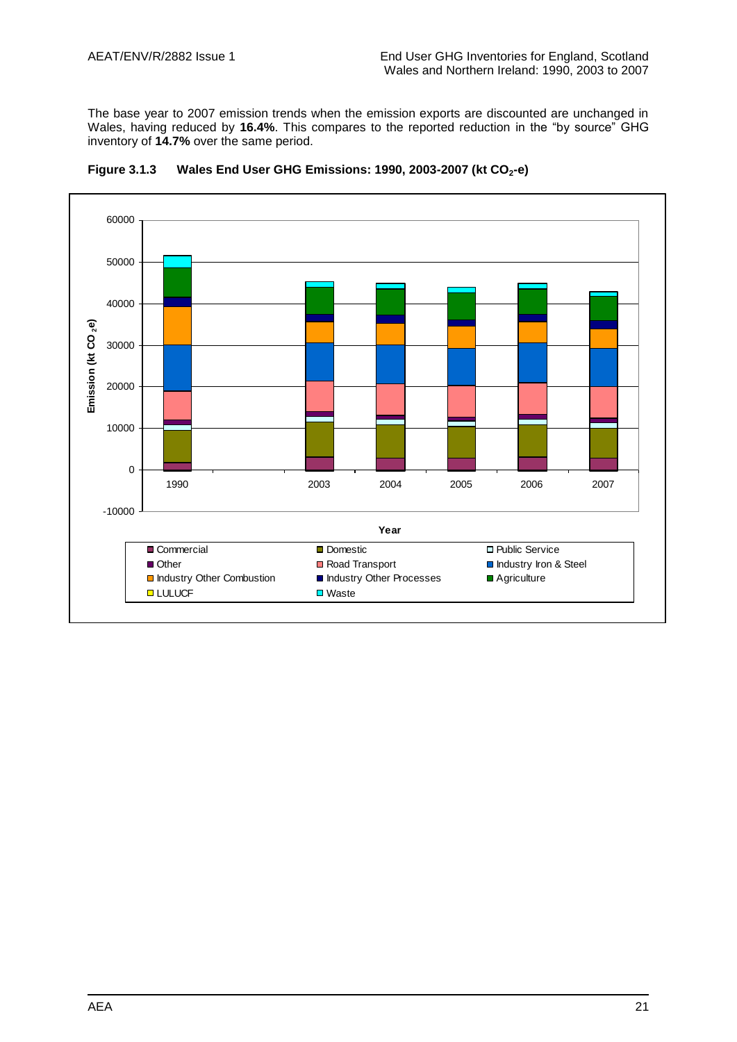The base year to 2007 emission trends when the emission exports are discounted are unchanged in Wales, having reduced by **16.4%**. This compares to the reported reduction in the "by source" GHG inventory of **14.7%** over the same period.

**Figure 3.1.3 Wales End User GHG Emissions: 1990, 2003-2007 (kt $CO_2$-e)**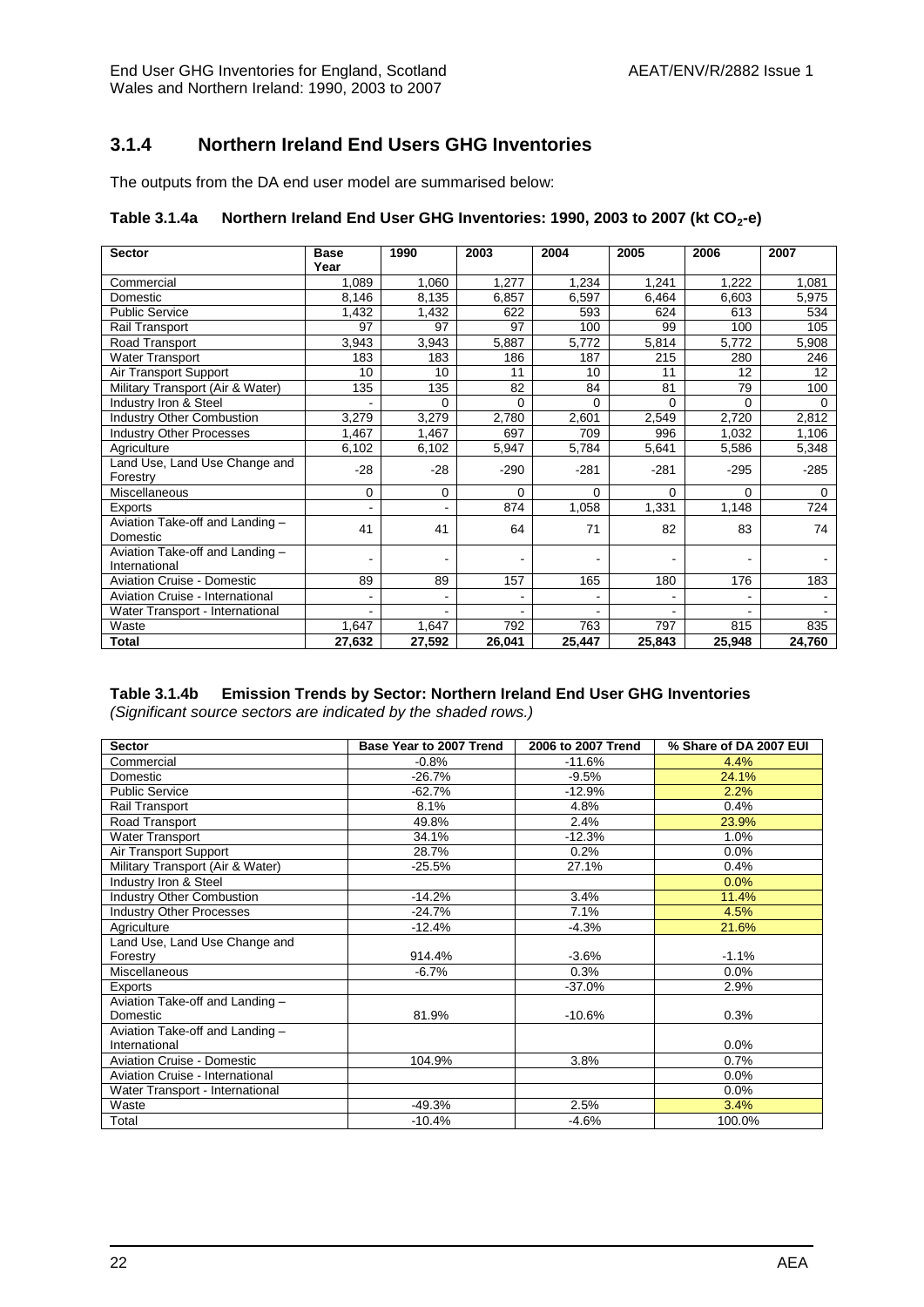### 3.1.4 Northern Ireland End Users GHG Inventories

The outputs from the DA end user model are summarised below:

**Table 3.1.4a Northern Ireland End User GHG Inventories: 1990, 2003 to 2007 (kt $CO_2$-e)**

| Sector | Base Year | 1990 | 2003 | 2004 | 2005 | 2006 | 2007 |
|---|---|---|---|---|---|---|---|
| Commercial | 1,089 | 1,060 | 1,277 | 1,234 | 1,241 | 1,222 | 1,081 |
| Domestic | 8,146 | 8,135 | 6,857 | 6,597 | 6,464 | 6,603 | 5,975 |
| Public Service | 1,432 | 1,432 | 622 | 593 | 624 | 613 | 534 |
| Rail Transport | 97 | 97 | 97 | 100 | 99 | 100 | 105 |
| Road Transport | 3,943 | 3,943 | 5,887 | 5,772 | 5,814 | 5,772 | 5,908 |
| Water Transport | 183 | 183 | 186 | 187 | 215 | 280 | 246 |
| Air Transport Support | 10 | 10 | 11 | 10 | 11 | 12 | 12 |
| Military Transport (Air & Water) | 135 | 135 | 82 | 84 | 81 | 79 | 100 |
| Industry Iron & Steel | - | 0 | 0 | 0 | 0 | 0 | 0 |
| Industry Other Combustion | 3,279 | 3,279 | 2,780 | 2,601 | 2,549 | 2,720 | 2,812 |
| Industry Other Processes | 1,467 | 1,467 | 697 | 709 | 996 | 1,032 | 1,106 |
| Agriculture | 6,102 | 6,102 | 5,947 | 5,784 | 5,641 | 5,586 | 5,348 |
| Land Use, Land Use Change and Forestry | -28 | -28 | -290 | -281 | -281 | -295 | -285 |
| Miscellaneous | 0 | 0 | 0 | 0 | 0 | 0 | 0 |
| Exports | - | - | 874 | 1,058 | 1,331 | 1,148 | 724 |
| Aviation Take-off and Landing – Domestic | 41 | 41 | 64 | 71 | 82 | 83 | 74 |
| Aviation Take-off and Landing – International | - | - | - | - | - | - | - |
| Aviation Cruise - Domestic | 89 | 89 | 157 | 165 | 180 | 176 | 183 |
| Aviation Cruise - International | - | - | - | - | - | - | - |
| Water Transport - International | - | - | - | - | - | - | - |
| Waste | 1,647 | 1,647 | 792 | 763 | 797 | 815 | 835 |
| **Total** | **27,632** | **27,592** | **26,041** | **25,447** | **25,843** | **25,948** | **24,760** |

**Table 3.1.4b Emission Trends by Sector: Northern Ireland End User GHG Inventories**
*(Significant source sectors are indicated by the shaded rows.)*

| Sector | Base Year to 2007 Trend | 2006 to 2007 Trend | % Share of DA 2007 EUI |
|---|---|---|---|
| Commercial | -0.8% | -11.6% | 4.4% |
| Domestic | -26.7% | -9.5% | 24.1% |
| Public Service | -62.7% | -12.9% | 2.2% |
| Rail Transport | 8.1% | 4.8% | 0.4% |
| Road Transport | 49.8% | 2.4% | 23.9% |
| Water Transport | 34.1% | -12.3% | 1.0% |
| Air Transport Support | 28.7% | 0.2% | 0.0% |
| Military Transport (Air & Water) | -25.5% | 27.1% | 0.4% |
| Industry Iron & Steel | | | 0.0% |
| Industry Other Combustion | -14.2% | 3.4% | 11.4% |
| Industry Other Processes | -24.7% | 7.1% | 4.5% |
| Agriculture | -12.4% | -4.3% | 21.6% |
| Land Use, Land Use Change and Forestry | 914.4% | -3.6% | -1.1% |
| Miscellaneous | -6.7% | 0.3% | 0.0% |
| Exports | | -37.0% | 2.9% |
| Aviation Take-off and Landing – Domestic | 81.9% | -10.6% | 0.3% |
| Aviation Take-off and Landing – International | | | 0.0% |
| Aviation Cruise - Domestic | 104.9% | 3.8% | 0.7% |
| Aviation Cruise - International | | | 0.0% |
| Water Transport - International | | | 0.0% |
| Waste | -49.3% | 2.5% | 3.4% |
| Total | -10.4% | -4.6% | 100.0% |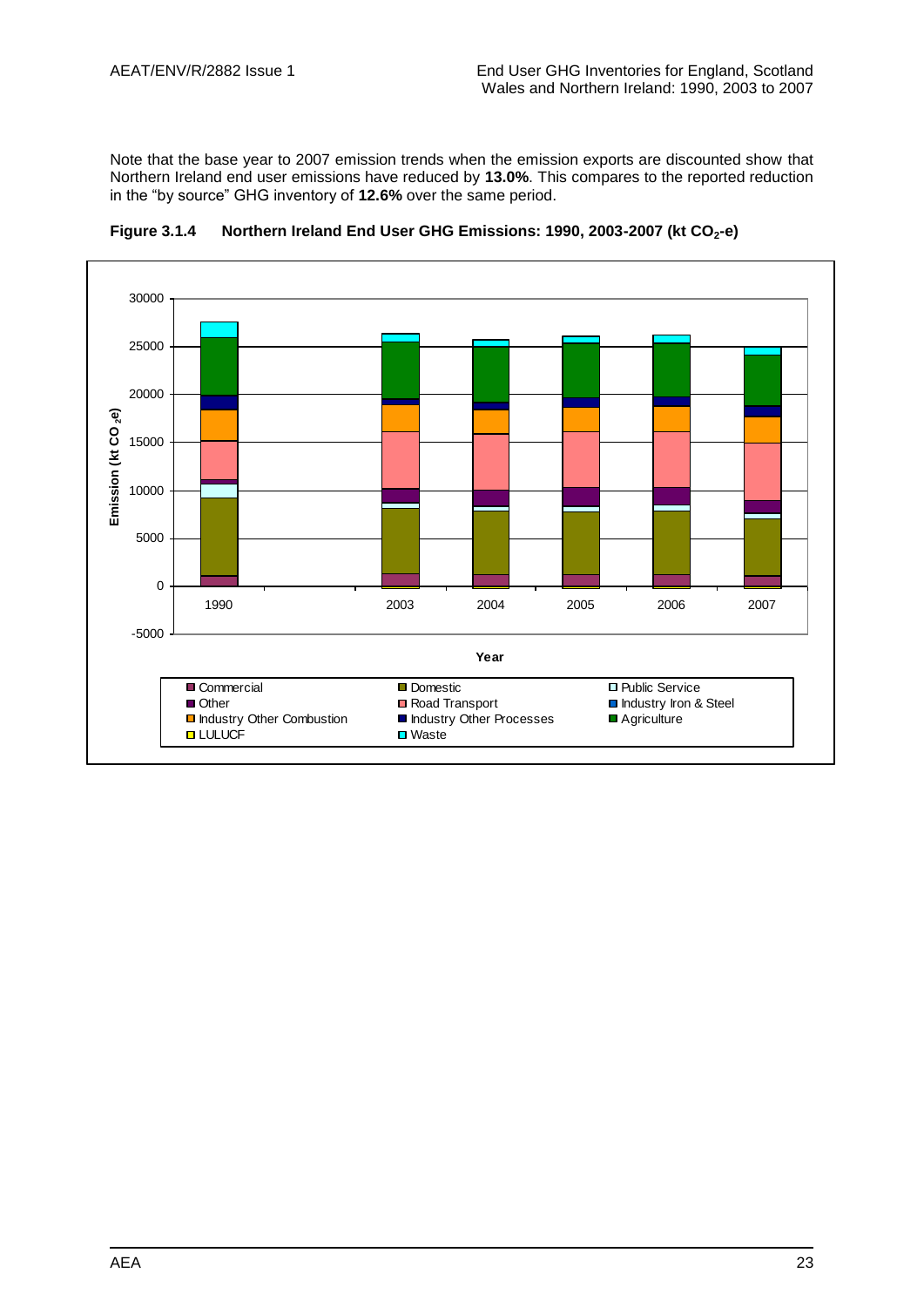Note that the base year to 2007 emission trends when the emission exports are discounted show that Northern Ireland end user emissions have reduced by **13.0%**. This compares to the reported reduction in the "by source" GHG inventory of **12.6%** over the same period.

**Figure 3.1.4 Northern Ireland End User GHG Emissions: 1990, 2003-2007 (kt $CO_2$-e)**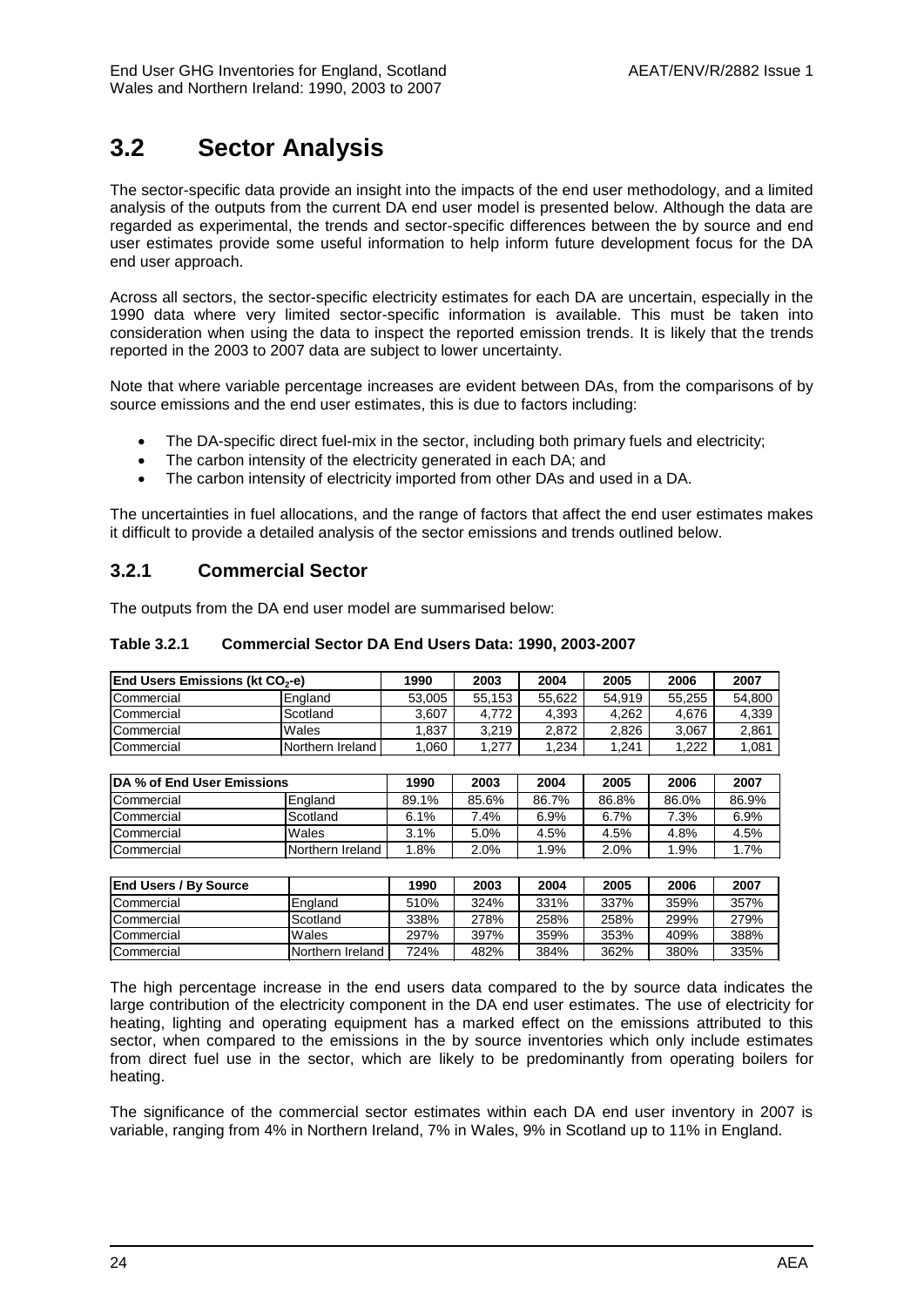# 3.2 Sector Analysis

The sector-specific data provide an insight into the impacts of the end user methodology, and a limited analysis of the outputs from the current DA end user model is presented below. Although the data are regarded as experimental, the trends and sector-specific differences between the by source and end user estimates provide some useful information to help inform future development focus for the DA end user approach.

Across all sectors, the sector-specific electricity estimates for each DA are uncertain, especially in the 1990 data where very limited sector-specific information is available. This must be taken into consideration when using the data to inspect the reported emission trends. It is likely that the trends reported in the 2003 to 2007 data are subject to lower uncertainty.

Note that where variable percentage increases are evident between DAs, from the comparisons of by source emissions and the end user estimates, this is due to factors including:

- The DA-specific direct fuel-mix in the sector, including both primary fuels and electricity;
- The carbon intensity of the electricity generated in each DA; and
- The carbon intensity of electricity imported from other DAs and used in a DA.

The uncertainties in fuel allocations, and the range of factors that affect the end user estimates makes it difficult to provide a detailed analysis of the sector emissions and trends outlined below.

## 3.2.1 Commercial Sector

The outputs from the DA end user model are summarised below:

**Table 3.2.1 Commercial Sector DA End Users Data: 1990, 2003-2007**

| End Users Emissions (kt $CO_2$-e) | | 1990 | 2003 | 2004 | 2005 | 2006 | 2007 |
|---|---|---|---|---|---|---|---|
| Commercial | England | 53,005 | 55,153 | 55,622 | 54,919 | 55,255 | 54,800 |
| Commercial | Scotland | 3,607 | 4,772 | 4,393 | 4,262 | 4,676 | 4,339 |
| Commercial | Wales | 1,837 | 3,219 | 2,872 | 2,826 | 3,067 | 2,861 |
| Commercial | Northern Ireland | 1,060 | 1,277 | 1,234 | 1,241 | 1,222 | 1,081 |

| DA % of End User Emissions | | 1990 | 2003 | 2004 | 2005 | 2006 | 2007 |
|---|---|---|---|---|---|---|---|
| Commercial | England | 89.1% | 85.6% | 86.7% | 86.8% | 86.0% | 86.9% |
| Commercial | Scotland | 6.1% | 7.4% | 6.9% | 6.7% | 7.3% | 6.9% |
| Commercial | Wales | 3.1% | 5.0% | 4.5% | 4.5% | 4.8% | 4.5% |
| Commercial | Northern Ireland | 1.8% | 2.0% | 1.9% | 2.0% | 1.9% | 1.7% |

| End Users / By Source | | 1990 | 2003 | 2004 | 2005 | 2006 | 2007 |
|---|---|---|---|---|---|---|---|
| Commercial | England | 510% | 324% | 331% | 337% | 359% | 357% |
| Commercial | Scotland | 338% | 278% | 258% | 258% | 299% | 279% |
| Commercial | Wales | 297% | 397% | 359% | 353% | 409% | 388% |
| Commercial | Northern Ireland | 724% | 482% | 384% | 362% | 380% | 335% |

The high percentage increase in the end users data compared to the by source data indicates the large contribution of the electricity component in the DA end user estimates. The use of electricity for heating, lighting and operating equipment has a marked effect on the emissions attributed to this sector, when compared to the emissions in the by source inventories which only include estimates from direct fuel use in the sector, which are likely to be predominantly from operating boilers for heating.

The significance of the commercial sector estimates within each DA end user inventory in 2007 is variable, ranging from 4% in Northern Ireland, 7% in Wales, 9% in Scotland up to 11% in England.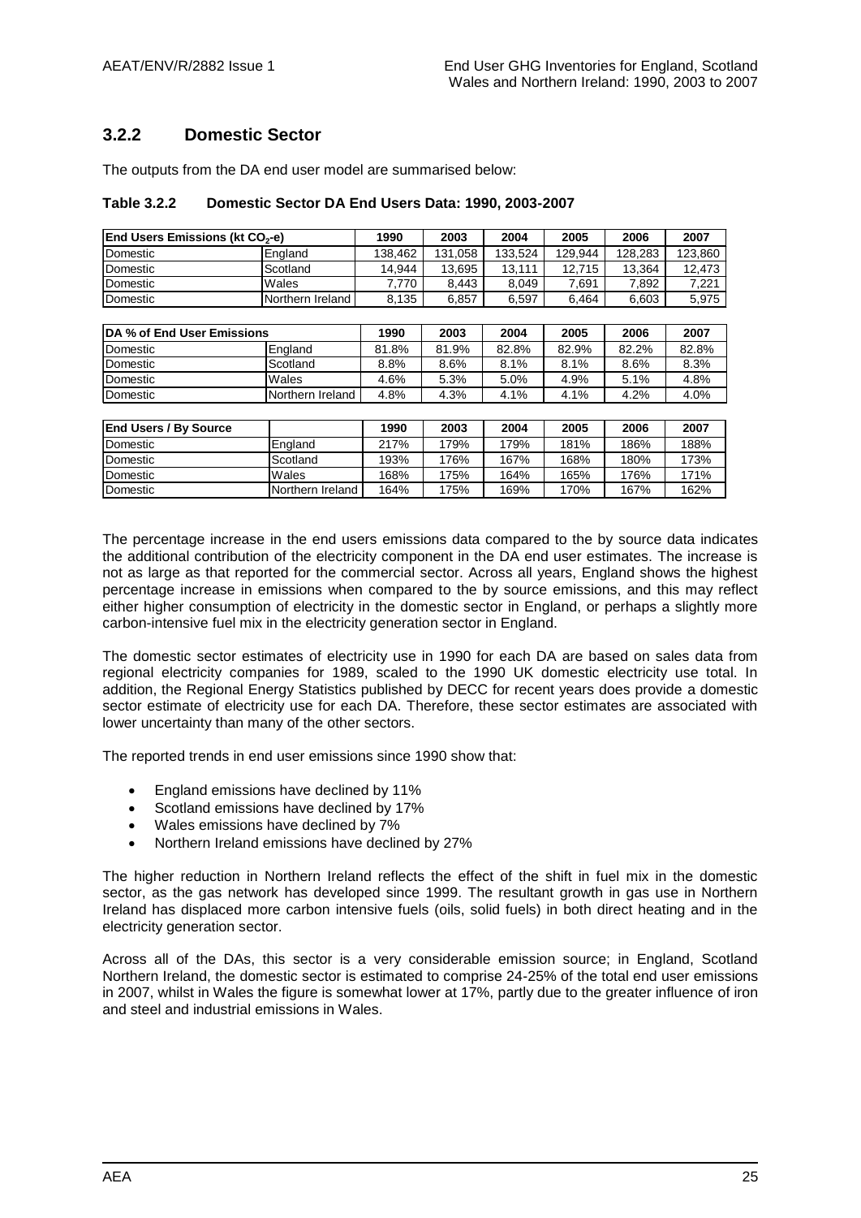### 3.2.2 Domestic Sector

The outputs from the DA end user model are summarised below:

**Table 3.2.2 Domestic Sector DA End Users Data: 1990, 2003-2007**

| End Users Emissions (kt $CO_2$-e) | | 1990 | 2003 | 2004 | 2005 | 2006 | 2007 |
|---|---|---|---|---|---|---|---|
| Domestic | England | 138,462 | 131,058 | 133,524 | 129,944 | 128,283 | 123,860 |
| Domestic | Scotland | 14,944 | 13,695 | 13,111 | 12,715 | 13,364 | 12,473 |
| Domestic | Wales | 7,770 | 8,443 | 8,049 | 7,691 | 7,892 | 7,221 |
| Domestic | Northern Ireland | 8,135 | 6,857 | 6,597 | 6,464 | 6,603 | 5,975 |

| DA % of End User Emissions | | 1990 | 2003 | 2004 | 2005 | 2006 | 2007 |
|---|---|---|---|---|---|---|---|
| Domestic | England | 81.8% | 81.9% | 82.8% | 82.9% | 82.2% | 82.8% |
| Domestic | Scotland | 8.8% | 8.6% | 8.1% | 8.1% | 8.6% | 8.3% |
| Domestic | Wales | 4.6% | 5.3% | 5.0% | 4.9% | 5.1% | 4.8% |
| Domestic | Northern Ireland | 4.8% | 4.3% | 4.1% | 4.1% | 4.2% | 4.0% |

| End Users / By Source | | 1990 | 2003 | 2004 | 2005 | 2006 | 2007 |
|---|---|---|---|---|---|---|---|
| Domestic | England | 217% | 179% | 179% | 181% | 186% | 188% |
| Domestic | Scotland | 193% | 176% | 167% | 168% | 180% | 173% |
| Domestic | Wales | 168% | 175% | 164% | 165% | 176% | 171% |
| Domestic | Northern Ireland | 164% | 175% | 169% | 170% | 167% | 162% |

The percentage increase in the end users emissions data compared to the by source data indicates the additional contribution of the electricity component in the DA end user estimates. The increase is not as large as that reported for the commercial sector. Across all years, England shows the highest percentage increase in emissions when compared to the by source emissions, and this may reflect either higher consumption of electricity in the domestic sector in England, or perhaps a slightly more carbon-intensive fuel mix in the electricity generation sector in England.

The domestic sector estimates of electricity use in 1990 for each DA are based on sales data from regional electricity companies for 1989, scaled to the 1990 UK domestic electricity use total. In addition, the Regional Energy Statistics published by DECC for recent years does provide a domestic sector estimate of electricity use for each DA. Therefore, these sector estimates are associated with lower uncertainty than many of the other sectors.

The reported trends in end user emissions since 1990 show that:

- England emissions have declined by 11%
- Scotland emissions have declined by 17%
- Wales emissions have declined by 7%
- Northern Ireland emissions have declined by 27%

The higher reduction in Northern Ireland reflects the effect of the shift in fuel mix in the domestic sector, as the gas network has developed since 1999. The resultant growth in gas use in Northern Ireland has displaced more carbon intensive fuels (oils, solid fuels) in both direct heating and in the electricity generation sector.

Across all of the DAs, this sector is a very considerable emission source; in England, Scotland Northern Ireland, the domestic sector is estimated to comprise 24-25% of the total end user emissions in 2007, whilst in Wales the figure is somewhat lower at 17%, partly due to the greater influence of iron and steel and industrial emissions in Wales.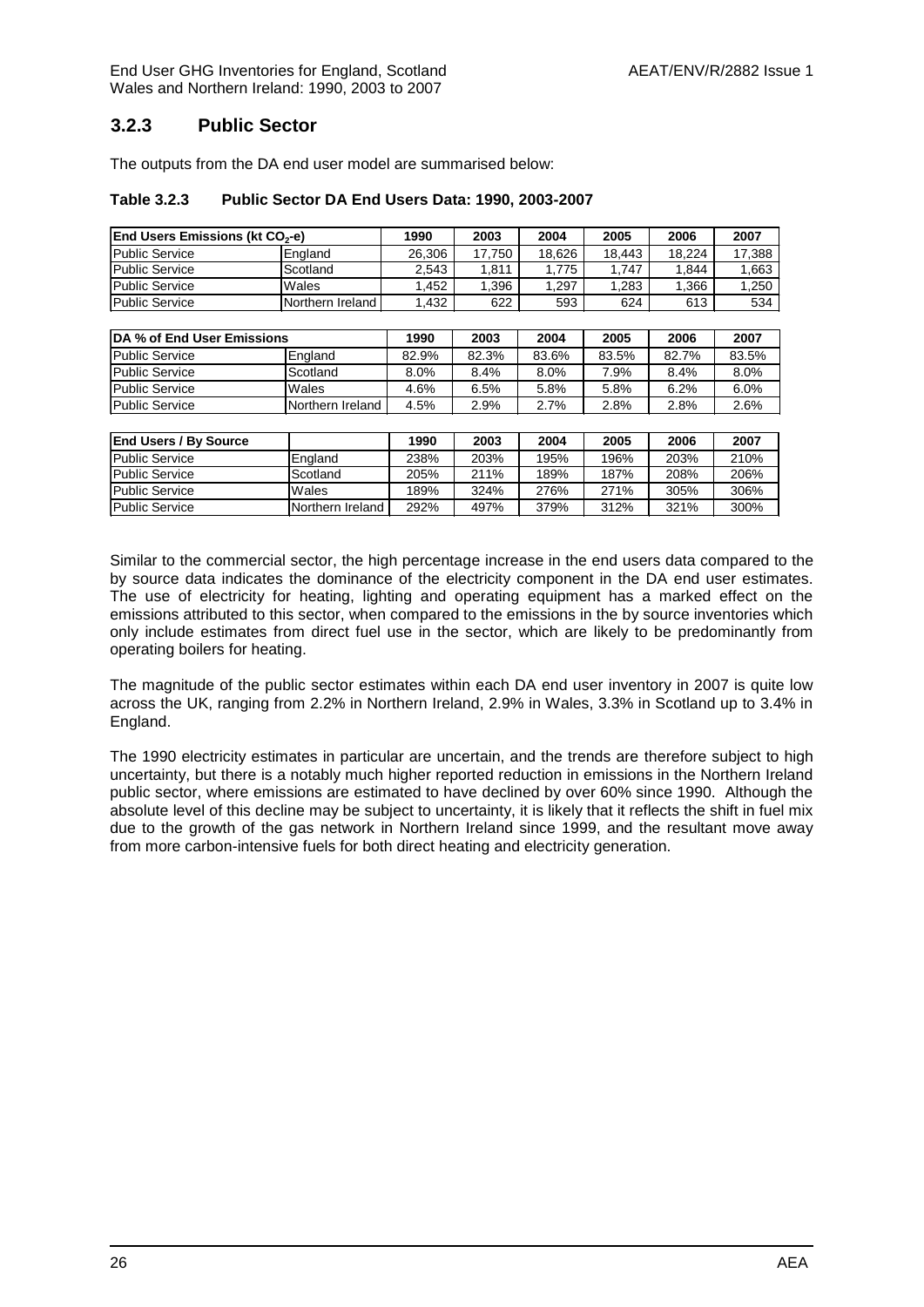### 3.2.3 Public Sector

The outputs from the DA end user model are summarised below:

**Table 3.2.3 Public Sector DA End Users Data: 1990, 2003-2007**

| End Users Emissions (kt $CO_2$-e) | | 1990 | 2003 | 2004 | 2005 | 2006 | 2007 |
|---|---|---|---|---|---|---|---|
| Public Service | England | 26,306 | 17,750 | 18,626 | 18,443 | 18,224 | 17,388 |
| Public Service | Scotland | 2,543 | 1,811 | 1,775 | 1,747 | 1,844 | 1,663 |
| Public Service | Wales | 1,452 | 1,396 | 1,297 | 1,283 | 1,366 | 1,250 |
| Public Service | Northern Ireland | 1,432 | 622 | 593 | 624 | 613 | 534 |

| DA % of End User Emissions | | 1990 | 2003 | 2004 | 2005 | 2006 | 2007 |
|---|---|---|---|---|---|---|---|
| Public Service | England | 82.9% | 82.3% | 83.6% | 83.5% | 82.7% | 83.5% |
| Public Service | Scotland | 8.0% | 8.4% | 8.0% | 7.9% | 8.4% | 8.0% |
| Public Service | Wales | 4.6% | 6.5% | 5.8% | 5.8% | 6.2% | 6.0% |
| Public Service | Northern Ireland | 4.5% | 2.9% | 2.7% | 2.8% | 2.8% | 2.6% |

| End Users / By Source | | 1990 | 2003 | 2004 | 2005 | 2006 | 2007 |
|---|---|---|---|---|---|---|---|
| Public Service | England | 238% | 203% | 195% | 196% | 203% | 210% |
| Public Service | Scotland | 205% | 211% | 189% | 187% | 208% | 206% |
| Public Service | Wales | 189% | 324% | 276% | 271% | 305% | 306% |
| Public Service | Northern Ireland | 292% | 497% | 379% | 312% | 321% | 300% |

Similar to the commercial sector, the high percentage increase in the end users data compared to the by source data indicates the dominance of the electricity component in the DA end user estimates. The use of electricity for heating, lighting and operating equipment has a marked effect on the emissions attributed to this sector, when compared to the emissions in the by source inventories which only include estimates from direct fuel use in the sector, which are likely to be predominantly from operating boilers for heating.

The magnitude of the public sector estimates within each DA end user inventory in 2007 is quite low across the UK, ranging from 2.2% in Northern Ireland, 2.9% in Wales, 3.3% in Scotland up to 3.4% in England.

The 1990 electricity estimates in particular are uncertain, and the trends are therefore subject to high uncertainty, but there is a notably much higher reported reduction in emissions in the Northern Ireland public sector, where emissions are estimated to have declined by over 60% since 1990. Although the absolute level of this decline may be subject to uncertainty, it is likely that it reflects the shift in fuel mix due to the growth of the gas network in Northern Ireland since 1999, and the resultant move away from more carbon-intensive fuels for both direct heating and electricity generation.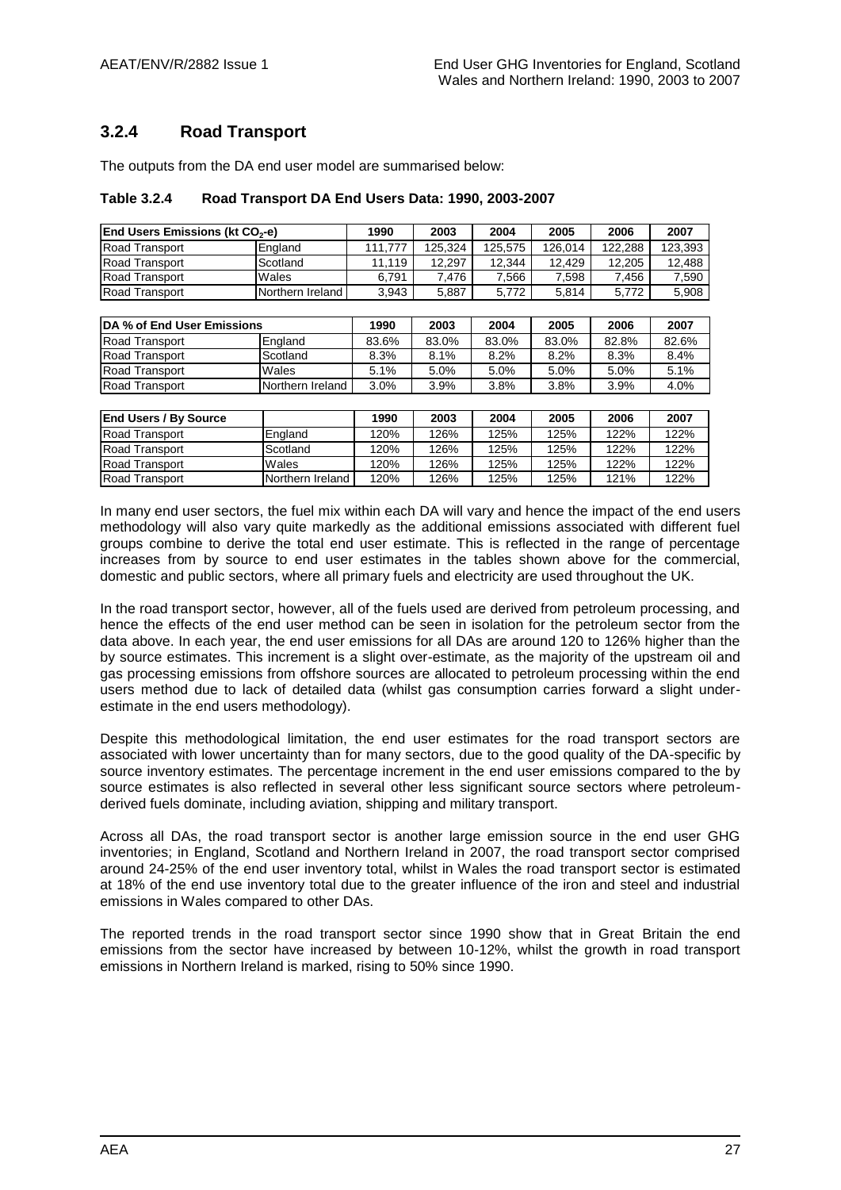### 3.2.4 Road Transport

The outputs from the DA end user model are summarised below:

**Table 3.2.4 Road Transport DA End Users Data: 1990, 2003-2007**

| End Users Emissions (kt $CO_2$-e) | | 1990 | 2003 | 2004 | 2005 | 2006 | 2007 |
|---|---|---|---|---|---|---|---|
| Road Transport | England | 111,777 | 125,324 | 125,575 | 126,014 | 122,288 | 123,393 |
| Road Transport | Scotland | 11,119 | 12,297 | 12,344 | 12,429 | 12,205 | 12,488 |
| Road Transport | Wales | 6,791 | 7,476 | 7,566 | 7,598 | 7,456 | 7,590 |
| Road Transport | Northern Ireland | 3,943 | 5,887 | 5,772 | 5,814 | 5,772 | 5,908 |

| DA % of End User Emissions | | 1990 | 2003 | 2004 | 2005 | 2006 | 2007 |
|---|---|---|---|---|---|---|---|
| Road Transport | England | 83.6% | 83.0% | 83.0% | 83.0% | 82.8% | 82.6% |
| Road Transport | Scotland | 8.3% | 8.1% | 8.2% | 8.2% | 8.3% | 8.4% |
| Road Transport | Wales | 5.1% | 5.0% | 5.0% | 5.0% | 5.0% | 5.1% |
| Road Transport | Northern Ireland | 3.0% | 3.9% | 3.8% | 3.8% | 3.9% | 4.0% |

| End Users / By Source | | 1990 | 2003 | 2004 | 2005 | 2006 | 2007 |
|---|---|---|---|---|---|---|---|
| Road Transport | England | 120% | 126% | 125% | 125% | 122% | 122% |
| Road Transport | Scotland | 120% | 126% | 125% | 125% | 122% | 122% |
| Road Transport | Wales | 120% | 126% | 125% | 125% | 122% | 122% |
| Road Transport | Northern Ireland | 120% | 126% | 125% | 125% | 121% | 122% |

In many end user sectors, the fuel mix within each DA will vary and hence the impact of the end users methodology will also vary quite markedly as the additional emissions associated with different fuel groups combine to derive the total end user estimate. This is reflected in the range of percentage increases from by source to end user estimates in the tables shown above for the commercial, domestic and public sectors, where all primary fuels and electricity are used throughout the UK.

In the road transport sector, however, all of the fuels used are derived from petroleum processing, and hence the effects of the end user method can be seen in isolation for the petroleum sector from the data above. In each year, the end user emissions for all DAs are around 120 to 126% higher than the by source estimates. This increment is a slight over-estimate, as the majority of the upstream oil and gas processing emissions from offshore sources are allocated to petroleum processing within the end users method due to lack of detailed data (whilst gas consumption carries forward a slight under-estimate in the end users methodology).

Despite this methodological limitation, the end user estimates for the road transport sectors are associated with lower uncertainty than for many sectors, due to the good quality of the DA-specific by source inventory estimates. The percentage increment in the end user emissions compared to the by source estimates is also reflected in several other less significant source sectors where petroleum-derived fuels dominate, including aviation, shipping and military transport.

Across all DAs, the road transport sector is another large emission source in the end user GHG inventories; in England, Scotland and Northern Ireland in 2007, the road transport sector comprised around 24-25% of the end user inventory total, whilst in Wales the road transport sector is estimated at 18% of the end use inventory total due to the greater influence of the iron and steel and industrial emissions in Wales compared to other DAs.

The reported trends in the road transport sector since 1990 show that in Great Britain the end emissions from the sector have increased by between 10-12%, whilst the growth in road transport emissions in Northern Ireland is marked, rising to 50% since 1990.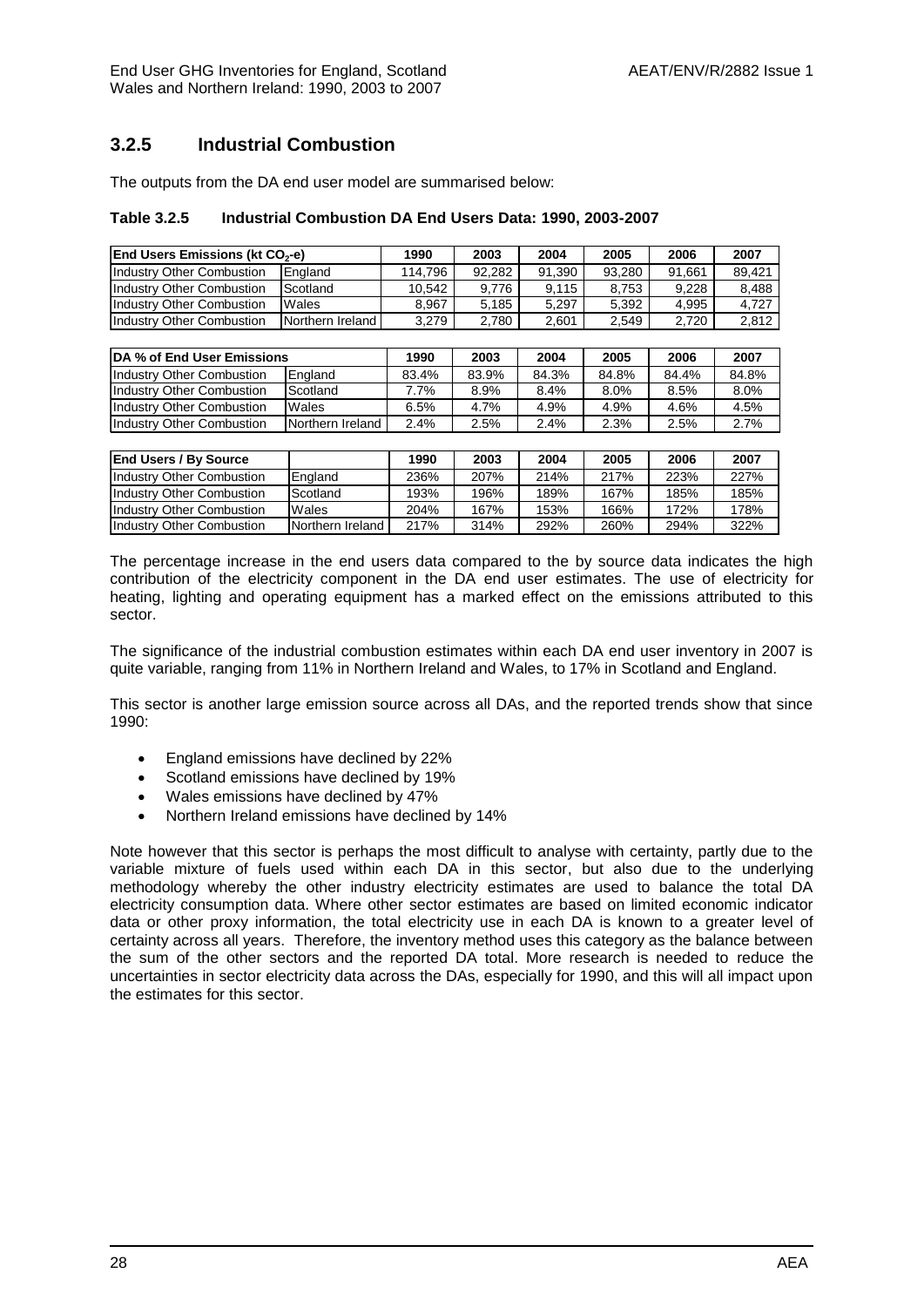### 3.2.5 Industrial Combustion

The outputs from the DA end user model are summarised below:

**Table 3.2.5 Industrial Combustion DA End Users Data: 1990, 2003-2007**

| End Users Emissions (kt $CO_2$-e) | | 1990 | 2003 | 2004 | 2005 | 2006 | 2007 |
|---|---|---|---|---|---|---|---|
| Industry Other Combustion | England | 114,796 | 92,282 | 91,390 | 93,280 | 91,661 | 89,421 |
| Industry Other Combustion | Scotland | 10,542 | 9,776 | 9,115 | 8,753 | 9,228 | 8,488 |
| Industry Other Combustion | Wales | 8,967 | 5,185 | 5,297 | 5,392 | 4,995 | 4,727 |
| Industry Other Combustion | Northern Ireland | 3,279 | 2,780 | 2,601 | 2,549 | 2,720 | 2,812 |

| DA % of End User Emissions | | 1990 | 2003 | 2004 | 2005 | 2006 | 2007 |
|---|---|---|---|---|---|---|---|
| Industry Other Combustion | England | 83.4% | 83.9% | 84.3% | 84.8% | 84.4% | 84.8% |
| Industry Other Combustion | Scotland | 7.7% | 8.9% | 8.4% | 8.0% | 8.5% | 8.0% |
| Industry Other Combustion | Wales | 6.5% | 4.7% | 4.9% | 4.9% | 4.6% | 4.5% |
| Industry Other Combustion | Northern Ireland | 2.4% | 2.5% | 2.4% | 2.3% | 2.5% | 2.7% |

| End Users / By Source | | 1990 | 2003 | 2004 | 2005 | 2006 | 2007 |
|---|---|---|---|---|---|---|---|
| Industry Other Combustion | England | 236% | 207% | 214% | 217% | 223% | 227% |
| Industry Other Combustion | Scotland | 193% | 196% | 189% | 167% | 185% | 185% |
| Industry Other Combustion | Wales | 204% | 167% | 153% | 166% | 172% | 178% |
| Industry Other Combustion | Northern Ireland | 217% | 314% | 292% | 260% | 294% | 322% |

The percentage increase in the end users data compared to the by source data indicates the high contribution of the electricity component in the DA end user estimates. The use of electricity for heating, lighting and operating equipment has a marked effect on the emissions attributed to this sector.

The significance of the industrial combustion estimates within each DA end user inventory in 2007 is quite variable, ranging from 11% in Northern Ireland and Wales, to 17% in Scotland and England.

This sector is another large emission source across all DAs, and the reported trends show that since 1990:

- England emissions have declined by 22%
- Scotland emissions have declined by 19%
- Wales emissions have declined by 47%
- Northern Ireland emissions have declined by 14%

Note however that this sector is perhaps the most difficult to analyse with certainty, partly due to the variable mixture of fuels used within each DA in this sector, but also due to the underlying methodology whereby the other industry electricity estimates are used to balance the total DA electricity consumption data. Where other sector estimates are based on limited economic indicator data or other proxy information, the total electricity use in each DA is known to a greater level of certainty across all years. Therefore, the inventory method uses this category as the balance between the sum of the other sectors and the reported DA total. More research is needed to reduce the uncertainties in sector electricity data across the DAs, especially for 1990, and this will all impact upon the estimates for this sector.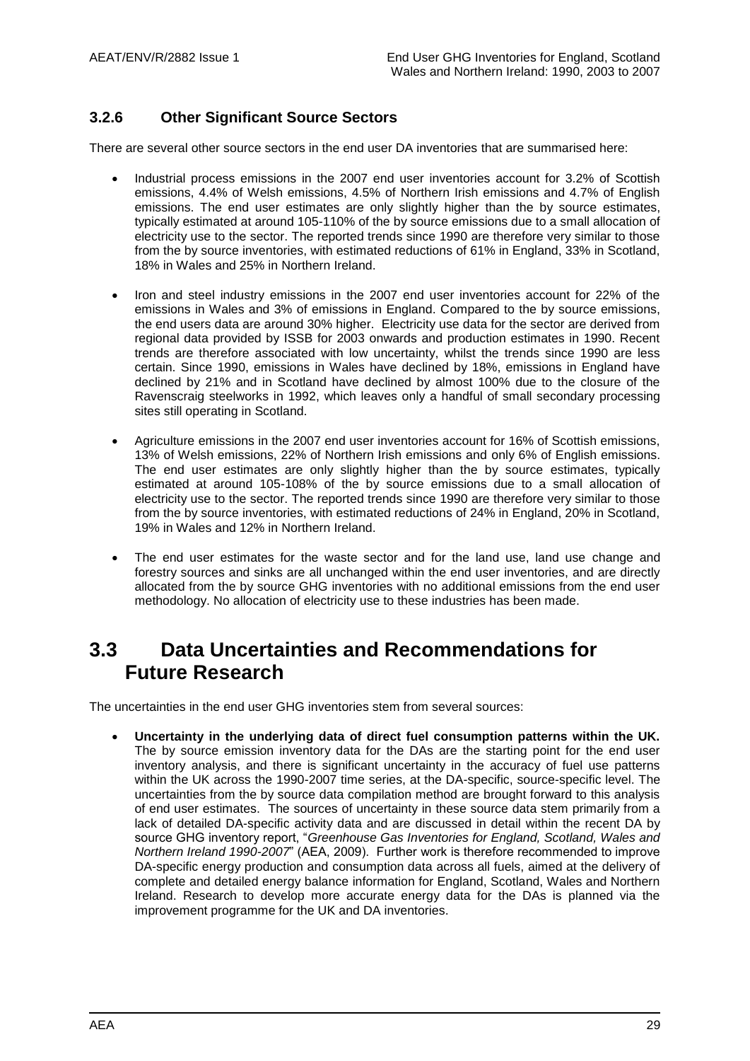### 3.2.6 Other Significant Source Sectors

There are several other source sectors in the end user DA inventories that are summarised here:

- Industrial process emissions in the 2007 end user inventories account for 3.2% of Scottish emissions, 4.4% of Welsh emissions, 4.5% of Northern Irish emissions and 4.7% of English emissions. The end user estimates are only slightly higher than the by source estimates, typically estimated at around 105-110% of the by source emissions due to a small allocation of electricity use to the sector. The reported trends since 1990 are therefore very similar to those from the by source inventories, with estimated reductions of 61% in England, 33% in Scotland, 18% in Wales and 25% in Northern Ireland.

- Iron and steel industry emissions in the 2007 end user inventories account for 22% of the emissions in Wales and 3% of emissions in England. Compared to the by source emissions, the end users data are around 30% higher. Electricity use data for the sector are derived from regional data provided by ISSB for 2003 onwards and production estimates in 1990. Recent trends are therefore associated with low uncertainty, whilst the trends since 1990 are less certain. Since 1990, emissions in Wales have declined by 18%, emissions in England have declined by 21% and in Scotland have declined by almost 100% due to the closure of the Ravenscraig steelworks in 1992, which leaves only a handful of small secondary processing sites still operating in Scotland.

- Agriculture emissions in the 2007 end user inventories account for 16% of Scottish emissions, 13% of Welsh emissions, 22% of Northern Irish emissions and only 6% of English emissions. The end user estimates are only slightly higher than the by source estimates, typically estimated at around 105-108% of the by source emissions due to a small allocation of electricity use to the sector. The reported trends since 1990 are therefore very similar to those from the by source inventories, with estimated reductions of 24% in England, 20% in Scotland, 19% in Wales and 12% in Northern Ireland.

- The end user estimates for the waste sector and for the land use, land use change and forestry sources and sinks are all unchanged within the end user inventories, and are directly allocated from the by source GHG inventories with no additional emissions from the end user methodology. No allocation of electricity use to these industries has been made.

## 3.3 Data Uncertainties and Recommendations for Future Research

The uncertainties in the end user GHG inventories stem from several sources:

- **Uncertainty in the underlying data of direct fuel consumption patterns within the UK.** The by source emission inventory data for the DAs are the starting point for the end user inventory analysis, and there is significant uncertainty in the accuracy of fuel use patterns within the UK across the 1990-2007 time series, at the DA-specific, source-specific level. The uncertainties from the by source data compilation method are brought forward to this analysis of end user estimates. The sources of uncertainty in these source data stem primarily from a lack of detailed DA-specific activity data and are discussed in detail within the recent DA by source GHG inventory report, "*Greenhouse Gas Inventories for England, Scotland, Wales and Northern Ireland 1990-2007*" (AEA, 2009). Further work is therefore recommended to improve DA-specific energy production and consumption data across all fuels, aimed at the delivery of complete and detailed energy balance information for England, Scotland, Wales and Northern Ireland. Research to develop more accurate energy data for the DAs is planned via the improvement programme for the UK and DA inventories.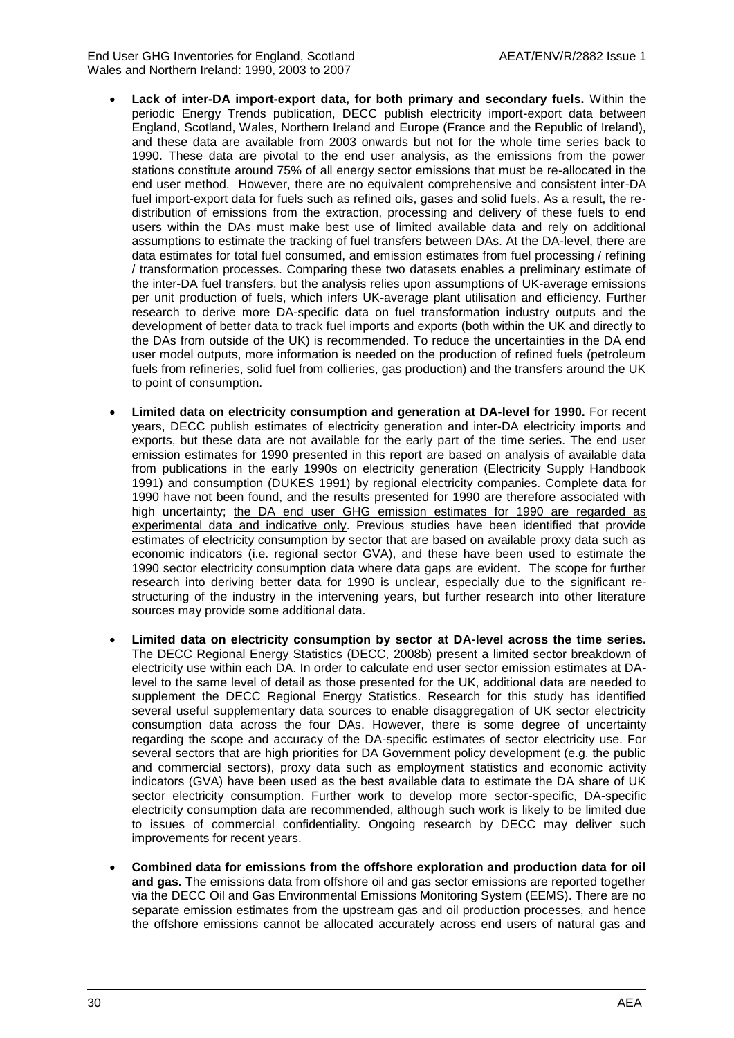- **Lack of inter-DA import-export data, for both primary and secondary fuels.** Within the periodic Energy Trends publication, DECC publish electricity import-export data between England, Scotland, Wales, Northern Ireland and Europe (France and the Republic of Ireland), and these data are available from 2003 onwards but not for the whole time series back to 1990. These data are pivotal to the end user analysis, as the emissions from the power stations constitute around 75% of all energy sector emissions that must be re-allocated in the end user method. However, there are no equivalent comprehensive and consistent inter-DA fuel import-export data for fuels such as refined oils, gases and solid fuels. As a result, the re-distribution of emissions from the extraction, processing and delivery of these fuels to end users within the DAs must make best use of limited available data and rely on additional assumptions to estimate the tracking of fuel transfers between DAs. At the DA-level, there are data estimates for total fuel consumed, and emission estimates from fuel processing / refining / transformation processes. Comparing these two datasets enables a preliminary estimate of the inter-DA fuel transfers, but the analysis relies upon assumptions of UK-average emissions per unit production of fuels, which infers UK-average plant utilisation and efficiency. Further research to derive more DA-specific data on fuel transformation industry outputs and the development of better data to track fuel imports and exports (both within the UK and directly to the DAs from outside of the UK) is recommended. To reduce the uncertainties in the DA end user model outputs, more information is needed on the production of refined fuels (petroleum fuels from refineries, solid fuel from collieries, gas production) and the transfers around the UK to point of consumption.

- **Limited data on electricity consumption and generation at DA-level for 1990.** For recent years, DECC publish estimates of electricity generation and inter-DA electricity imports and exports, but these data are not available for the early part of the time series. The end user emission estimates for 1990 presented in this report are based on analysis of available data from publications in the early 1990s on electricity generation (Electricity Supply Handbook 1991) and consumption (DUKES 1991) by regional electricity companies. Complete data for 1990 have not been found, and the results presented for 1990 are therefore associated with high uncertainty; <u>the DA end user GHG emission estimates for 1990 are regarded as experimental data and indicative only</u>. Previous studies have been identified that provide estimates of electricity consumption by sector that are based on available proxy data such as economic indicators (i.e. regional sector GVA), and these have been used to estimate the 1990 sector electricity consumption data where data gaps are evident. The scope for further research into deriving better data for 1990 is unclear, especially due to the significant re-structuring of the industry in the intervening years, but further research into other literature sources may provide some additional data.

- **Limited data on electricity consumption by sector at DA-level across the time series.** The DECC Regional Energy Statistics (DECC, 2008b) present a limited sector breakdown of electricity use within each DA. In order to calculate end user sector emission estimates at DA-level to the same level of detail as those presented for the UK, additional data are needed to supplement the DECC Regional Energy Statistics. Research for this study has identified several useful supplementary data sources to enable disaggregation of UK sector electricity consumption data across the four DAs. However, there is some degree of uncertainty regarding the scope and accuracy of the DA-specific estimates of sector electricity use. For several sectors that are high priorities for DA Government policy development (e.g. the public and commercial sectors), proxy data such as employment statistics and economic activity indicators (GVA) have been used as the best available data to estimate the DA share of UK sector electricity consumption. Further work to develop more sector-specific, DA-specific electricity consumption data are recommended, although such work is likely to be limited due to issues of commercial confidentiality. Ongoing research by DECC may deliver such improvements for recent years.

- **Combined data for emissions from the offshore exploration and production data for oil and gas.** The emissions data from offshore oil and gas sector emissions are reported together via the DECC Oil and Gas Environmental Emissions Monitoring System (EEMS). There are no separate emission estimates from the upstream gas and oil production processes, and hence the offshore emissions cannot be allocated accurately across end users of natural gas and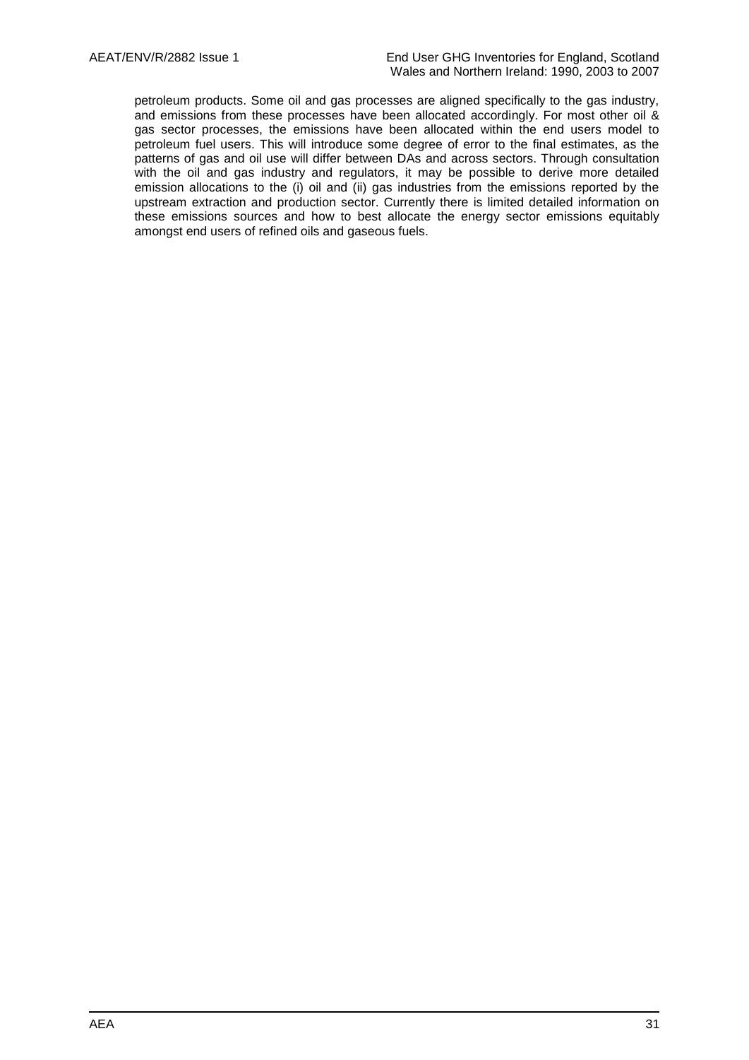petroleum products. Some oil and gas processes are aligned specifically to the gas industry, and emissions from these processes have been allocated accordingly. For most other oil & gas sector processes, the emissions have been allocated within the end users model to petroleum fuel users. This will introduce some degree of error to the final estimates, as the patterns of gas and oil use will differ between DAs and across sectors. Through consultation with the oil and gas industry and regulators, it may be possible to derive more detailed emission allocations to the (i) oil and (ii) gas industries from the emissions reported by the upstream extraction and production sector. Currently there is limited detailed information on these emissions sources and how to best allocate the energy sector emissions equitably amongst end users of refined oils and gaseous fuels.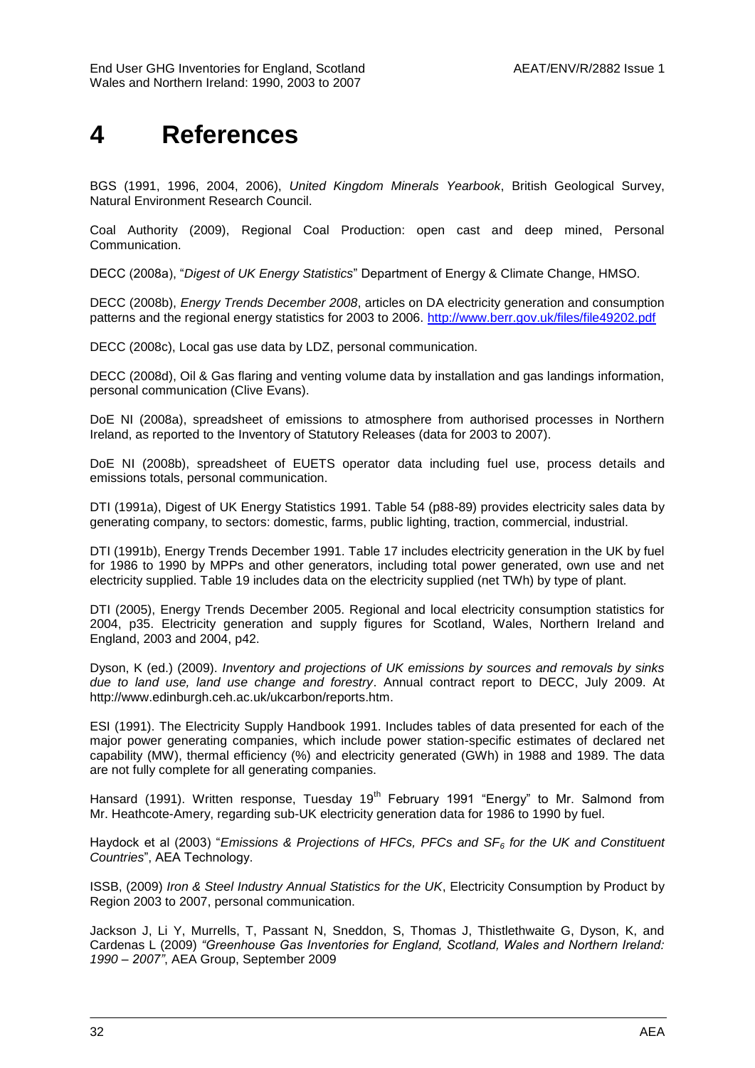# 4 References

BGS (1991, 1996, 2004, 2006), *United Kingdom Minerals Yearbook*, British Geological Survey, Natural Environment Research Council.

Coal Authority (2009), Regional Coal Production: open cast and deep mined, Personal Communication.

DECC (2008a), "*Digest of UK Energy Statistics*" Department of Energy & Climate Change, HMSO.

DECC (2008b), *Energy Trends December 2008*, articles on DA electricity generation and consumption patterns and the regional energy statistics for 2003 to 2006. http://www.berr.gov.uk/files/file49202.pdf

DECC (2008c), Local gas use data by LDZ, personal communication.

DECC (2008d), Oil & Gas flaring and venting volume data by installation and gas landings information, personal communication (Clive Evans).

DoE NI (2008a), spreadsheet of emissions to atmosphere from authorised processes in Northern Ireland, as reported to the Inventory of Statutory Releases (data for 2003 to 2007).

DoE NI (2008b), spreadsheet of EUETS operator data including fuel use, process details and emissions totals, personal communication.

DTI (1991a), Digest of UK Energy Statistics 1991. Table 54 (p88-89) provides electricity sales data by generating company, to sectors: domestic, farms, public lighting, traction, commercial, industrial.

DTI (1991b), Energy Trends December 1991. Table 17 includes electricity generation in the UK by fuel for 1986 to 1990 by MPPs and other generators, including total power generated, own use and net electricity supplied. Table 19 includes data on the electricity supplied (net TWh) by type of plant.

DTI (2005), Energy Trends December 2005. Regional and local electricity consumption statistics for 2004, p35. Electricity generation and supply figures for Scotland, Wales, Northern Ireland and England, 2003 and 2004, p42.

Dyson, K (ed.) (2009). *Inventory and projections of UK emissions by sources and removals by sinks due to land use, land use change and forestry*. Annual contract report to DECC, July 2009. At http://www.edinburgh.ceh.ac.uk/ukcarbon/reports.htm.

ESI (1991). The Electricity Supply Handbook 1991. Includes tables of data presented for each of the major power generating companies, which include power station-specific estimates of declared net capability (MW), thermal efficiency (%) and electricity generated (GWh) in 1988 and 1989. The data are not fully complete for all generating companies.

Hansard (1991). Written response, Tuesday 19th February 1991 "Energy" to Mr. Salmond from Mr. Heathcote-Amery, regarding sub-UK electricity generation data for 1986 to 1990 by fuel.

Haydock et al (2003) "*Emissions & Projections of HFCs, PFCs and $SF_6$ for the UK and Constituent Countries*", AEA Technology.

ISSB, (2009) *Iron & Steel Industry Annual Statistics for the UK*, Electricity Consumption by Product by Region 2003 to 2007, personal communication.

Jackson J, Li Y, Murrells, T, Passant N, Sneddon, S, Thomas J, Thistlethwaite G, Dyson, K, and Cardenas L (2009) *"Greenhouse Gas Inventories for England, Scotland, Wales and Northern Ireland: 1990 – 2007"*, AEA Group, September 2009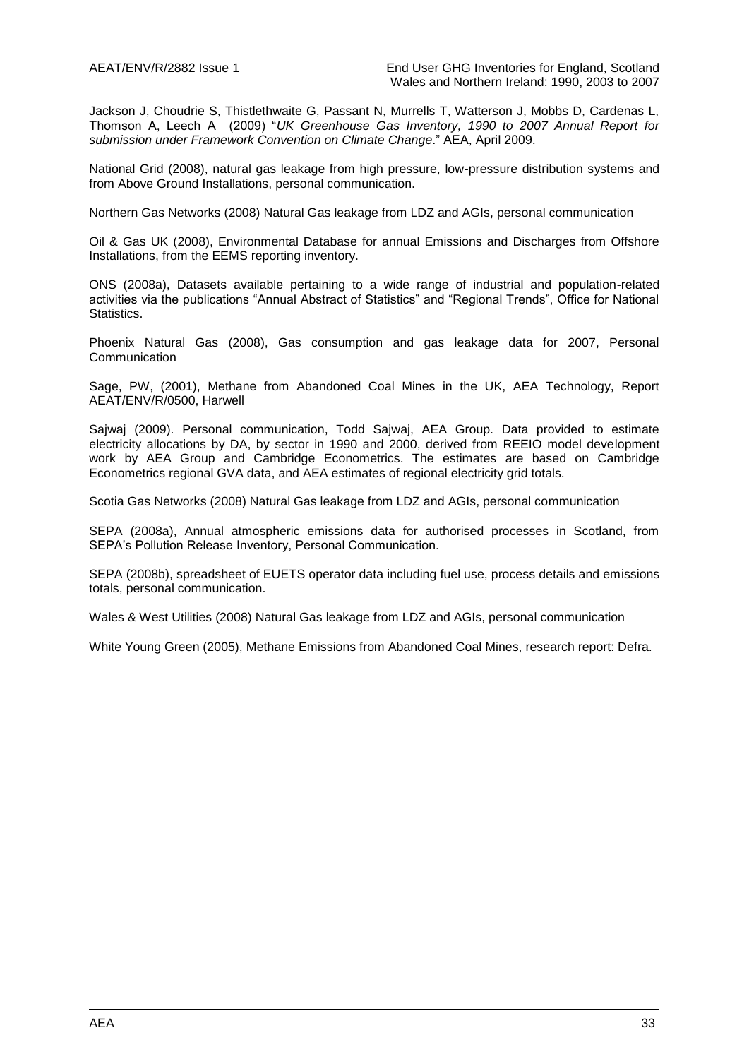Jackson J, Choudrie S, Thistlethwaite G, Passant N, Murrells T, Watterson J, Mobbs D, Cardenas L, Thomson A, Leech A (2009) "*UK Greenhouse Gas Inventory, 1990 to 2007 Annual Report for submission under Framework Convention on Climate Change*." AEA, April 2009.

National Grid (2008), natural gas leakage from high pressure, low-pressure distribution systems and from Above Ground Installations, personal communication.

Northern Gas Networks (2008) Natural Gas leakage from LDZ and AGIs, personal communication

Oil & Gas UK (2008), Environmental Database for annual Emissions and Discharges from Offshore Installations, from the EEMS reporting inventory.

ONS (2008a), Datasets available pertaining to a wide range of industrial and population-related activities via the publications "Annual Abstract of Statistics" and "Regional Trends", Office for National Statistics.

Phoenix Natural Gas (2008), Gas consumption and gas leakage data for 2007, Personal Communication

Sage, PW, (2001), Methane from Abandoned Coal Mines in the UK, AEA Technology, Report AEAT/ENV/R/0500, Harwell

Sajwaj (2009). Personal communication, Todd Sajwaj, AEA Group. Data provided to estimate electricity allocations by DA, by sector in 1990 and 2000, derived from REEIO model development work by AEA Group and Cambridge Econometrics. The estimates are based on Cambridge Econometrics regional GVA data, and AEA estimates of regional electricity grid totals.

Scotia Gas Networks (2008) Natural Gas leakage from LDZ and AGIs, personal communication

SEPA (2008a), Annual atmospheric emissions data for authorised processes in Scotland, from SEPA's Pollution Release Inventory, Personal Communication.

SEPA (2008b), spreadsheet of EUETS operator data including fuel use, process details and emissions totals, personal communication.

Wales & West Utilities (2008) Natural Gas leakage from LDZ and AGIs, personal communication

White Young Green (2005), Methane Emissions from Abandoned Coal Mines, research report: Defra.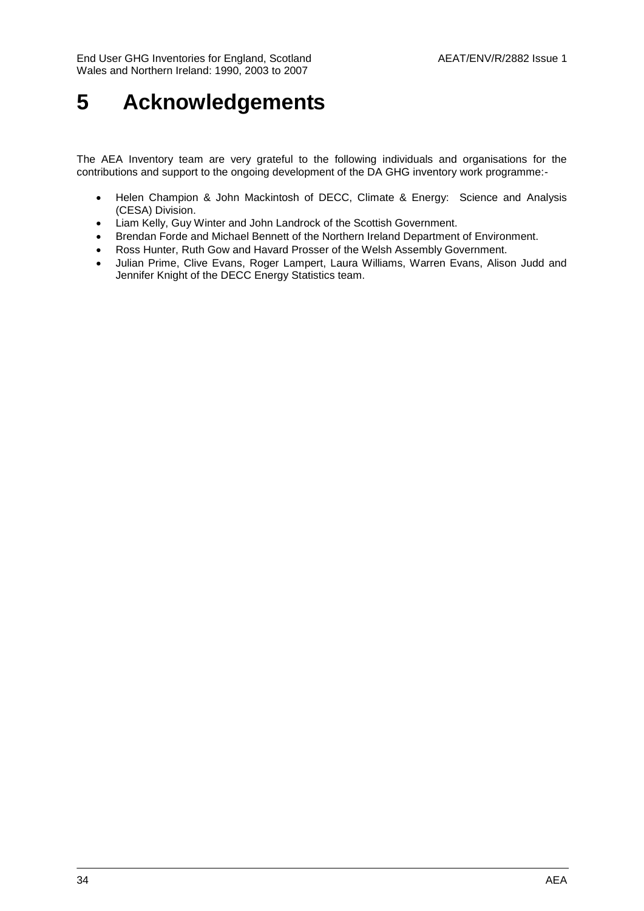# 5 Acknowledgements

The AEA Inventory team are very grateful to the following individuals and organisations for the contributions and support to the ongoing development of the DA GHG inventory work programme:-

- Helen Champion & John Mackintosh of DECC, Climate & Energy: Science and Analysis (CESA) Division.
- Liam Kelly, Guy Winter and John Landrock of the Scottish Government.
- Brendan Forde and Michael Bennett of the Northern Ireland Department of Environment.
- Ross Hunter, Ruth Gow and Havard Prosser of the Welsh Assembly Government.
- Julian Prime, Clive Evans, Roger Lampert, Laura Williams, Warren Evans, Alison Judd and Jennifer Knight of the DECC Energy Statistics team.